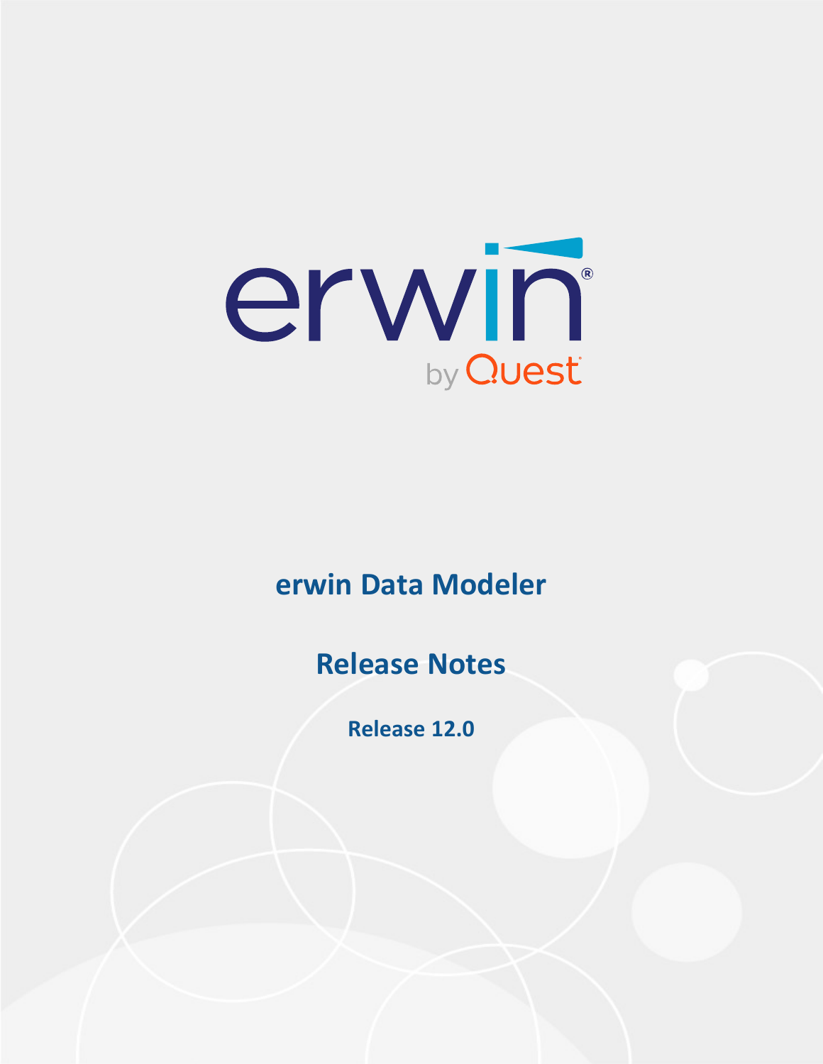erwin by Quest

# erwin Data Modeler

## Release Notes

### Release 12.0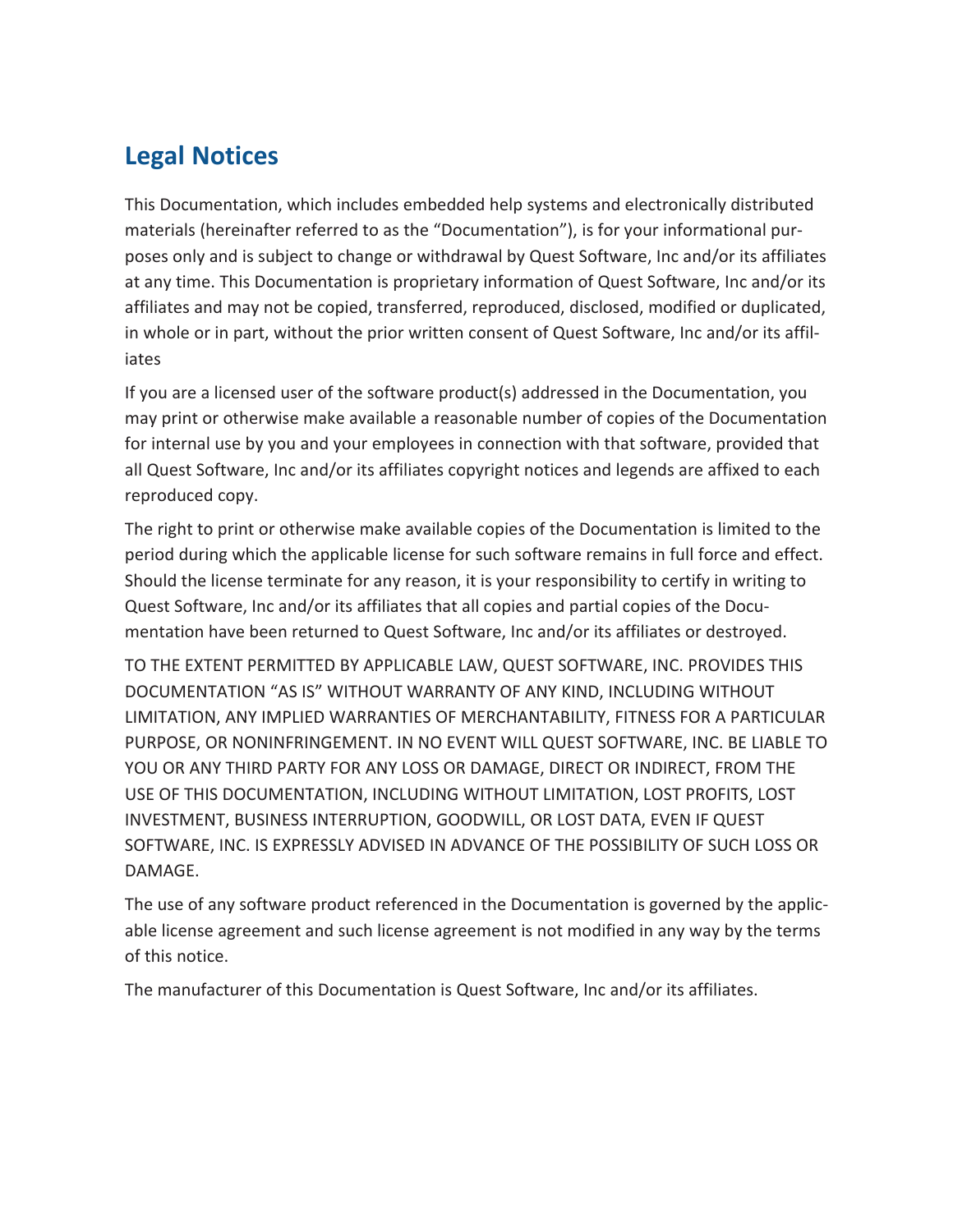## Legal Notices

This Documentation, which includes embedded help systems and electronically distributed materials (hereinafter referred to as the “Documentation”), is for your informational purposes only and is subject to change or withdrawal by Quest Software, Inc and/or its affiliates at any time. This Documentation is proprietary information of Quest Software, Inc and/or its affiliates and may not be copied, transferred, reproduced, disclosed, modified or duplicated, in whole or in part, without the prior written consent of Quest Software, Inc and/or its affiliates

If you are a licensed user of the software product(s) addressed in the Documentation, you may print or otherwise make available a reasonable number of copies of the Documentation for internal use by you and your employees in connection with that software, provided that all Quest Software, Inc and/or its affiliates copyright notices and legends are affixed to each reproduced copy.

The right to print or otherwise make available copies of the Documentation is limited to the period during which the applicable license for such software remains in full force and effect. Should the license terminate for any reason, it is your responsibility to certify in writing to Quest Software, Inc and/or its affiliates that all copies and partial copies of the Documentation have been returned to Quest Software, Inc and/or its affiliates or destroyed.

TO THE EXTENT PERMITTED BY APPLICABLE LAW, QUEST SOFTWARE, INC. PROVIDES THIS DOCUMENTATION “AS IS” WITHOUT WARRANTY OF ANY KIND, INCLUDING WITHOUT LIMITATION, ANY IMPLIED WARRANTIES OF MERCHANTABILITY, FITNESS FOR A PARTICULAR PURPOSE, OR NONINFRINGEMENT. IN NO EVENT WILL QUEST SOFTWARE, INC. BE LIABLE TO YOU OR ANY THIRD PARTY FOR ANY LOSS OR DAMAGE, DIRECT OR INDIRECT, FROM THE USE OF THIS DOCUMENTATION, INCLUDING WITHOUT LIMITATION, LOST PROFITS, LOST INVESTMENT, BUSINESS INTERRUPTION, GOODWILL, OR LOST DATA, EVEN IF QUEST SOFTWARE, INC. IS EXPRESSLY ADVISED IN ADVANCE OF THE POSSIBILITY OF SUCH LOSS OR DAMAGE.

The use of any software product referenced in the Documentation is governed by the applicable license agreement and such license agreement is not modified in any way by the terms of this notice.

The manufacturer of this Documentation is Quest Software, Inc and/or its affiliates.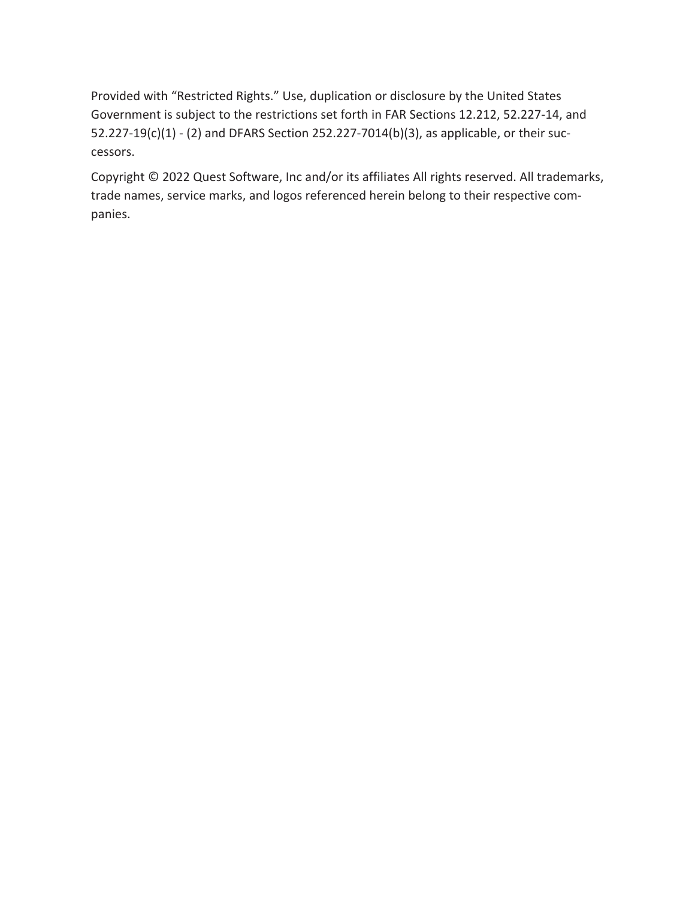Provided with “Restricted Rights.” Use, duplication or disclosure by the United States Government is subject to the restrictions set forth in FAR Sections 12.212, 52.227-14, and 52.227-19(c)(1) - (2) and DFARS Section 252.227-7014(b)(3), as applicable, or their successors.

Copyright © 2022 Quest Software, Inc and/or its affiliates All rights reserved. All trademarks, trade names, service marks, and logos referenced herein belong to their respective companies.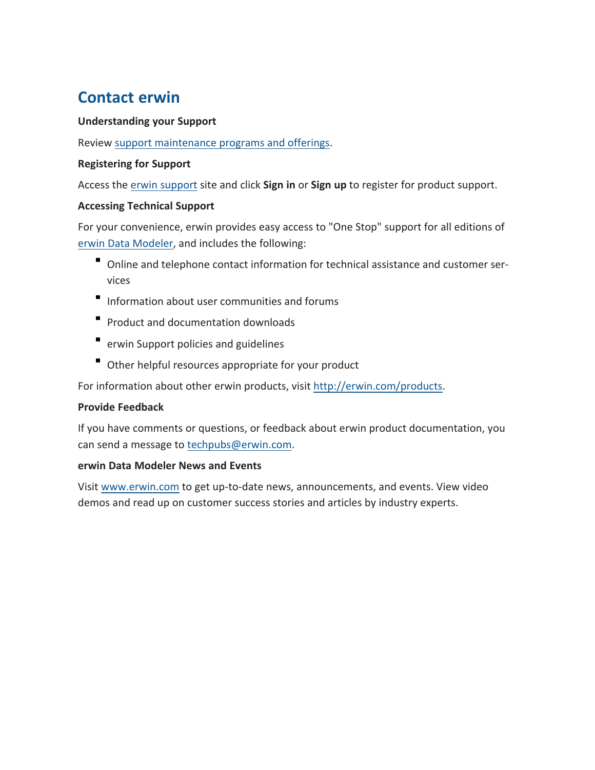# Contact erwin

**Understanding your Support**

Review support maintenance programs and offerings.

**Registering for Support**

Access the erwin support site and click **Sign in** or **Sign up** to register for product support.

**Accessing Technical Support**

For your convenience, erwin provides easy access to "One Stop" support for all editions of erwin Data Modeler, and includes the following:

- Online and telephone contact information for technical assistance and customer services
- Information about user communities and forums
- Product and documentation downloads
- erwin Support policies and guidelines
- Other helpful resources appropriate for your product

For information about other erwin products, visit http://erwin.com/products.

**Provide Feedback**

If you have comments or questions, or feedback about erwin product documentation, you can send a message to techpubs@erwin.com.

**erwin Data Modeler News and Events**

Visit www.erwin.com to get up-to-date news, announcements, and events. View video demos and read up on customer success stories and articles by industry experts.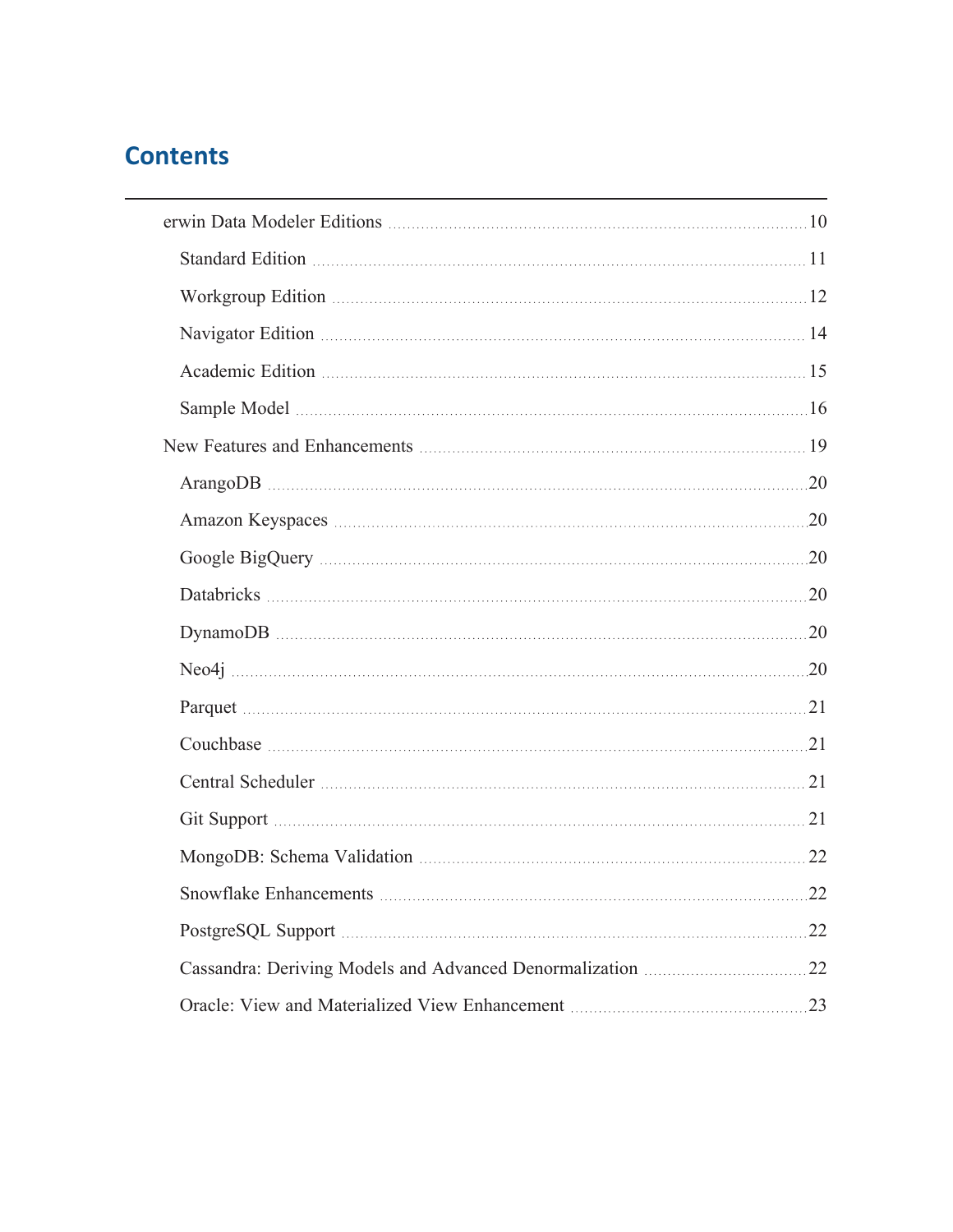# Contents

- erwin Data Modeler Editions ... 10
  - Standard Edition ... 11
  - Workgroup Edition ... 12
  - Navigator Edition ... 14
  - Academic Edition ... 15
  - Sample Model ... 16
- New Features and Enhancements ... 19
  - ArangoDB ... 20
  - Amazon Keyspaces ... 20
  - Google BigQuery ... 20
  - Databricks ... 20
  - DynamoDB ... 20
  - Neo4j ... 20
  - Parquet ... 21
  - Couchbase ... 21
  - Central Scheduler ... 21
  - Git Support ... 21
  - MongoDB: Schema Validation ... 22
  - Snowflake Enhancements ... 22
  - PostgreSQL Support ... 22
  - Cassandra: Deriving Models and Advanced Denormalization ... 22
  - Oracle: View and Materialized View Enhancement ... 23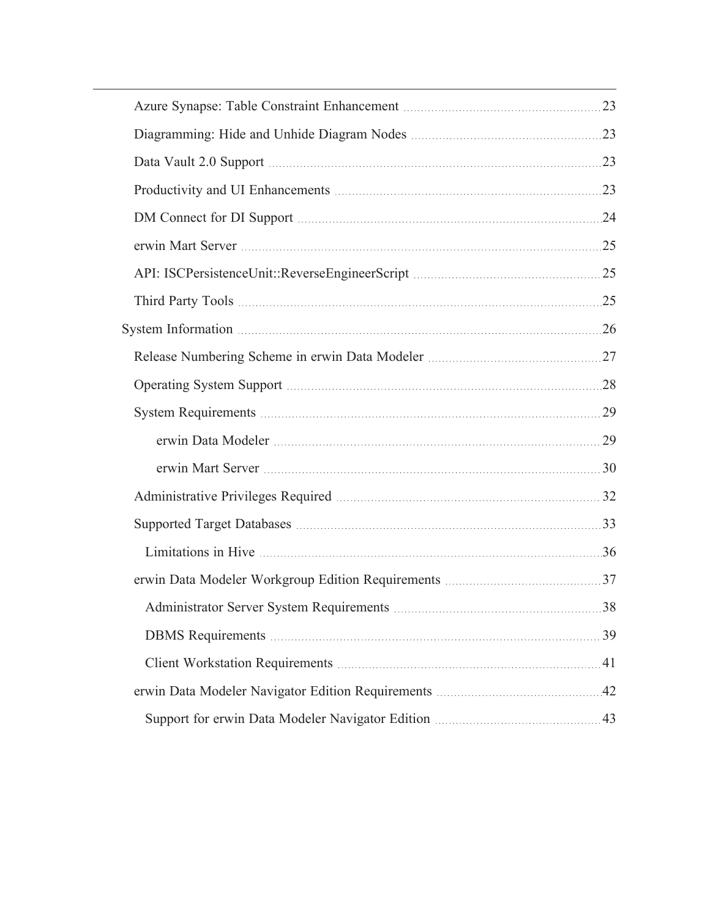- Azure Synapse: Table Constraint Enhancement 23
- Diagramming: Hide and Unhide Diagram Nodes 23
- Data Vault 2.0 Support 23
- Productivity and UI Enhancements 23
- DM Connect for DI Support 24
- erwin Mart Server 25
- API: ISCPersistenceUnit::ReverseEngineerScript 25
- Third Party Tools 25

System Information 26

- Release Numbering Scheme in erwin Data Modeler 27
- Operating System Support 28
- System Requirements 29
  - erwin Data Modeler 29
  - erwin Mart Server 30
- Administrative Privileges Required 32
- Supported Target Databases 33
  - Limitations in Hive 36
- erwin Data Modeler Workgroup Edition Requirements 37
  - Administrator Server System Requirements 38
  - DBMS Requirements 39
  - Client Workstation Requirements 41
- erwin Data Modeler Navigator Edition Requirements 42
  - Support for erwin Data Modeler Navigator Edition 43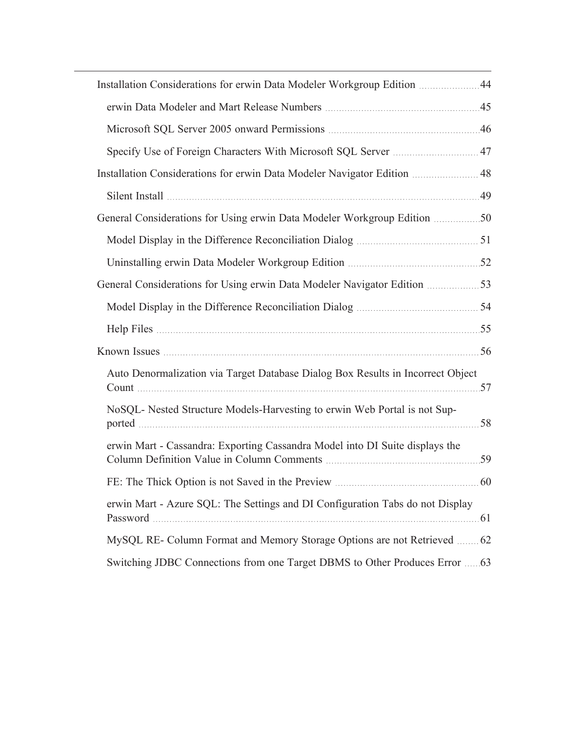- Installation Considerations for erwin Data Modeler Workgroup Edition ..... 44
  - erwin Data Modeler and Mart Release Numbers ..... 45
  - Microsoft SQL Server 2005 onward Permissions ..... 46
  - Specify Use of Foreign Characters With Microsoft SQL Server ..... 47
- Installation Considerations for erwin Data Modeler Navigator Edition ..... 48
  - Silent Install ..... 49
- General Considerations for Using erwin Data Modeler Workgroup Edition ..... 50
  - Model Display in the Difference Reconciliation Dialog ..... 51
  - Uninstalling erwin Data Modeler Workgroup Edition ..... 52
- General Considerations for Using erwin Data Modeler Navigator Edition ..... 53
  - Model Display in the Difference Reconciliation Dialog ..... 54
  - Help Files ..... 55
- Known Issues ..... 56
  - Auto Denormalization via Target Database Dialog Box Results in Incorrect Object Count ..... 57
  - NoSQL- Nested Structure Models-Harvesting to erwin Web Portal is not Supported ..... 58
  - erwin Mart - Cassandra: Exporting Cassandra Model into DI Suite displays the Column Definition Value in Column Comments ..... 59
  - FE: The Thick Option is not Saved in the Preview ..... 60
  - erwin Mart - Azure SQL: The Settings and DI Configuration Tabs do not Display Password ..... 61
  - MySQL RE- Column Format and Memory Storage Options are not Retrieved ..... 62
  - Switching JDBC Connections from one Target DBMS to Other Produces Error ..... 63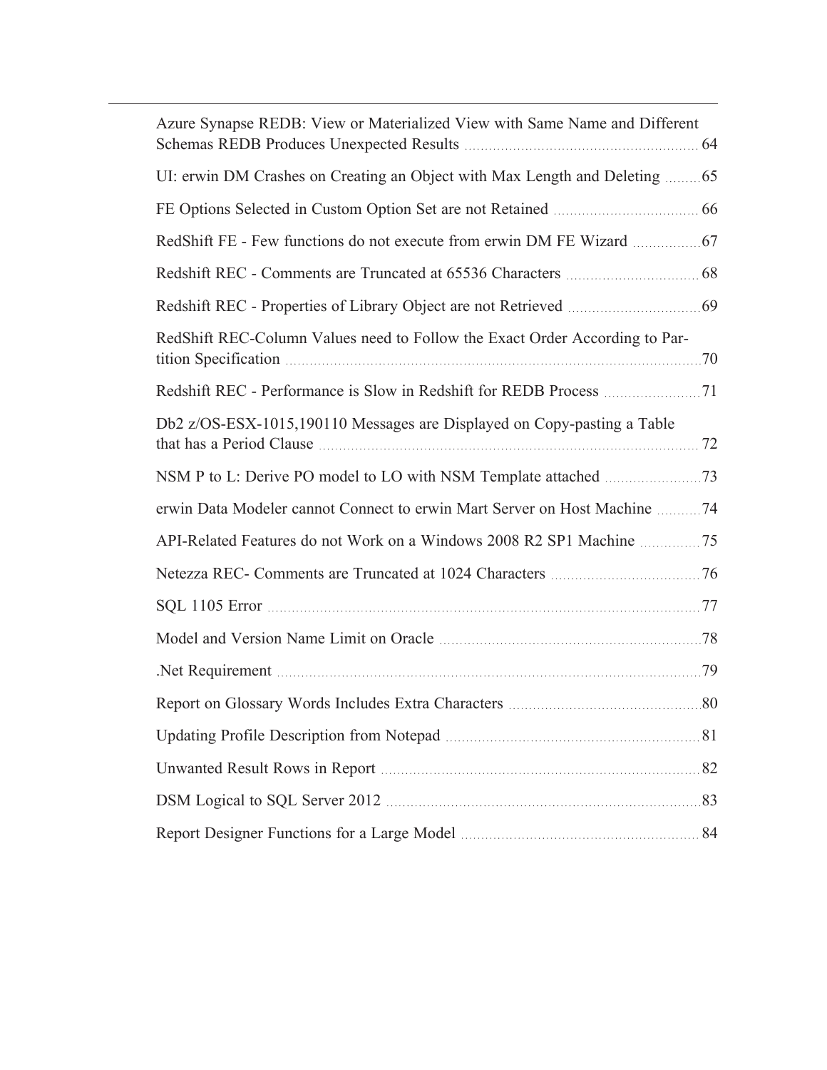Azure Synapse REDB: View or Materialized View with Same Name and Different Schemas REDB Produces Unexpected Results 64

UI: erwin DM Crashes on Creating an Object with Max Length and Deleting 65

FE Options Selected in Custom Option Set are not Retained 66

RedShift FE - Few functions do not execute from erwin DM FE Wizard 67

Redshift REC - Comments are Truncated at 65536 Characters 68

Redshift REC - Properties of Library Object are not Retrieved 69

RedShift REC-Column Values need to Follow the Exact Order According to Partition Specification 70

Redshift REC - Performance is Slow in Redshift for REDB Process 71

Db2 z/OS-ESX-1015,190110 Messages are Displayed on Copy-pasting a Table that has a Period Clause 72

NSM P to L: Derive PO model to LO with NSM Template attached 73

erwin Data Modeler cannot Connect to erwin Mart Server on Host Machine 74

API-Related Features do not Work on a Windows 2008 R2 SP1 Machine 75

Netezza REC- Comments are Truncated at 1024 Characters 76

SQL 1105 Error 77

Model and Version Name Limit on Oracle 78

.Net Requirement 79

Report on Glossary Words Includes Extra Characters 80

Updating Profile Description from Notepad 81

Unwanted Result Rows in Report 82

DSM Logical to SQL Server 2012 83

Report Designer Functions for a Large Model 84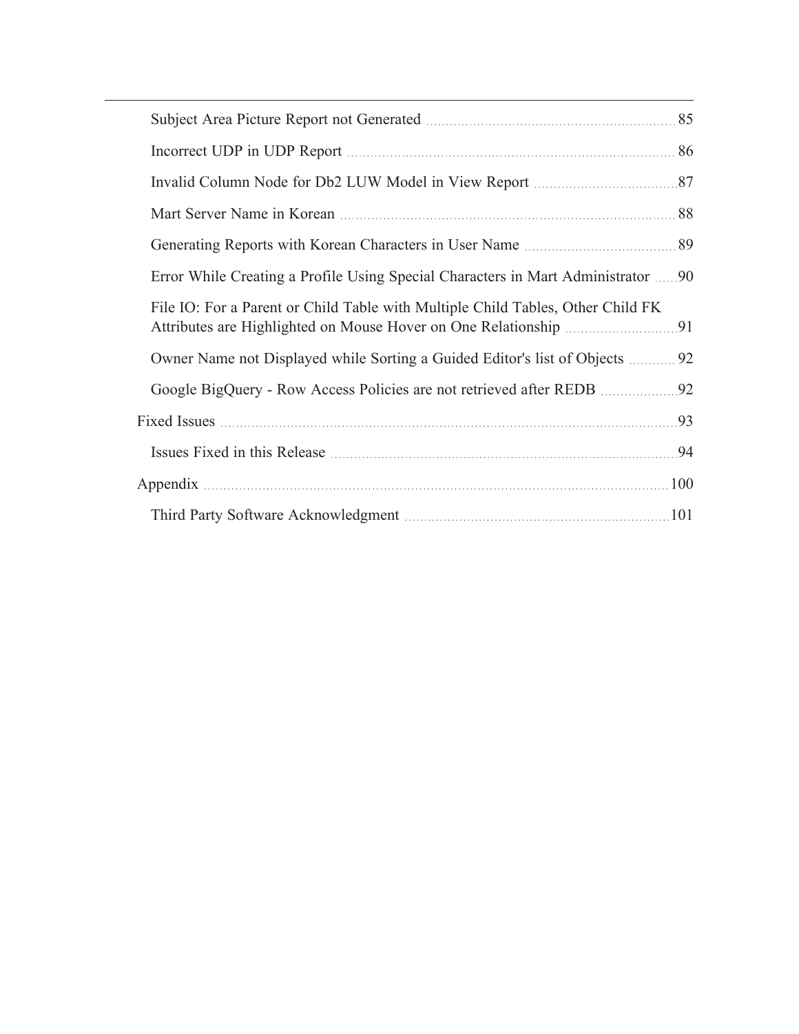- Subject Area Picture Report not Generated ... 85
- Incorrect UDP in UDP Report ... 86
- Invalid Column Node for Db2 LUW Model in View Report ... 87
- Mart Server Name in Korean ... 88
- Generating Reports with Korean Characters in User Name ... 89
- Error While Creating a Profile Using Special Characters in Mart Administrator ... 90
- File IO: For a Parent or Child Table with Multiple Child Tables, Other Child FK Attributes are Highlighted on Mouse Hover on One Relationship ... 91
- Owner Name not Displayed while Sorting a Guided Editor's list of Objects ... 92
- Google BigQuery - Row Access Policies are not retrieved after REDB ... 92

Fixed Issues ... 93

- Issues Fixed in this Release ... 94

Appendix ... 100

- Third Party Software Acknowledgment ... 101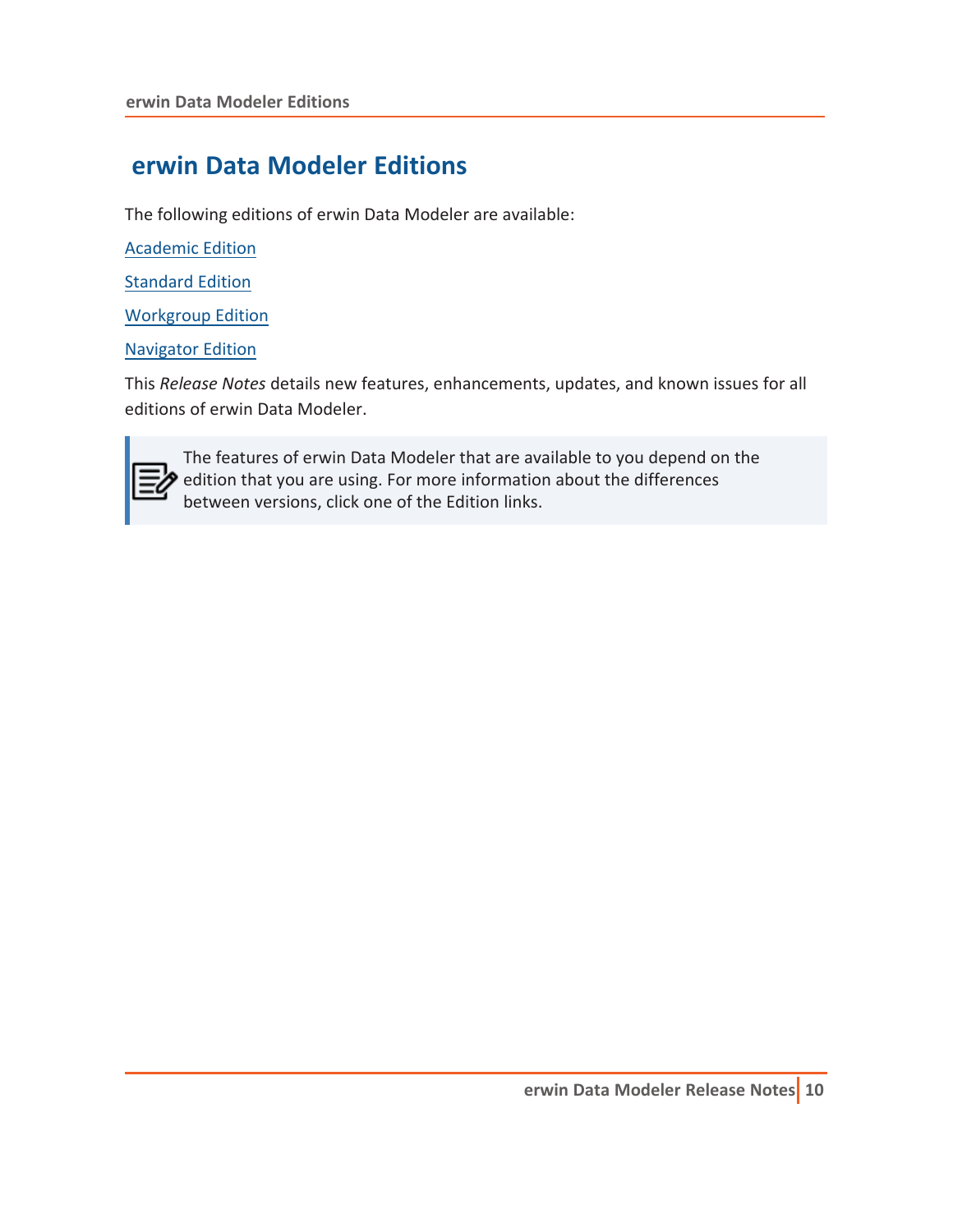# erwin Data Modeler Editions

The following editions of erwin Data Modeler are available:

Academic Edition

Standard Edition

Workgroup Edition

Navigator Edition

This *Release Notes* details new features, enhancements, updates, and known issues for all editions of erwin Data Modeler.

> The features of erwin Data Modeler that are available to you depend on the edition that you are using. For more information about the differences between versions, click one of the Edition links.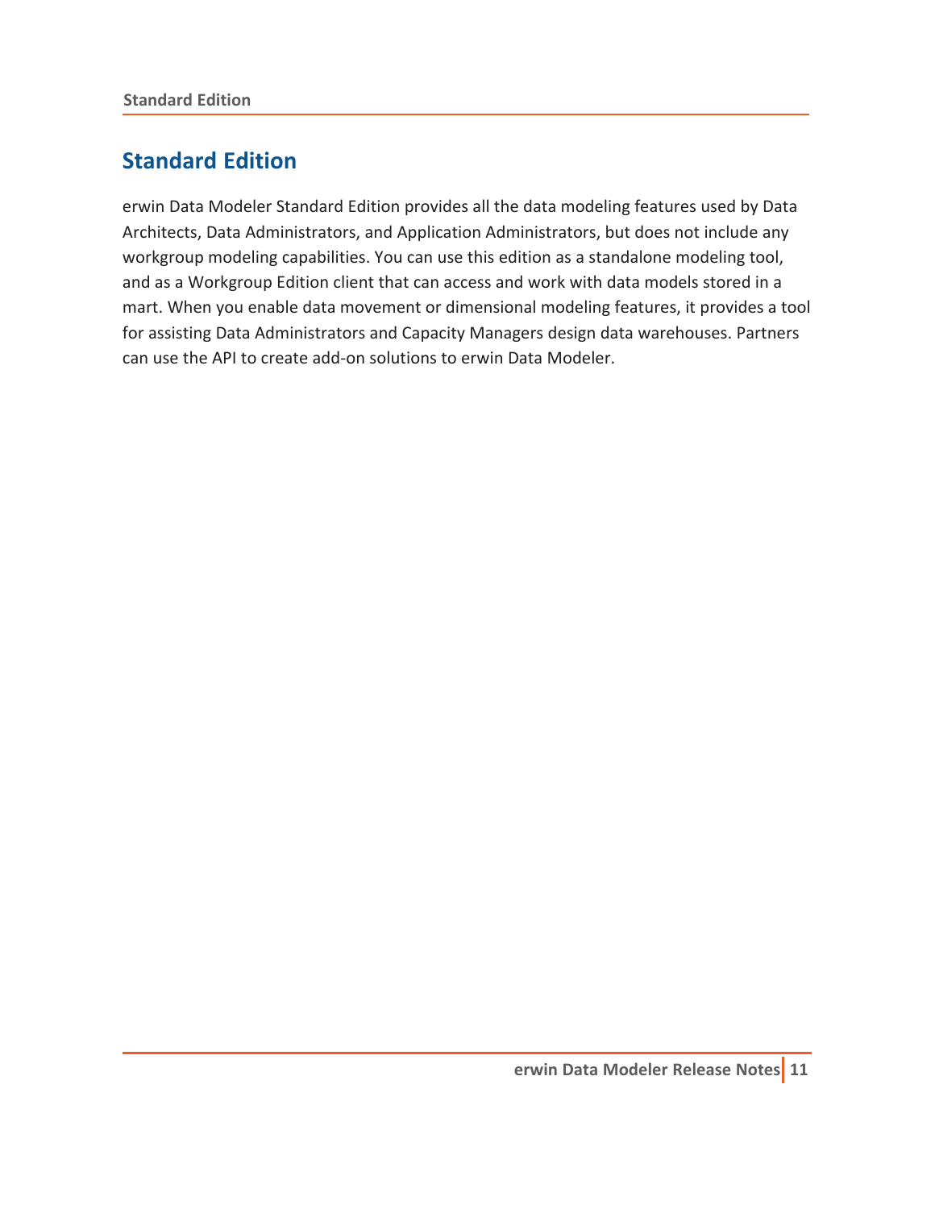## Standard Edition

erwin Data Modeler Standard Edition provides all the data modeling features used by Data Architects, Data Administrators, and Application Administrators, but does not include any workgroup modeling capabilities. You can use this edition as a standalone modeling tool, and as a Workgroup Edition client that can access and work with data models stored in a mart. When you enable data movement or dimensional modeling features, it provides a tool for assisting Data Administrators and Capacity Managers design data warehouses. Partners can use the API to create add-on solutions to erwin Data Modeler.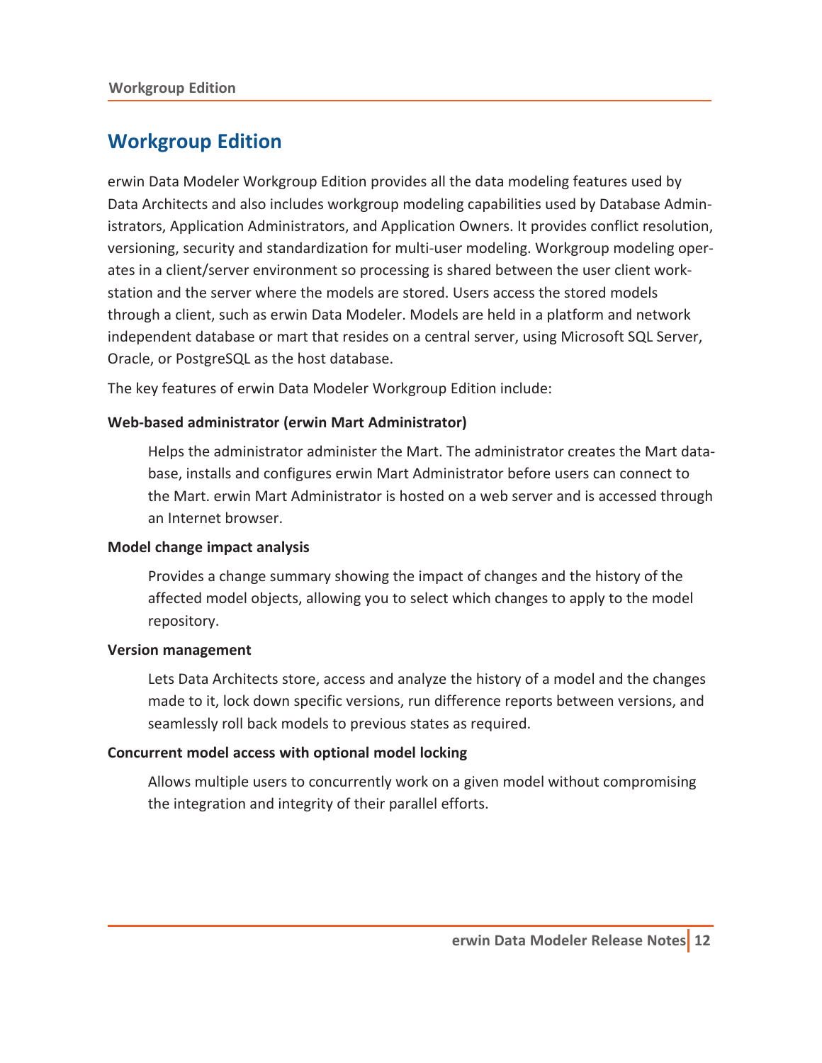# Workgroup Edition

erwin Data Modeler Workgroup Edition provides all the data modeling features used by Data Architects and also includes workgroup modeling capabilities used by Database Administrators, Application Administrators, and Application Owners. It provides conflict resolution, versioning, security and standardization for multi-user modeling. Workgroup modeling operates in a client/server environment so processing is shared between the user client workstation and the server where the models are stored. Users access the stored models through a client, such as erwin Data Modeler. Models are held in a platform and network independent database or mart that resides on a central server, using Microsoft SQL Server, Oracle, or PostgreSQL as the host database.

The key features of erwin Data Modeler Workgroup Edition include:

**Web-based administrator (erwin Mart Administrator)**

Helps the administrator administer the Mart. The administrator creates the Mart database, installs and configures erwin Mart Administrator before users can connect to the Mart. erwin Mart Administrator is hosted on a web server and is accessed through an Internet browser.

**Model change impact analysis**

Provides a change summary showing the impact of changes and the history of the affected model objects, allowing you to select which changes to apply to the model repository.

**Version management**

Lets Data Architects store, access and analyze the history of a model and the changes made to it, lock down specific versions, run difference reports between versions, and seamlessly roll back models to previous states as required.

**Concurrent model access with optional model locking**

Allows multiple users to concurrently work on a given model without compromising the integration and integrity of their parallel efforts.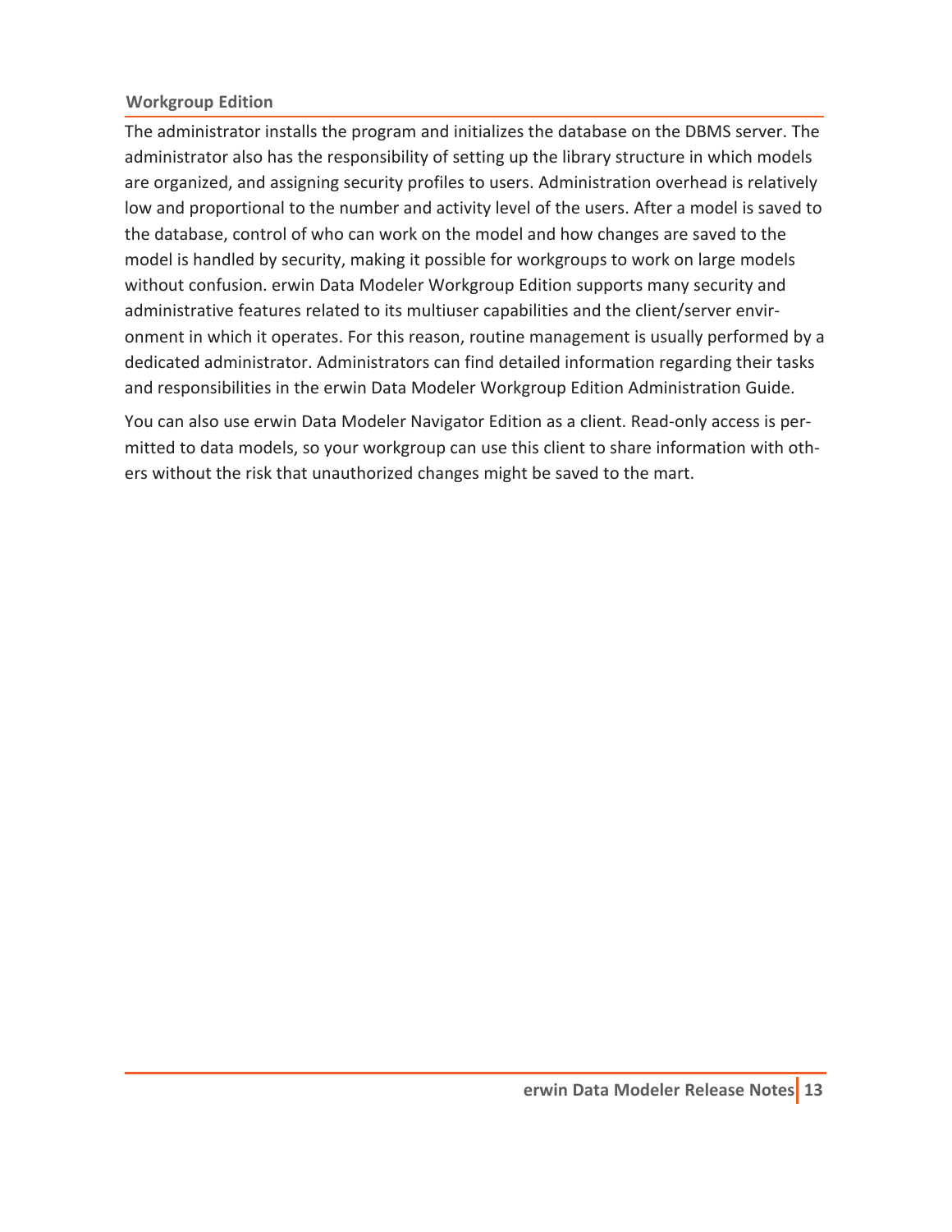### Workgroup Edition

The administrator installs the program and initializes the database on the DBMS server. The administrator also has the responsibility of setting up the library structure in which models are organized, and assigning security profiles to users. Administration overhead is relatively low and proportional to the number and activity level of the users. After a model is saved to the database, control of who can work on the model and how changes are saved to the model is handled by security, making it possible for workgroups to work on large models without confusion. erwin Data Modeler Workgroup Edition supports many security and administrative features related to its multiuser capabilities and the client/server environment in which it operates. For this reason, routine management is usually performed by a dedicated administrator. Administrators can find detailed information regarding their tasks and responsibilities in the erwin Data Modeler Workgroup Edition Administration Guide.

You can also use erwin Data Modeler Navigator Edition as a client. Read-only access is permitted to data models, so your workgroup can use this client to share information with others without the risk that unauthorized changes might be saved to the mart.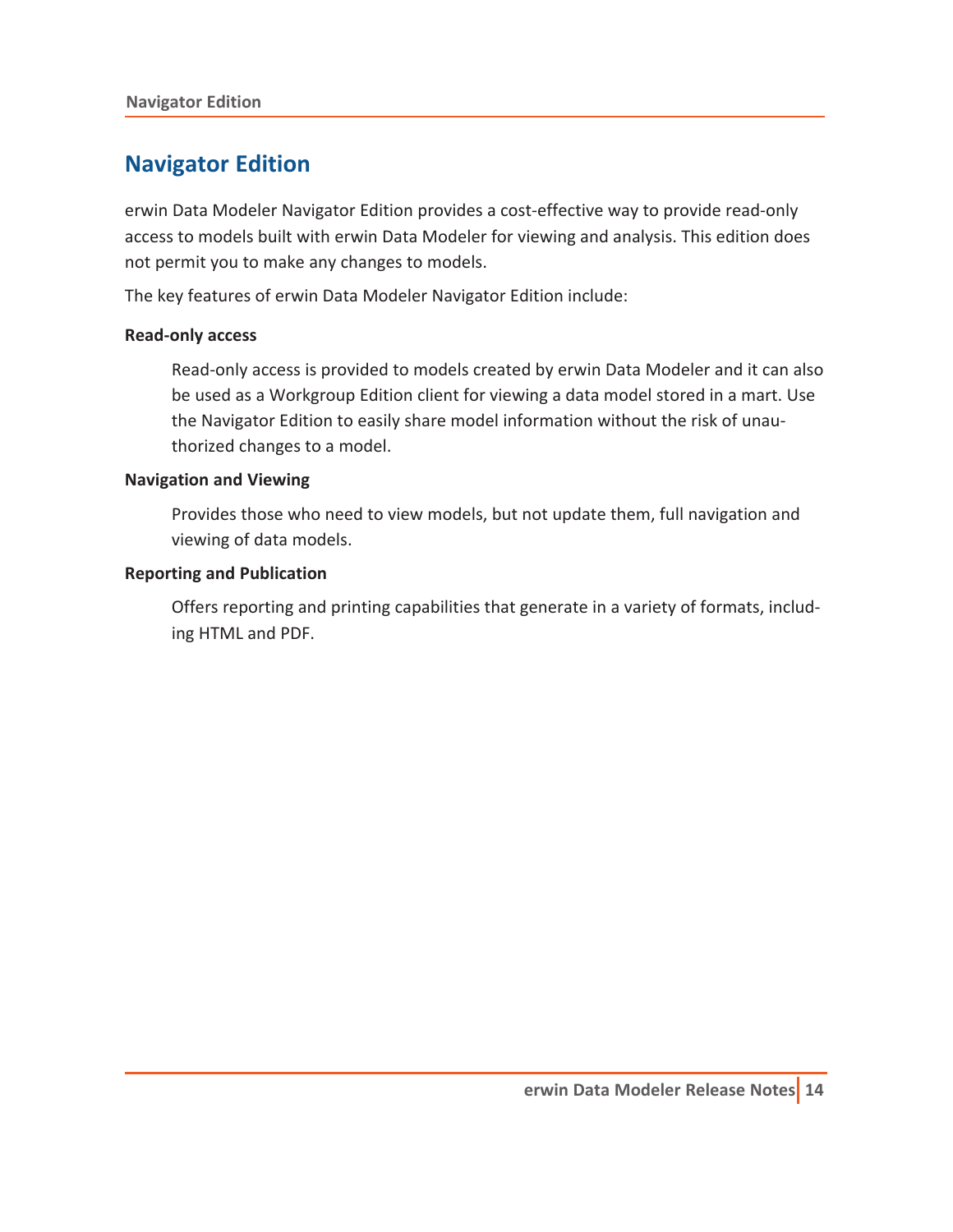# Navigator Edition

erwin Data Modeler Navigator Edition provides a cost-effective way to provide read-only access to models built with erwin Data Modeler for viewing and analysis. This edition does not permit you to make any changes to models.

The key features of erwin Data Modeler Navigator Edition include:

**Read-only access**

Read-only access is provided to models created by erwin Data Modeler and it can also be used as a Workgroup Edition client for viewing a data model stored in a mart. Use the Navigator Edition to easily share model information without the risk of unauthorized changes to a model.

**Navigation and Viewing**

Provides those who need to view models, but not update them, full navigation and viewing of data models.

**Reporting and Publication**

Offers reporting and printing capabilities that generate in a variety of formats, including HTML and PDF.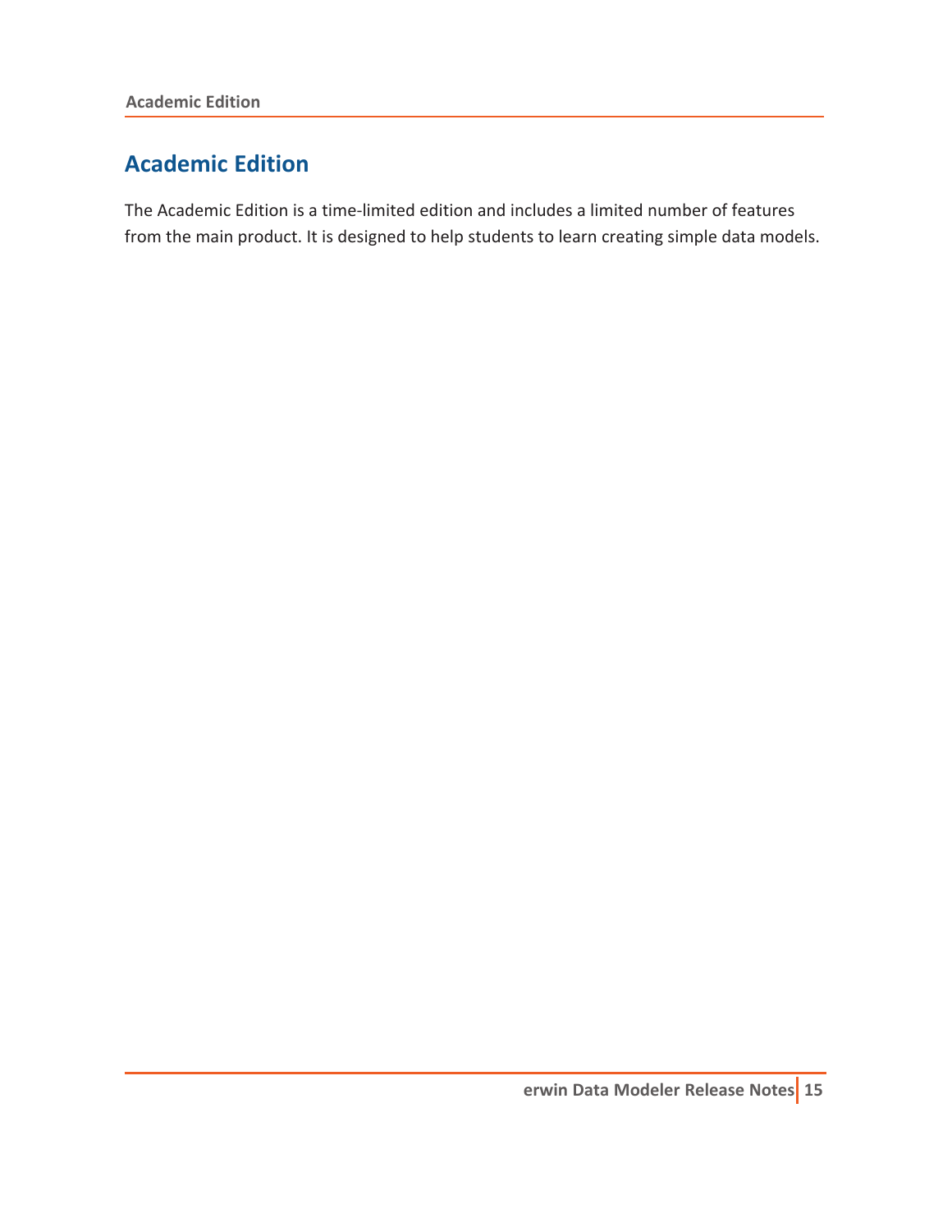# Academic Edition

The Academic Edition is a time-limited edition and includes a limited number of features from the main product. It is designed to help students to learn creating simple data models.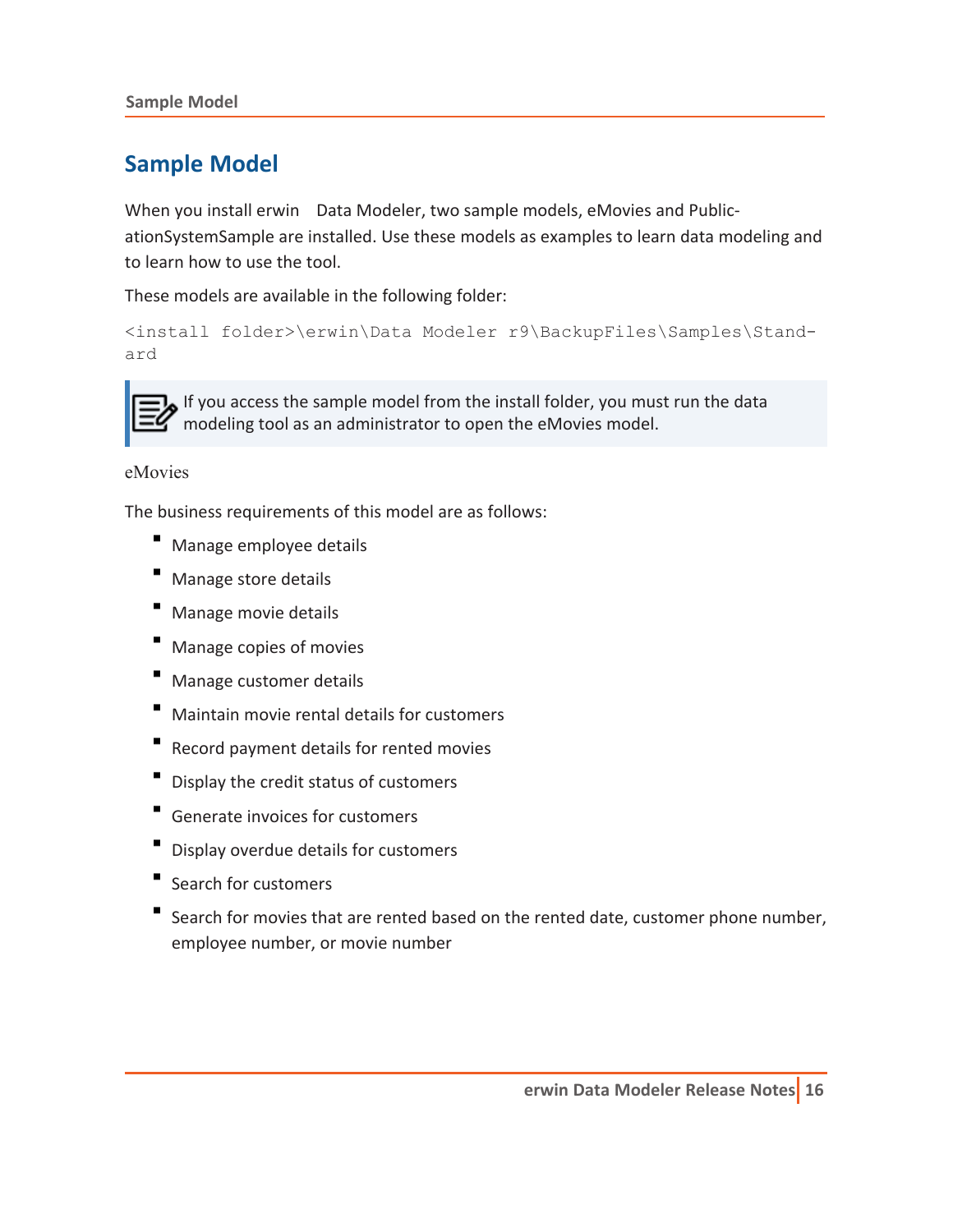# Sample Model

When you install erwin Data Modeler, two sample models, eMovies and PublicationSystemSample are installed. Use these models as examples to learn data modeling and to learn how to use the tool.

These models are available in the following folder:

```
<install folder>\erwin\Data Modeler r9\BackupFiles\Samples\Standard
```

> If you access the sample model from the install folder, you must run the data modeling tool as an administrator to open the eMovies model.

eMovies

The business requirements of this model are as follows:

- Manage employee details
- Manage store details
- Manage movie details
- Manage copies of movies
- Manage customer details
- Maintain movie rental details for customers
- Record payment details for rented movies
- Display the credit status of customers
- Generate invoices for customers
- Display overdue details for customers
- Search for customers
- Search for movies that are rented based on the rented date, customer phone number, employee number, or movie number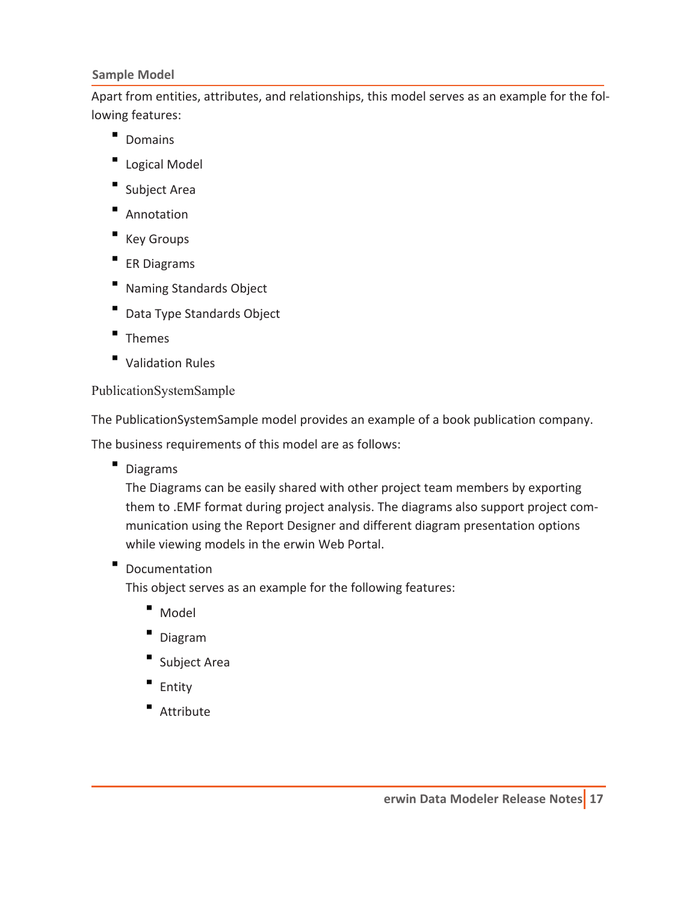### Sample Model

Apart from entities, attributes, and relationships, this model serves as an example for the following features:

- Domains
- Logical Model
- Subject Area
- Annotation
- Key Groups
- ER Diagrams
- Naming Standards Object
- Data Type Standards Object
- Themes
- Validation Rules

PublicationSystemSample

The PublicationSystemSample model provides an example of a book publication company.

The business requirements of this model are as follows:

- Diagrams
  The Diagrams can be easily shared with other project team members by exporting them to .EMF format during project analysis. The diagrams also support project communication using the Report Designer and different diagram presentation options while viewing models in the erwin Web Portal.
- Documentation
  This object serves as an example for the following features:
  - Model
  - Diagram
  - Subject Area
  - Entity
  - Attribute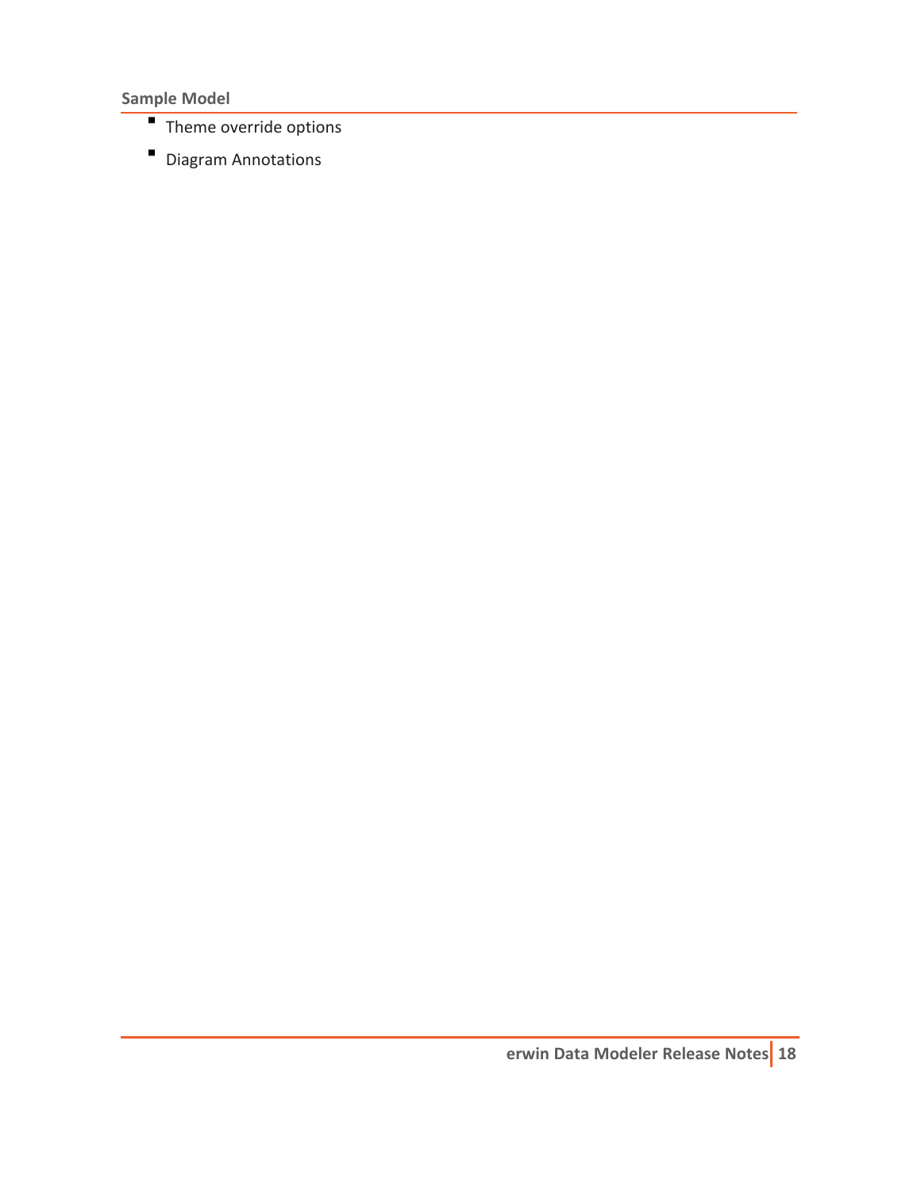- Theme override options
- Diagram Annotations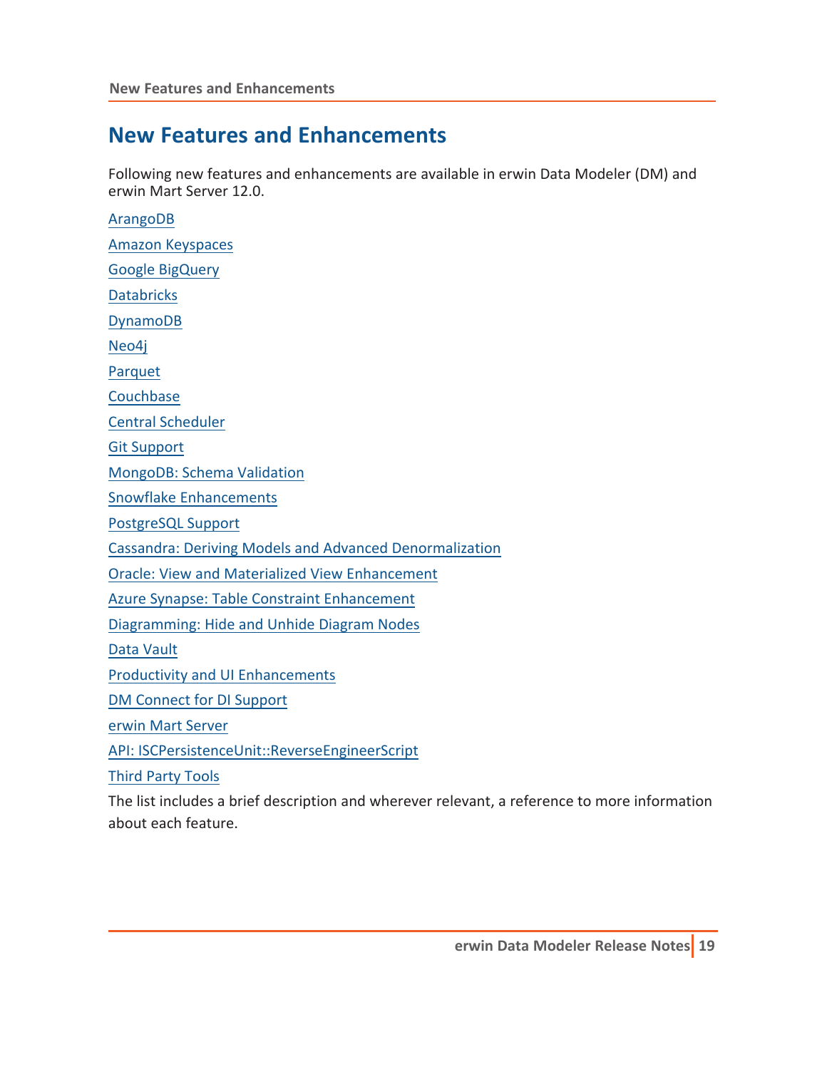# New Features and Enhancements

Following new features and enhancements are available in erwin Data Modeler (DM) and erwin Mart Server 12.0.

ArangoDB

Amazon Keyspaces

Google BigQuery

Databricks

DynamoDB

Neo4j

Parquet

Couchbase

Central Scheduler

Git Support

MongoDB: Schema Validation

Snowflake Enhancements

PostgreSQL Support

Cassandra: Deriving Models and Advanced Denormalization

Oracle: View and Materialized View Enhancement

Azure Synapse: Table Constraint Enhancement

Diagramming: Hide and Unhide Diagram Nodes

Data Vault

Productivity and UI Enhancements

DM Connect for DI Support

erwin Mart Server

API: ISCPersistenceUnit::ReverseEngineerScript

Third Party Tools

The list includes a brief description and wherever relevant, a reference to more information about each feature.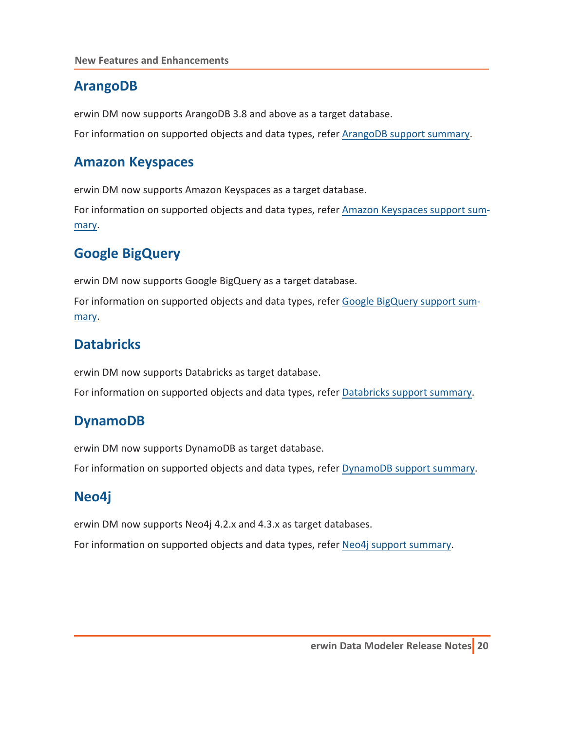## ArangoDB

erwin DM now supports ArangoDB 3.8 and above as a target database.

For information on supported objects and data types, refer ArangoDB support summary.

## Amazon Keyspaces

erwin DM now supports Amazon Keyspaces as a target database.

For information on supported objects and data types, refer Amazon Keyspaces support summary.

## Google BigQuery

erwin DM now supports Google BigQuery as a target database.

For information on supported objects and data types, refer Google BigQuery support summary.

## Databricks

erwin DM now supports Databricks as target database.

For information on supported objects and data types, refer Databricks support summary.

## DynamoDB

erwin DM now supports DynamoDB as target database.

For information on supported objects and data types, refer DynamoDB support summary.

## Neo4j

erwin DM now supports Neo4j 4.2.x and 4.3.x as target databases.

For information on supported objects and data types, refer Neo4j support summary.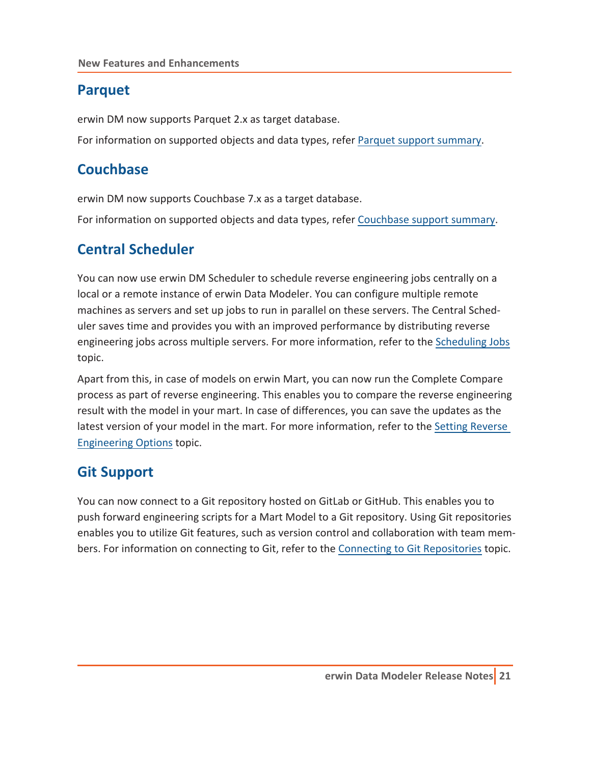## Parquet

erwin DM now supports Parquet 2.x as target database.

For information on supported objects and data types, refer Parquet support summary.

## Couchbase

erwin DM now supports Couchbase 7.x as a target database.

For information on supported objects and data types, refer Couchbase support summary.

## Central Scheduler

You can now use erwin DM Scheduler to schedule reverse engineering jobs centrally on a local or a remote instance of erwin Data Modeler. You can configure multiple remote machines as servers and set up jobs to run in parallel on these servers. The Central Scheduler saves time and provides you with an improved performance by distributing reverse engineering jobs across multiple servers. For more information, refer to the Scheduling Jobs topic.

Apart from this, in case of models on erwin Mart, you can now run the Complete Compare process as part of reverse engineering. This enables you to compare the reverse engineering result with the model in your mart. In case of differences, you can save the updates as the latest version of your model in the mart. For more information, refer to the Setting Reverse Engineering Options topic.

## Git Support

You can now connect to a Git repository hosted on GitLab or GitHub. This enables you to push forward engineering scripts for a Mart Model to a Git repository. Using Git repositories enables you to utilize Git features, such as version control and collaboration with team members. For information on connecting to Git, refer to the Connecting to Git Repositories topic.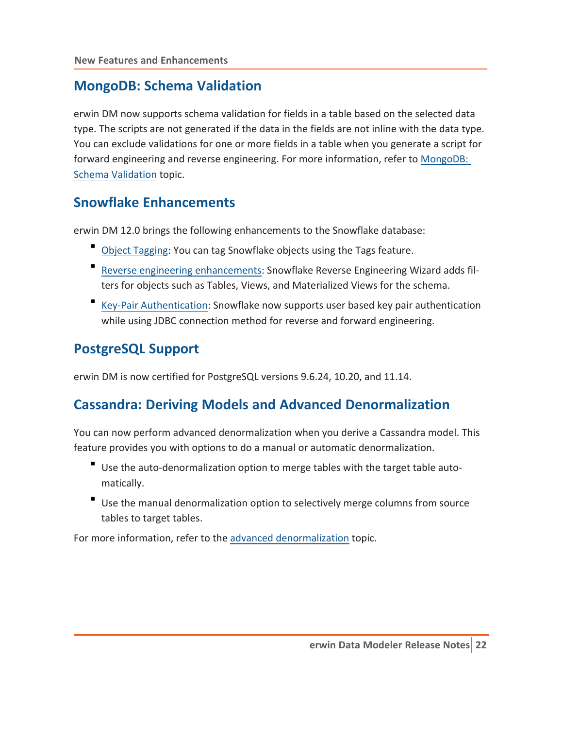## MongoDB: Schema Validation

erwin DM now supports schema validation for fields in a table based on the selected data type. The scripts are not generated if the data in the fields are not inline with the data type. You can exclude validations for one or more fields in a table when you generate a script for forward engineering and reverse engineering. For more information, refer to MongoDB: Schema Validation topic.

## Snowflake Enhancements

erwin DM 12.0 brings the following enhancements to the Snowflake database:

- Object Tagging: You can tag Snowflake objects using the Tags feature.
- Reverse engineering enhancements: Snowflake Reverse Engineering Wizard adds filters for objects such as Tables, Views, and Materialized Views for the schema.
- Key-Pair Authentication: Snowflake now supports user based key pair authentication while using JDBC connection method for reverse and forward engineering.

## PostgreSQL Support

erwin DM is now certified for PostgreSQL versions 9.6.24, 10.20, and 11.14.

## Cassandra: Deriving Models and Advanced Denormalization

You can now perform advanced denormalization when you derive a Cassandra model. This feature provides you with options to do a manual or automatic denormalization.

- Use the auto-denormalization option to merge tables with the target table automatically.
- Use the manual denormalization option to selectively merge columns from source tables to target tables.

For more information, refer to the advanced denormalization topic.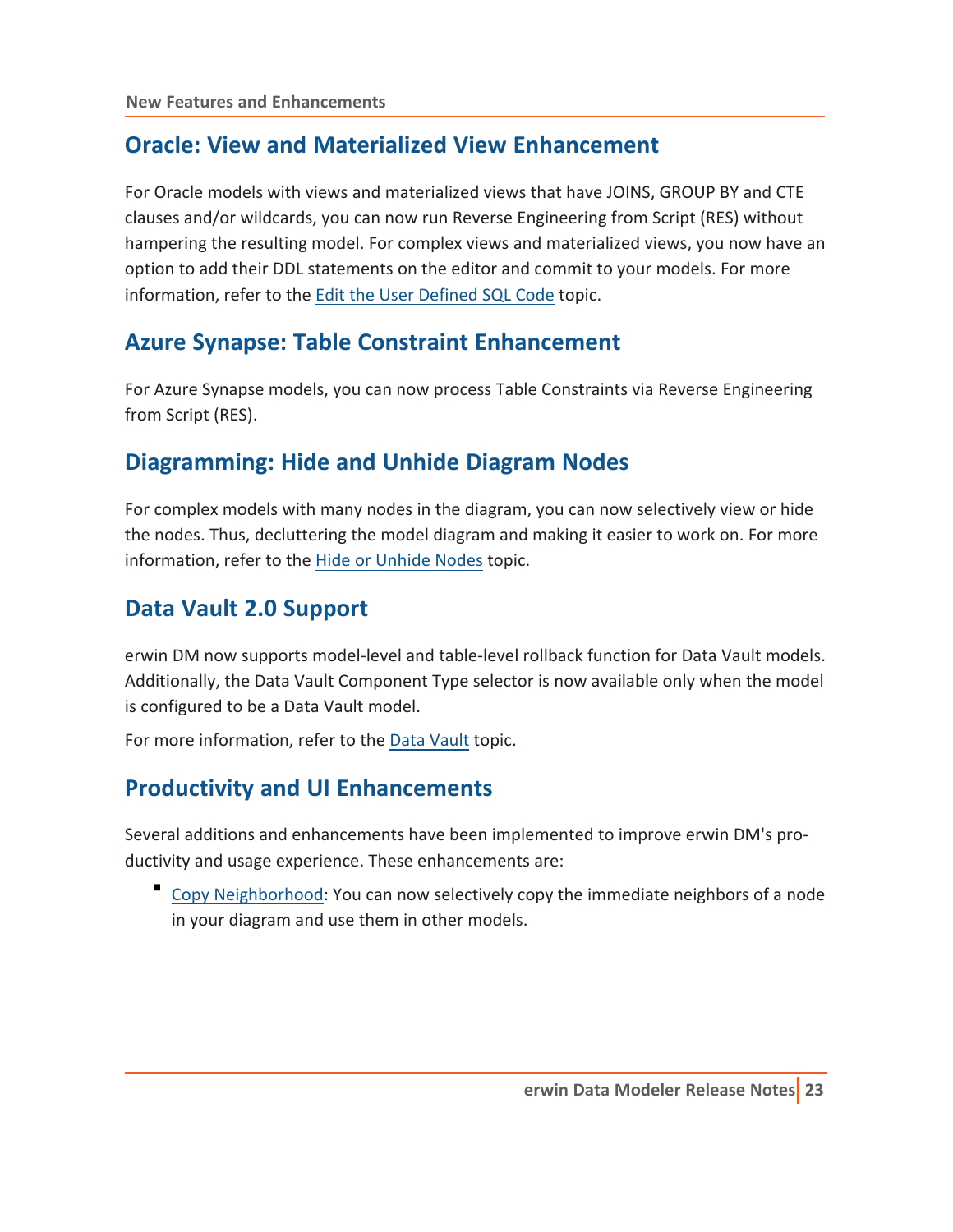## Oracle: View and Materialized View Enhancement

For Oracle models with views and materialized views that have JOINS, GROUP BY and CTE clauses and/or wildcards, you can now run Reverse Engineering from Script (RES) without hampering the resulting model. For complex views and materialized views, you now have an option to add their DDL statements on the editor and commit to your models. For more information, refer to the Edit the User Defined SQL Code topic.

## Azure Synapse: Table Constraint Enhancement

For Azure Synapse models, you can now process Table Constraints via Reverse Engineering from Script (RES).

## Diagramming: Hide and Unhide Diagram Nodes

For complex models with many nodes in the diagram, you can now selectively view or hide the nodes. Thus, decluttering the model diagram and making it easier to work on. For more information, refer to the Hide or Unhide Nodes topic.

## Data Vault 2.0 Support

erwin DM now supports model-level and table-level rollback function for Data Vault models. Additionally, the Data Vault Component Type selector is now available only when the model is configured to be a Data Vault model.

For more information, refer to the Data Vault topic.

## Productivity and UI Enhancements

Several additions and enhancements have been implemented to improve erwin DM's productivity and usage experience. These enhancements are:

- Copy Neighborhood: You can now selectively copy the immediate neighbors of a node in your diagram and use them in other models.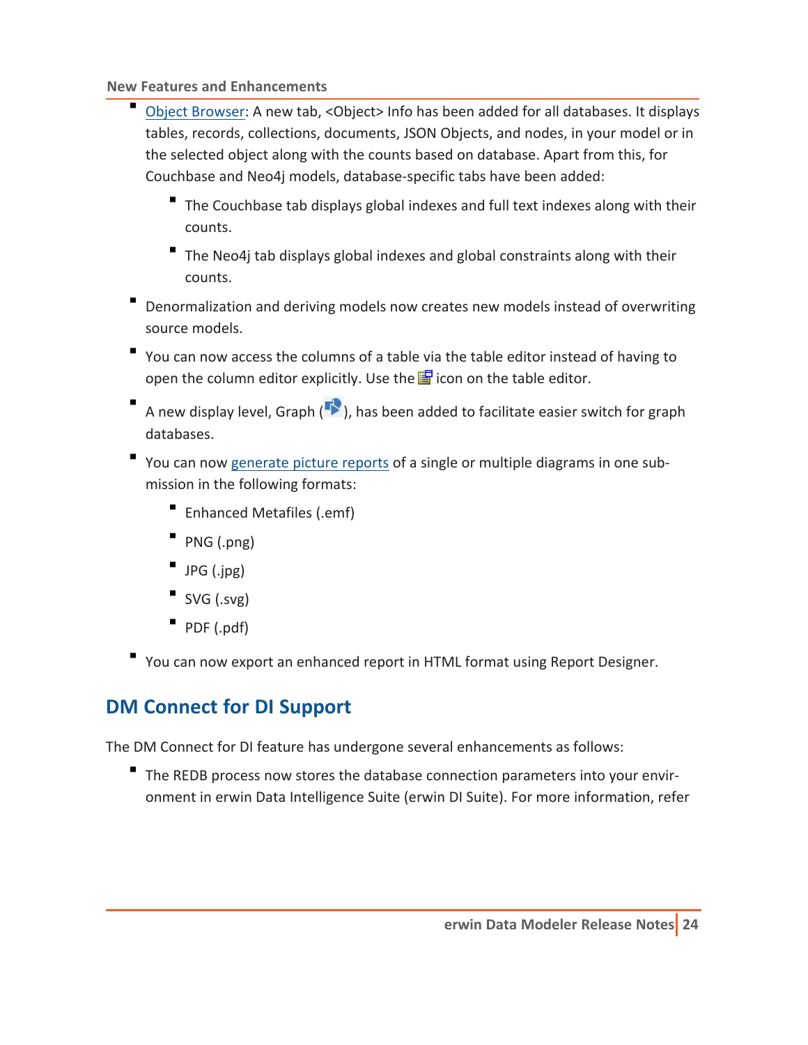- Object Browser: A new tab, <Object> Info has been added for all databases. It displays tables, records, collections, documents, JSON Objects, and nodes, in your model or in the selected object along with the counts based on database. Apart from this, for Couchbase and Neo4j models, database-specific tabs have been added:
  - The Couchbase tab displays global indexes and full text indexes along with their counts.
  - The Neo4j tab displays global indexes and global constraints along with their counts.
- Denormalization and deriving models now creates new models instead of overwriting source models.
- You can now access the columns of a table via the table editor instead of having to open the column editor explicitly. Use the icon on the table editor.
- A new display level, Graph ( ), has been added to facilitate easier switch for graph databases.
- You can now generate picture reports of a single or multiple diagrams in one submission in the following formats:
  - Enhanced Metafiles (.emf)
  - PNG (.png)
  - JPG (.jpg)
  - SVG (.svg)
  - PDF (.pdf)
- You can now export an enhanced report in HTML format using Report Designer.

## DM Connect for DI Support

The DM Connect for DI feature has undergone several enhancements as follows:

- The REDB process now stores the database connection parameters into your environment in erwin Data Intelligence Suite (erwin DI Suite). For more information, refer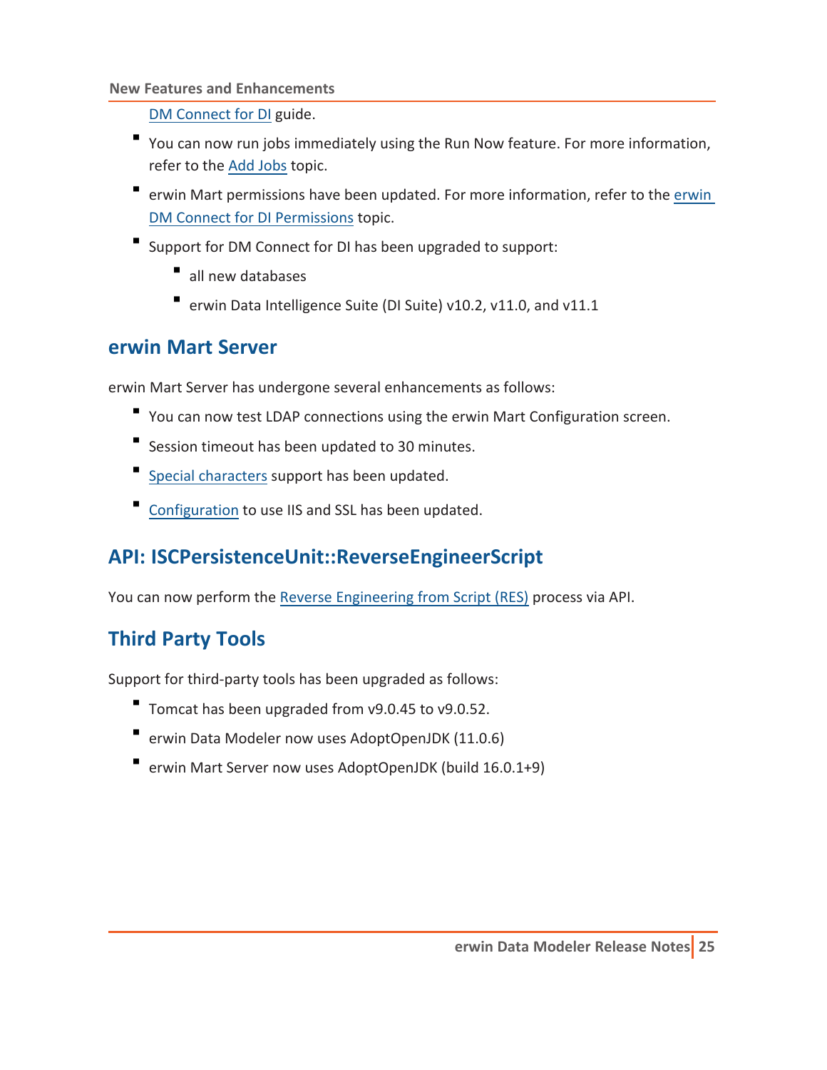DM Connect for DI guide.

- You can now run jobs immediately using the Run Now feature. For more information, refer to the Add Jobs topic.
- erwin Mart permissions have been updated. For more information, refer to the erwin DM Connect for DI Permissions topic.
- Support for DM Connect for DI has been upgraded to support:
  - all new databases
  - erwin Data Intelligence Suite (DI Suite) v10.2, v11.0, and v11.1

## erwin Mart Server

erwin Mart Server has undergone several enhancements as follows:

- You can now test LDAP connections using the erwin Mart Configuration screen.
- Session timeout has been updated to 30 minutes.
- Special characters support has been updated.
- Configuration to use IIS and SSL has been updated.

## API: ISCPersistenceUnit::ReverseEngineerScript

You can now perform the Reverse Engineering from Script (RES) process via API.

## Third Party Tools

Support for third-party tools has been upgraded as follows:

- Tomcat has been upgraded from v9.0.45 to v9.0.52.
- erwin Data Modeler now uses AdoptOpenJDK (11.0.6)
- erwin Mart Server now uses AdoptOpenJDK (build 16.0.1+9)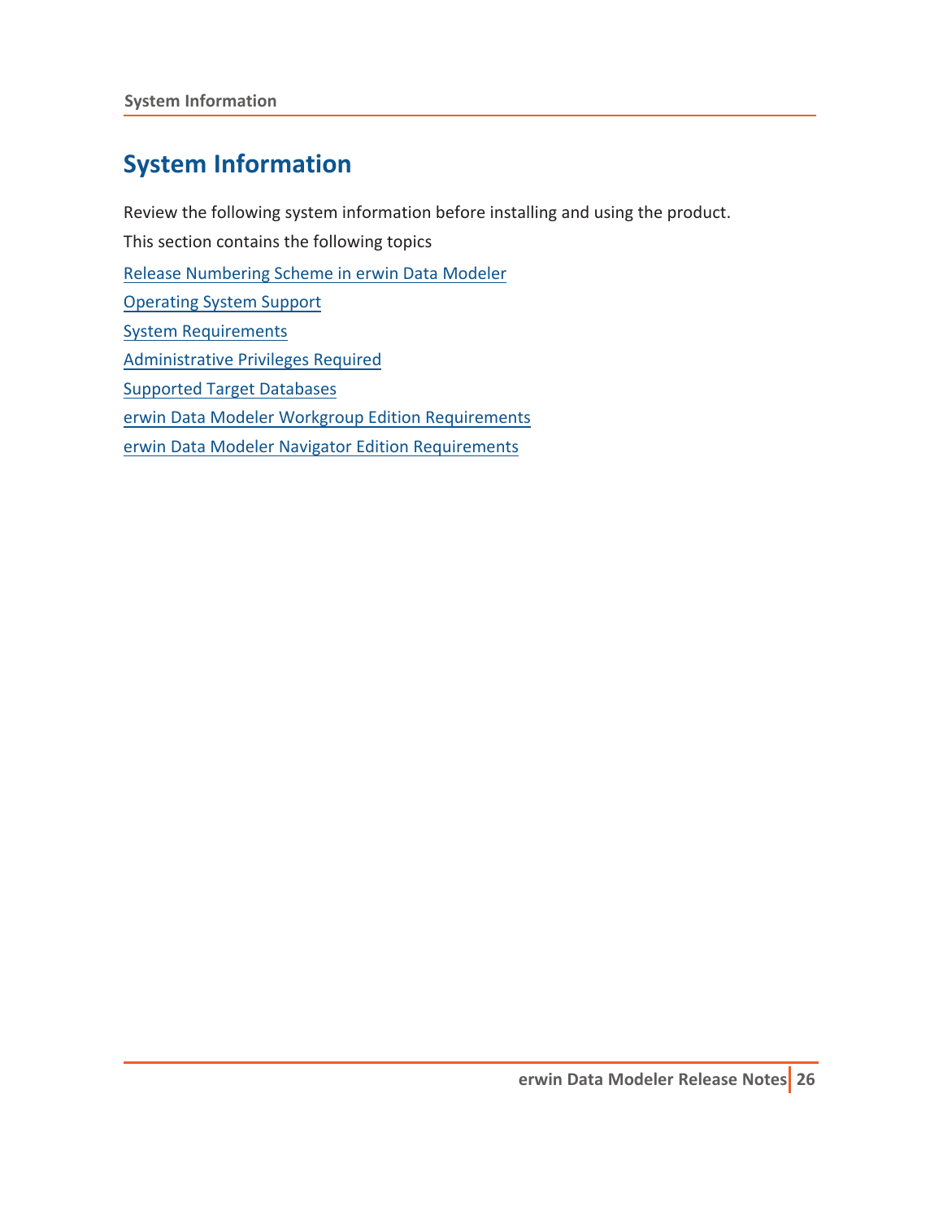# System Information

Review the following system information before installing and using the product.

This section contains the following topics

Release Numbering Scheme in erwin Data Modeler

Operating System Support

System Requirements

Administrative Privileges Required

Supported Target Databases

erwin Data Modeler Workgroup Edition Requirements

erwin Data Modeler Navigator Edition Requirements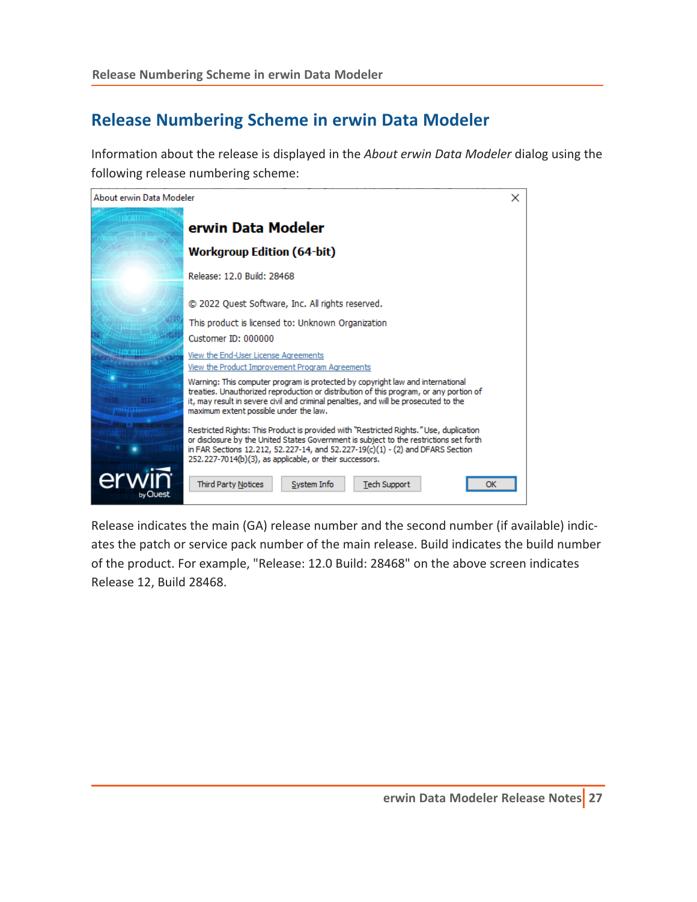# Release Numbering Scheme in erwin Data Modeler

Information about the release is displayed in the *About erwin Data Modeler* dialog using the following release numbering scheme:

About erwin Data Modeler

**erwin Data Modeler**

**Workgroup Edition (64-bit)**

Release: 12.0 Build: 28468

© 2022 Quest Software, Inc. All rights reserved.

This product is licensed to: Unknown Organization

Customer ID: 000000

View the End-User License Agreements

View the Product Improvement Program Agreements

Warning: This computer program is protected by copyright law and international treaties. Unauthorized reproduction or distribution of this program, or any portion of it, may result in severe civil and criminal penalties, and will be prosecuted to the maximum extent possible under the law.

Restricted Rights: This Product is provided with "Restricted Rights." Use, duplication or disclosure by the United States Government is subject to the restrictions set forth in FAR Sections 12.212, 52.227-14, and 52.227-19(c)(1) - (2) and DFARS Section 252.227-7014(b)(3), as applicable, or their successors.

Third Party Notices | System Info | Tech Support | OK

Release indicates the main (GA) release number and the second number (if available) indicates the patch or service pack number of the main release. Build indicates the build number of the product. For example, "Release: 12.0 Build: 28468" on the above screen indicates Release 12, Build 28468.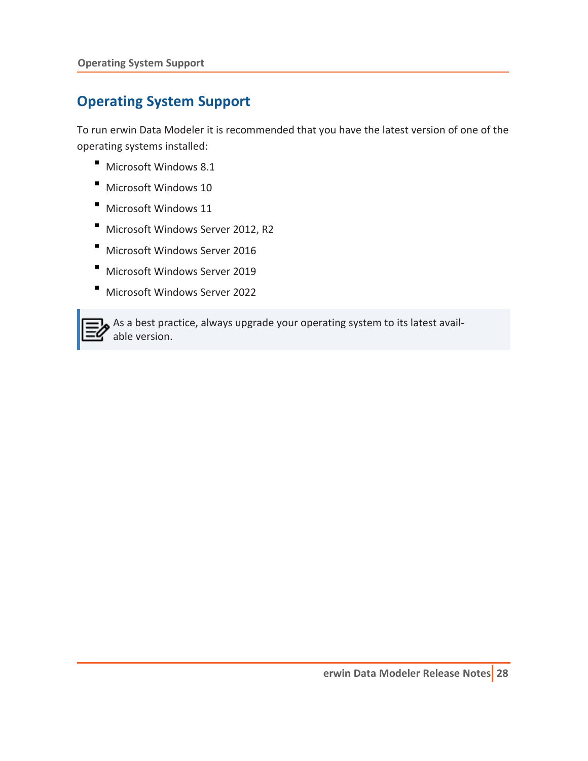# Operating System Support

To run erwin Data Modeler it is recommended that you have the latest version of one of the operating systems installed:

- Microsoft Windows 8.1
- Microsoft Windows 10
- Microsoft Windows 11
- Microsoft Windows Server 2012, R2
- Microsoft Windows Server 2016
- Microsoft Windows Server 2019
- Microsoft Windows Server 2022

> As a best practice, always upgrade your operating system to its latest available version.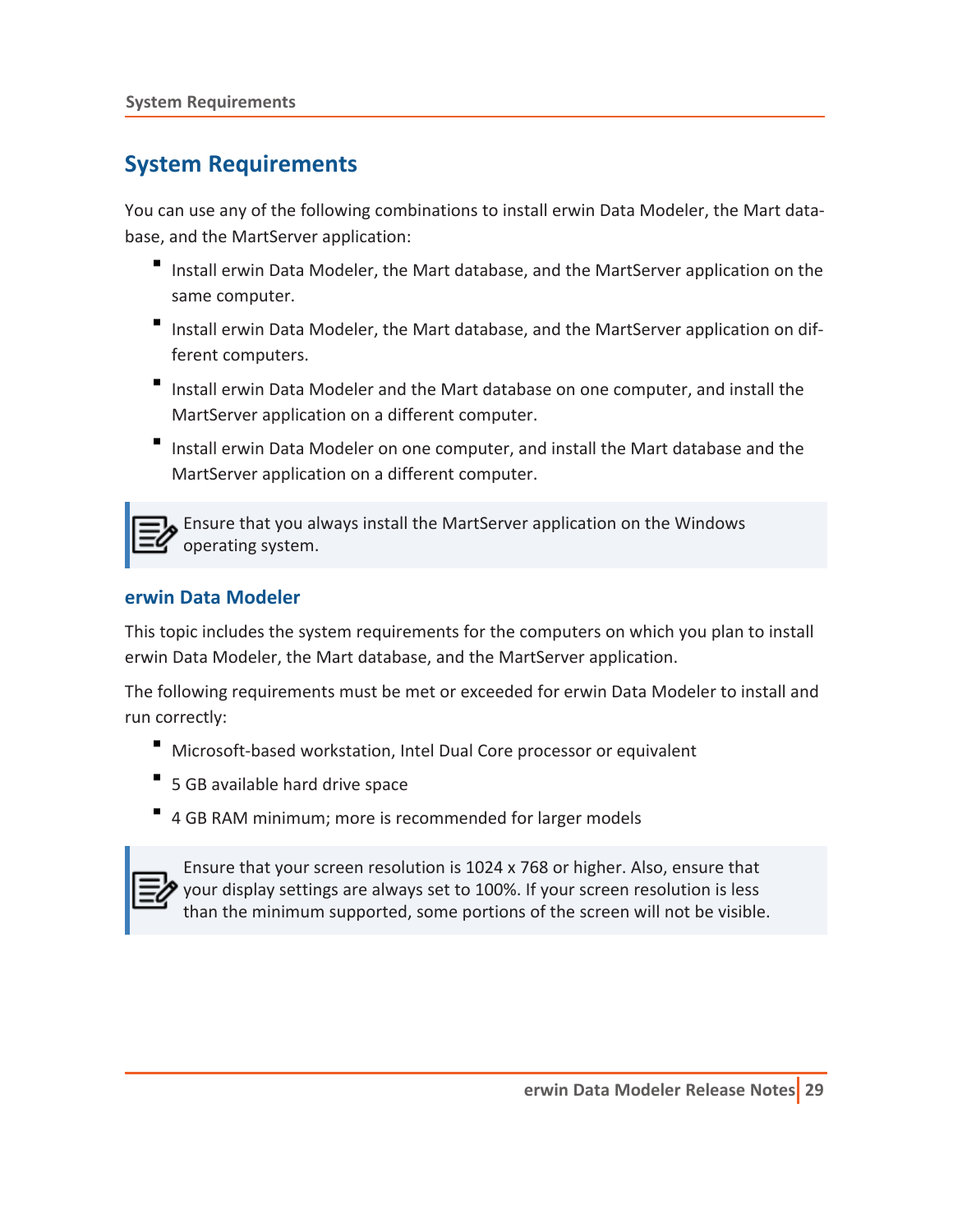# System Requirements

You can use any of the following combinations to install erwin Data Modeler, the Mart database, and the MartServer application:

- Install erwin Data Modeler, the Mart database, and the MartServer application on the same computer.
- Install erwin Data Modeler, the Mart database, and the MartServer application on different computers.
- Install erwin Data Modeler and the Mart database on one computer, and install the MartServer application on a different computer.
- Install erwin Data Modeler on one computer, and install the Mart database and the MartServer application on a different computer.

> Ensure that you always install the MartServer application on the Windows operating system.

## erwin Data Modeler

This topic includes the system requirements for the computers on which you plan to install erwin Data Modeler, the Mart database, and the MartServer application.

The following requirements must be met or exceeded for erwin Data Modeler to install and run correctly:

- Microsoft-based workstation, Intel Dual Core processor or equivalent
- 5 GB available hard drive space
- 4 GB RAM minimum; more is recommended for larger models

> Ensure that your screen resolution is 1024 x 768 or higher. Also, ensure that your display settings are always set to 100%. If your screen resolution is less than the minimum supported, some portions of the screen will not be visible.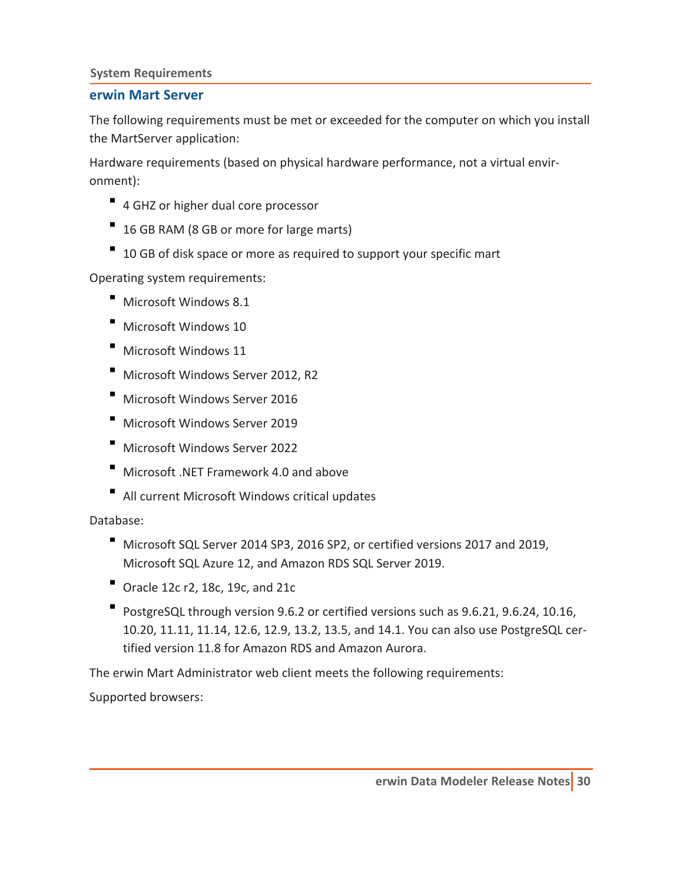## erwin Mart Server

The following requirements must be met or exceeded for the computer on which you install the MartServer application:

Hardware requirements (based on physical hardware performance, not a virtual environment):

- 4 GHZ or higher dual core processor
- 16 GB RAM (8 GB or more for large marts)
- 10 GB of disk space or more as required to support your specific mart

Operating system requirements:

- Microsoft Windows 8.1
- Microsoft Windows 10
- Microsoft Windows 11
- Microsoft Windows Server 2012, R2
- Microsoft Windows Server 2016
- Microsoft Windows Server 2019
- Microsoft Windows Server 2022
- Microsoft .NET Framework 4.0 and above
- All current Microsoft Windows critical updates

Database:

- Microsoft SQL Server 2014 SP3, 2016 SP2, or certified versions 2017 and 2019, Microsoft SQL Azure 12, and Amazon RDS SQL Server 2019.
- Oracle 12c r2, 18c, 19c, and 21c
- PostgreSQL through version 9.6.2 or certified versions such as 9.6.21, 9.6.24, 10.16, 10.20, 11.11, 11.14, 12.6, 12.9, 13.2, 13.5, and 14.1. You can also use PostgreSQL certified version 11.8 for Amazon RDS and Amazon Aurora.

The erwin Mart Administrator web client meets the following requirements:

Supported browsers: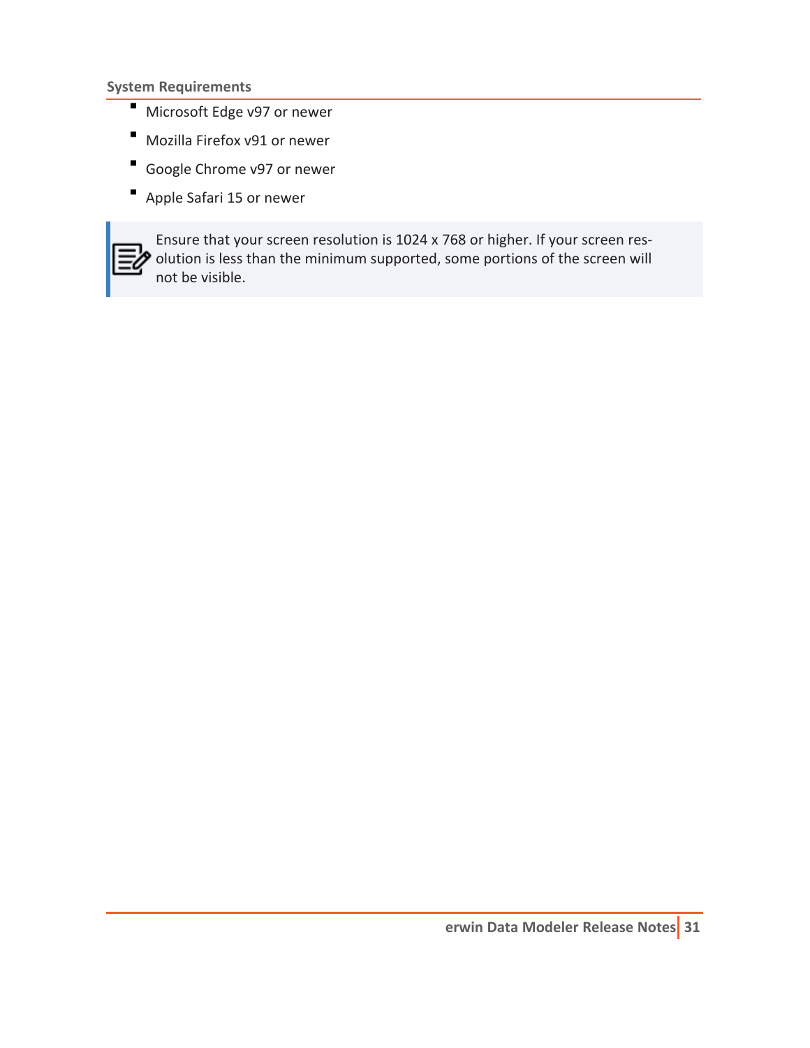- Microsoft Edge v97 or newer
- Mozilla Firefox v91 or newer
- Google Chrome v97 or newer
- Apple Safari 15 or newer

> Ensure that your screen resolution is 1024 x 768 or higher. If your screen resolution is less than the minimum supported, some portions of the screen will not be visible.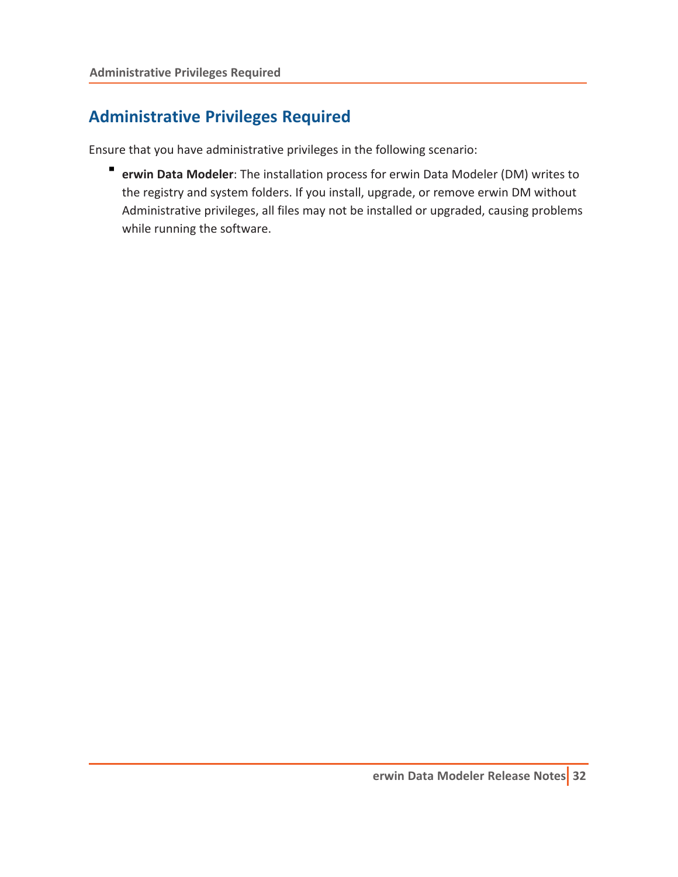# Administrative Privileges Required

Ensure that you have administrative privileges in the following scenario:

- **erwin Data Modeler**: The installation process for erwin Data Modeler (DM) writes to the registry and system folders. If you install, upgrade, or remove erwin DM without Administrative privileges, all files may not be installed or upgraded, causing problems while running the software.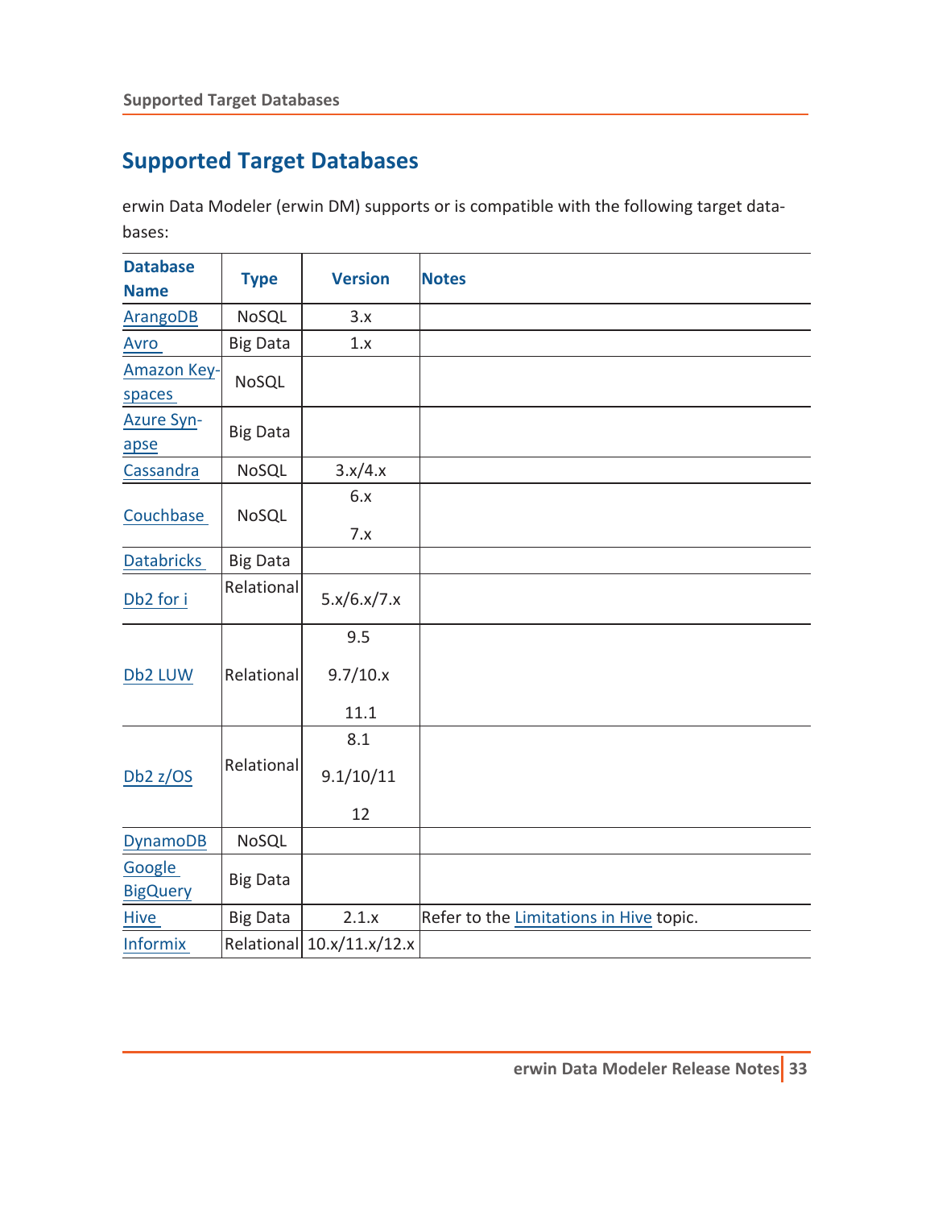# Supported Target Databases

erwin Data Modeler (erwin DM) supports or is compatible with the following target databases:

| Database Name | Type | Version | Notes |
|---|---|---|---|
| ArangoDB | NoSQL | 3.x | |
| Avro | Big Data | 1.x | |
| Amazon Keyspaces | NoSQL | | |
| Azure Synapse | Big Data | | |
| Cassandra | NoSQL | 3.x/4.x | |
| Couchbase | NoSQL | 6.x<br>7.x | |
| Databricks | Big Data | | |
| Db2 for i | Relational | 5.x/6.x/7.x | |
| Db2 LUW | Relational | 9.5<br>9.7/10.x<br>11.1 | |
| Db2 z/OS | Relational | 8.1<br>9.1/10/11<br>12 | |
| DynamoDB | NoSQL | | |
| Google BigQuery | Big Data | | |
| Hive | Big Data | 2.1.x | Refer to the Limitations in Hive topic. |
| Informix | Relational | 10.x/11.x/12.x | |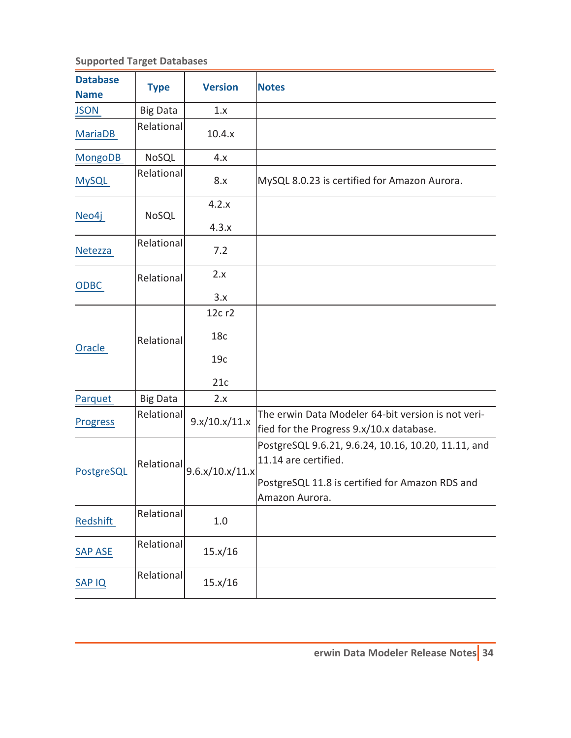Supported Target Databases

| Database Name | Type | Version | Notes |
|---|---|---|---|
| JSON | Big Data | 1.x | |
| MariaDB | Relational | 10.4.x | |
| MongoDB | NoSQL | 4.x | |
| MySQL | Relational | 8.x | MySQL 8.0.23 is certified for Amazon Aurora. |
| Neo4j | NoSQL | 4.2.x<br>4.3.x | |
| Netezza | Relational | 7.2 | |
| ODBC | Relational | 2.x<br>3.x | |
| Oracle | Relational | 12c r2<br>18c<br>19c<br>21c | |
| Parquet | Big Data | 2.x | |
| Progress | Relational | 9.x/10.x/11.x | The erwin Data Modeler 64-bit version is not verified for the Progress 9.x/10.x database. |
| PostgreSQL | Relational | 9.6.x/10.x/11.x | PostgreSQL 9.6.21, 9.6.24, 10.16, 10.20, 11.11, and 11.14 are certified.<br>PostgreSQL 11.8 is certified for Amazon RDS and Amazon Aurora. |
| Redshift | Relational | 1.0 | |
| SAP ASE | Relational | 15.x/16 | |
| SAP IQ | Relational | 15.x/16 | |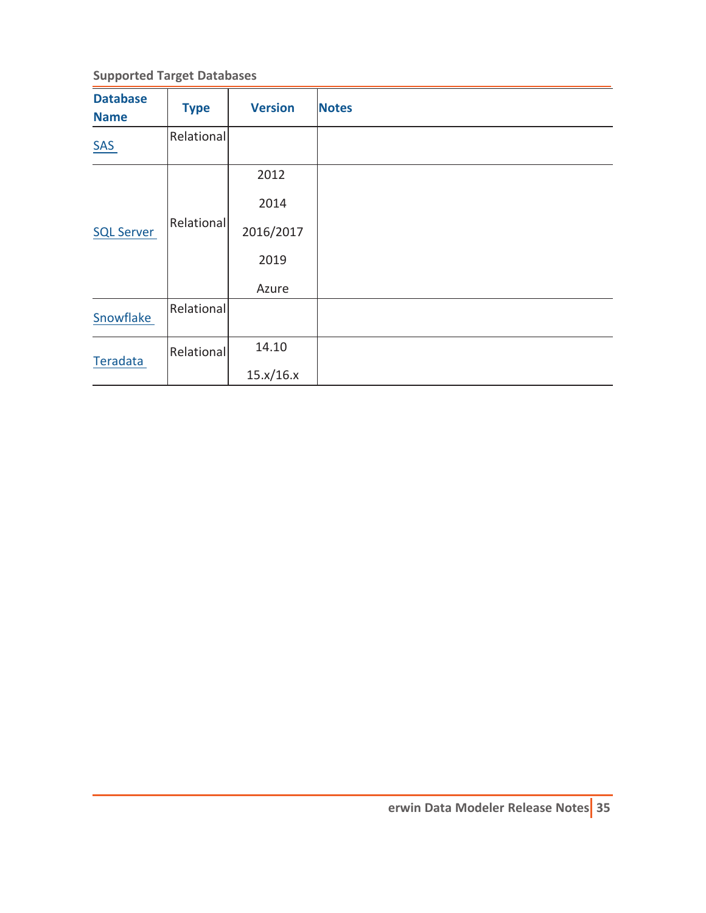**Supported Target Databases**

| Database Name | Type | Version | Notes |
|---|---|---|---|
| SAS | Relational | | |
| SQL Server | Relational | 2012<br>2014<br>2016/2017<br>2019<br>Azure | |
| Snowflake | Relational | | |
| Teradata | Relational | 14.10<br>15.x/16.x | |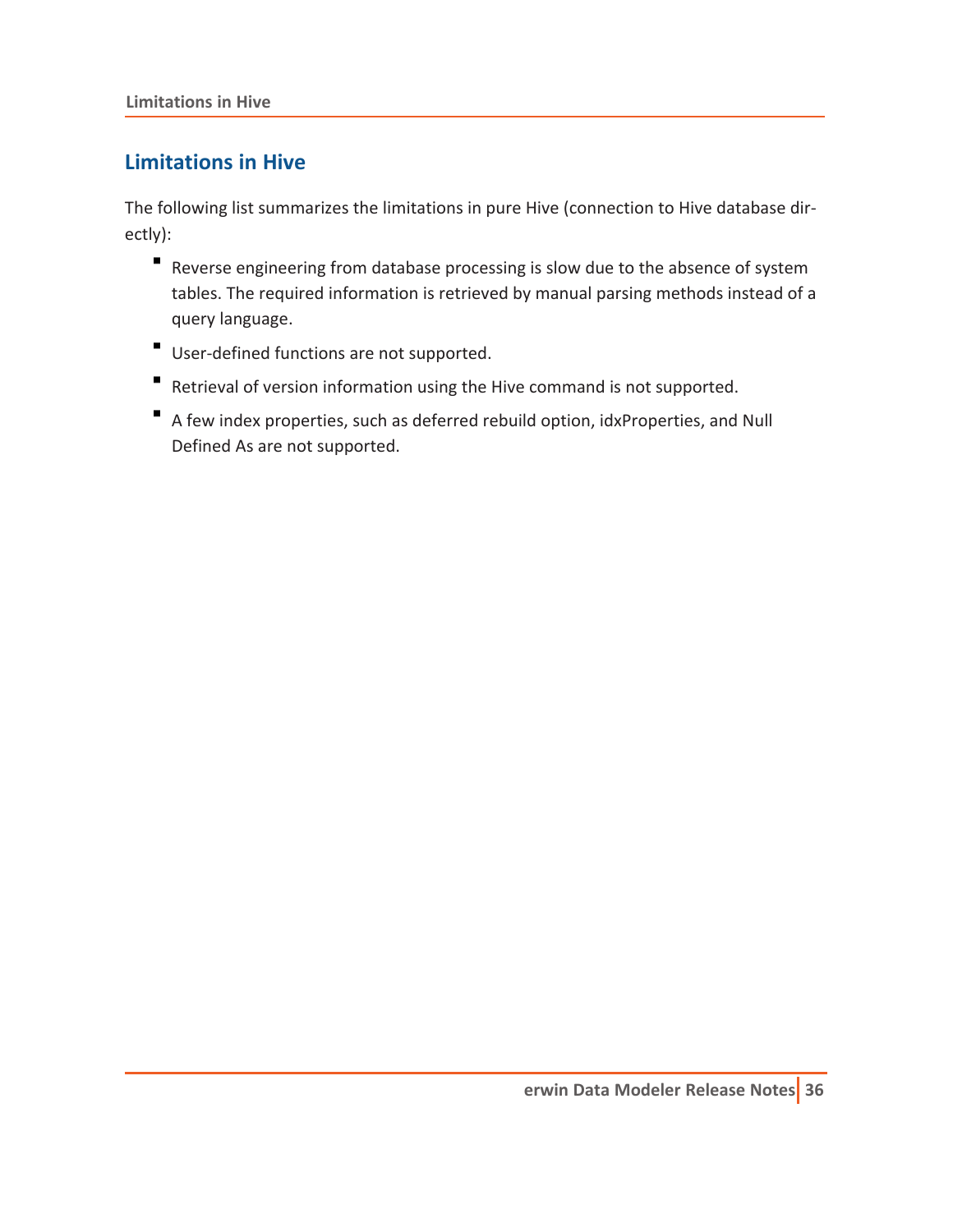## Limitations in Hive

The following list summarizes the limitations in pure Hive (connection to Hive database directly):

- Reverse engineering from database processing is slow due to the absence of system tables. The required information is retrieved by manual parsing methods instead of a query language.
- User-defined functions are not supported.
- Retrieval of version information using the Hive command is not supported.
- A few index properties, such as deferred rebuild option, idxProperties, and Null Defined As are not supported.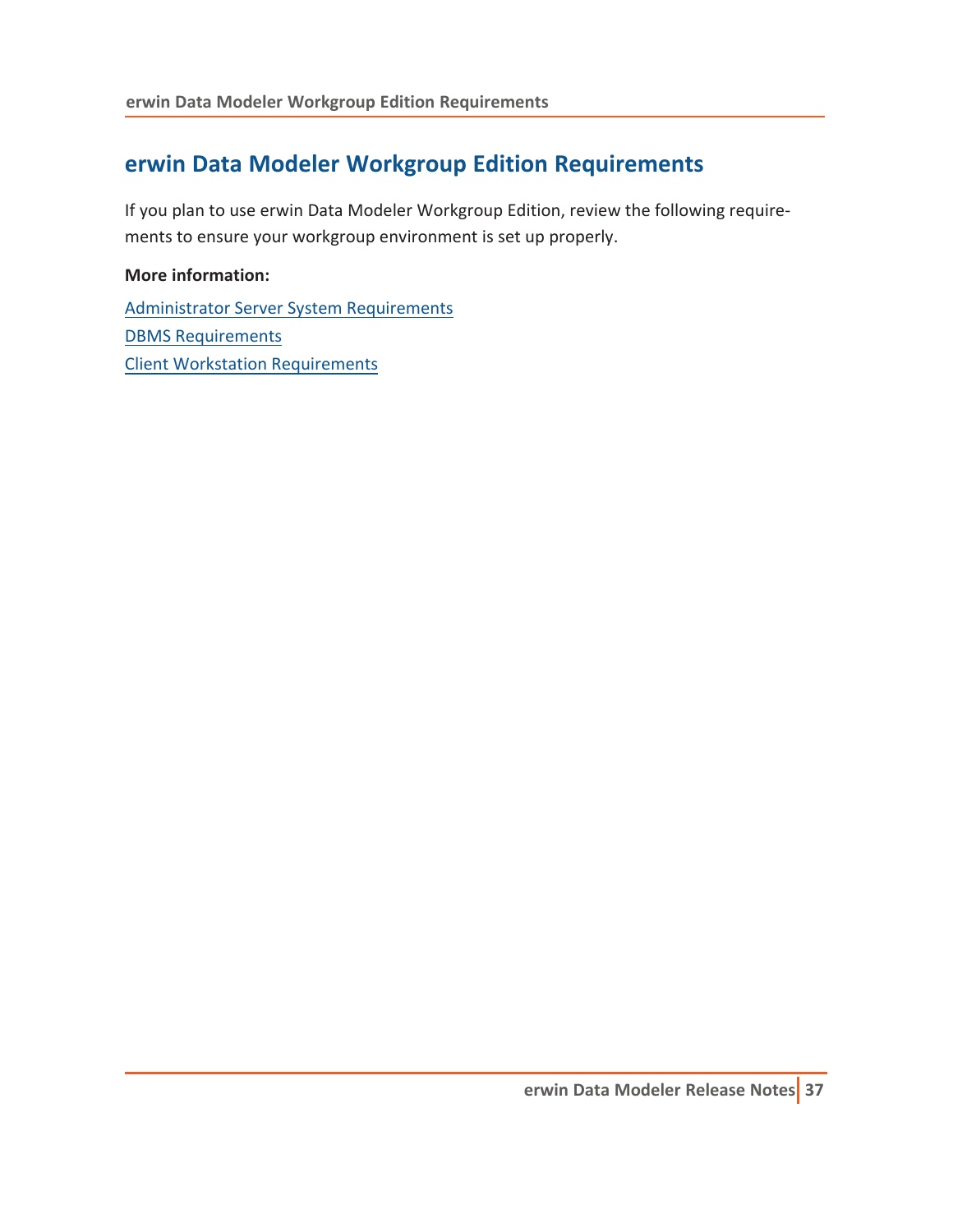# erwin Data Modeler Workgroup Edition Requirements

If you plan to use erwin Data Modeler Workgroup Edition, review the following requirements to ensure your workgroup environment is set up properly.

**More information:**

Administrator Server System Requirements
DBMS Requirements
Client Workstation Requirements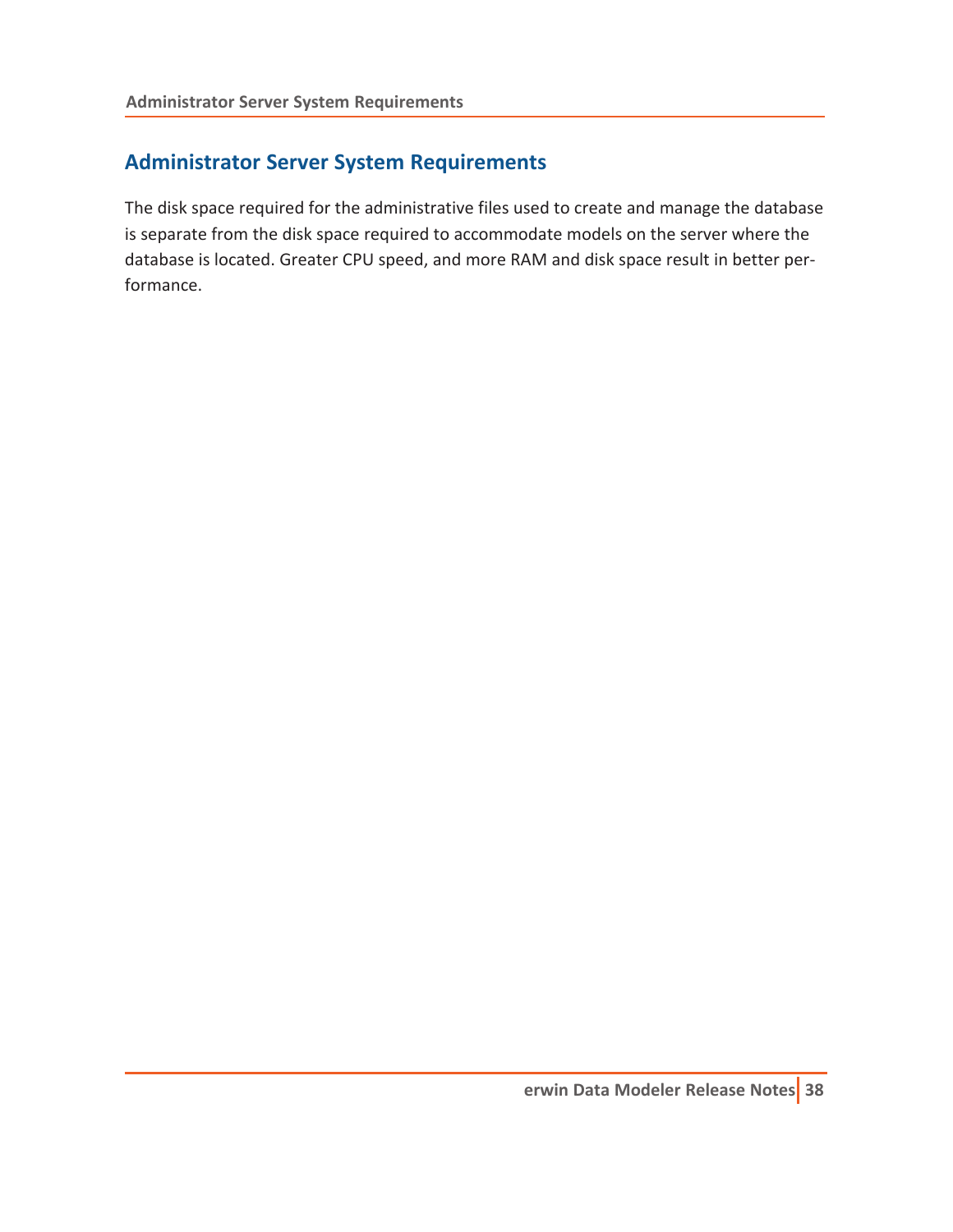## Administrator Server System Requirements

The disk space required for the administrative files used to create and manage the database is separate from the disk space required to accommodate models on the server where the database is located. Greater CPU speed, and more RAM and disk space result in better performance.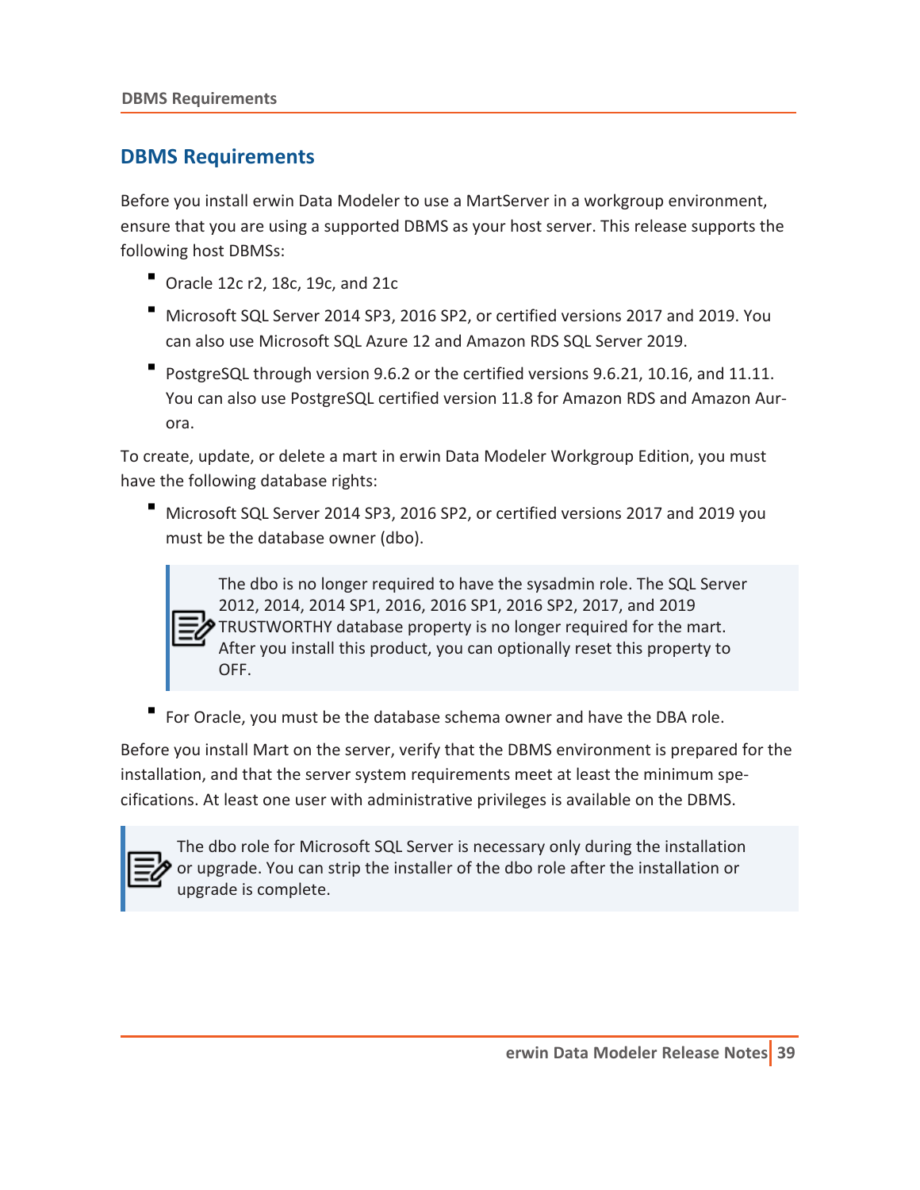## DBMS Requirements

Before you install erwin Data Modeler to use a MartServer in a workgroup environment, ensure that you are using a supported DBMS as your host server. This release supports the following host DBMSs:

- Oracle 12c r2, 18c, 19c, and 21c
- Microsoft SQL Server 2014 SP3, 2016 SP2, or certified versions 2017 and 2019. You can also use Microsoft SQL Azure 12 and Amazon RDS SQL Server 2019.
- PostgreSQL through version 9.6.2 or the certified versions 9.6.21, 10.16, and 11.11. You can also use PostgreSQL certified version 11.8 for Amazon RDS and Amazon Aurora.

To create, update, or delete a mart in erwin Data Modeler Workgroup Edition, you must have the following database rights:

- Microsoft SQL Server 2014 SP3, 2016 SP2, or certified versions 2017 and 2019 you must be the database owner (dbo).

  > The dbo is no longer required to have the sysadmin role. The SQL Server 2012, 2014, 2014 SP1, 2016, 2016 SP1, 2016 SP2, 2017, and 2019 TRUSTWORTHY database property is no longer required for the mart. After you install this product, you can optionally reset this property to OFF.

- For Oracle, you must be the database schema owner and have the DBA role.

Before you install Mart on the server, verify that the DBMS environment is prepared for the installation, and that the server system requirements meet at least the minimum specifications. At least one user with administrative privileges is available on the DBMS.

> The dbo role for Microsoft SQL Server is necessary only during the installation or upgrade. You can strip the installer of the dbo role after the installation or upgrade is complete.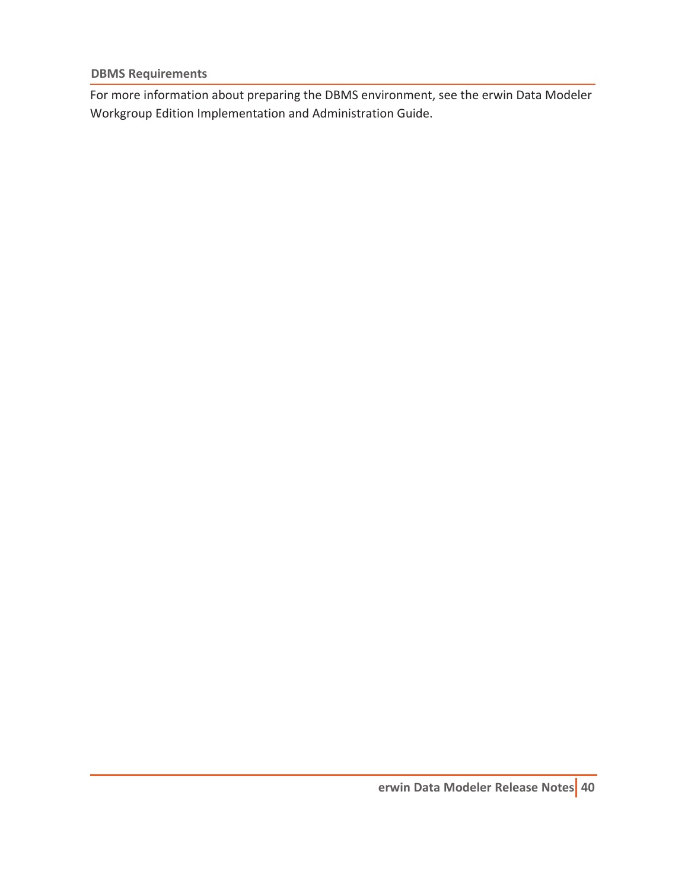### DBMS Requirements

For more information about preparing the DBMS environment, see the erwin Data Modeler Workgroup Edition Implementation and Administration Guide.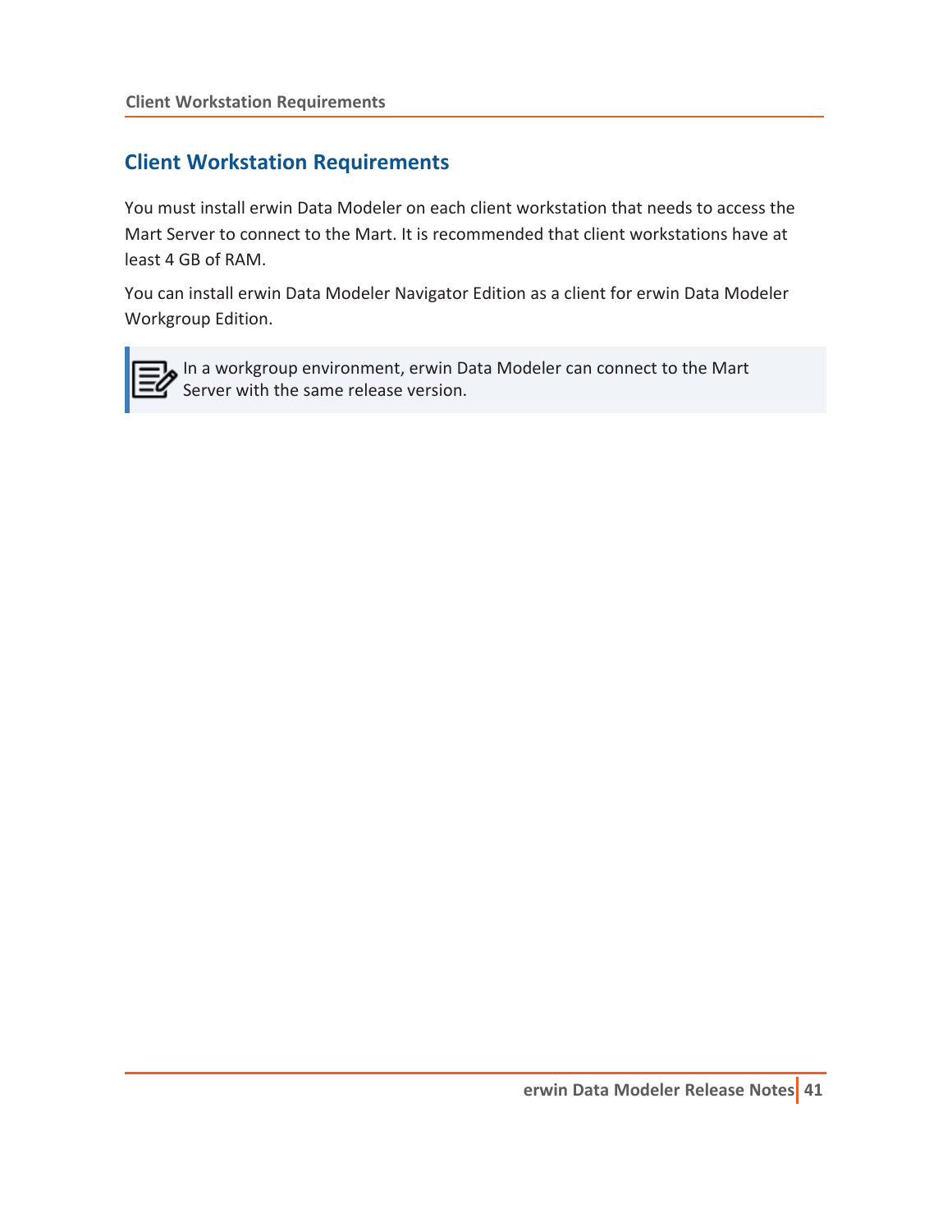## Client Workstation Requirements

You must install erwin Data Modeler on each client workstation that needs to access the Mart Server to connect to the Mart. It is recommended that client workstations have at least 4 GB of RAM.

You can install erwin Data Modeler Navigator Edition as a client for erwin Data Modeler Workgroup Edition.

> In a workgroup environment, erwin Data Modeler can connect to the Mart Server with the same release version.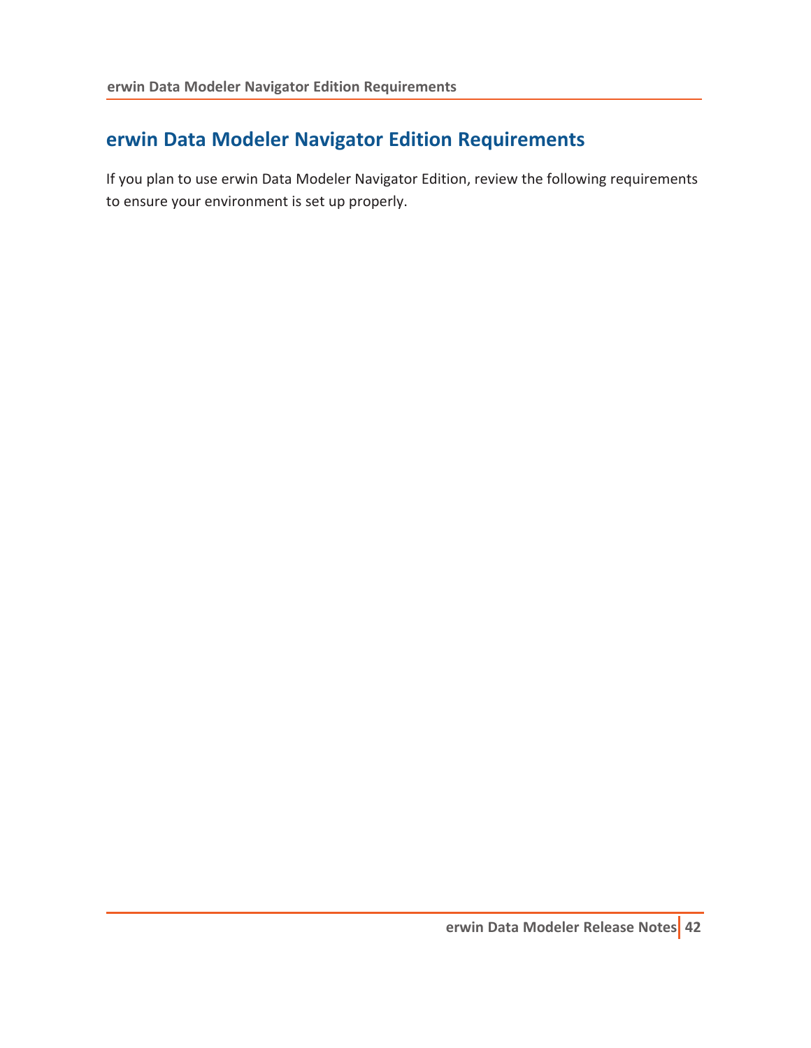# erwin Data Modeler Navigator Edition Requirements

If you plan to use erwin Data Modeler Navigator Edition, review the following requirements to ensure your environment is set up properly.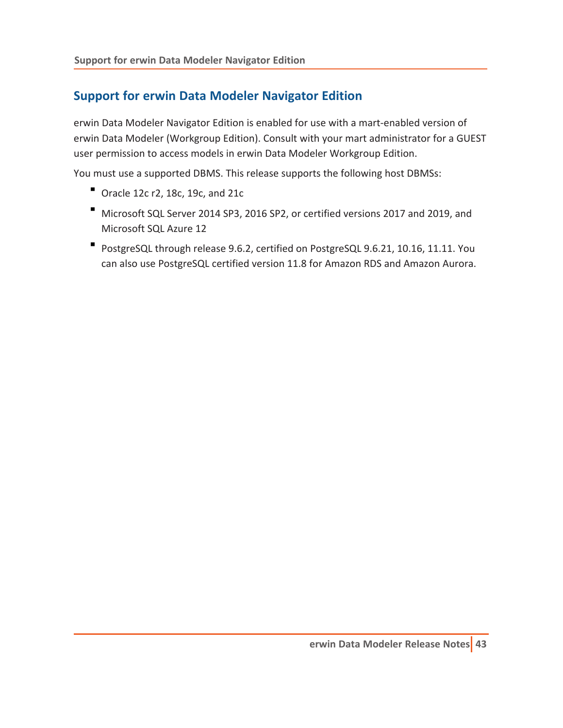## Support for erwin Data Modeler Navigator Edition

erwin Data Modeler Navigator Edition is enabled for use with a mart-enabled version of erwin Data Modeler (Workgroup Edition). Consult with your mart administrator for a GUEST user permission to access models in erwin Data Modeler Workgroup Edition.

You must use a supported DBMS. This release supports the following host DBMSs:

- Oracle 12c r2, 18c, 19c, and 21c
- Microsoft SQL Server 2014 SP3, 2016 SP2, or certified versions 2017 and 2019, and Microsoft SQL Azure 12
- PostgreSQL through release 9.6.2, certified on PostgreSQL 9.6.21, 10.16, 11.11. You can also use PostgreSQL certified version 11.8 for Amazon RDS and Amazon Aurora.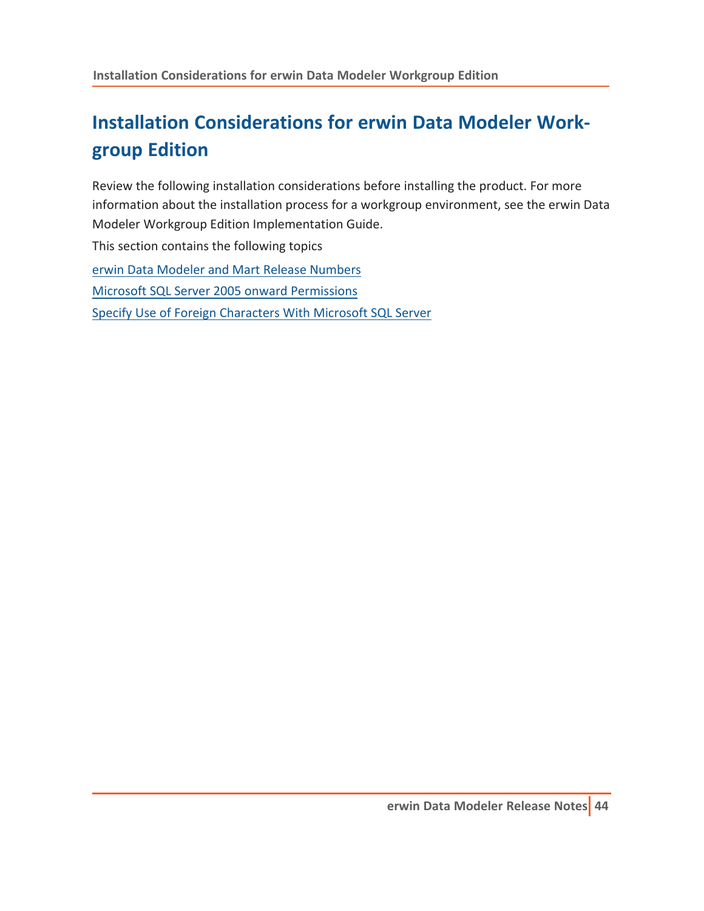# Installation Considerations for erwin Data Modeler Workgroup Edition

Review the following installation considerations before installing the product. For more information about the installation process for a workgroup environment, see the erwin Data Modeler Workgroup Edition Implementation Guide.

This section contains the following topics

erwin Data Modeler and Mart Release Numbers

Microsoft SQL Server 2005 onward Permissions

Specify Use of Foreign Characters With Microsoft SQL Server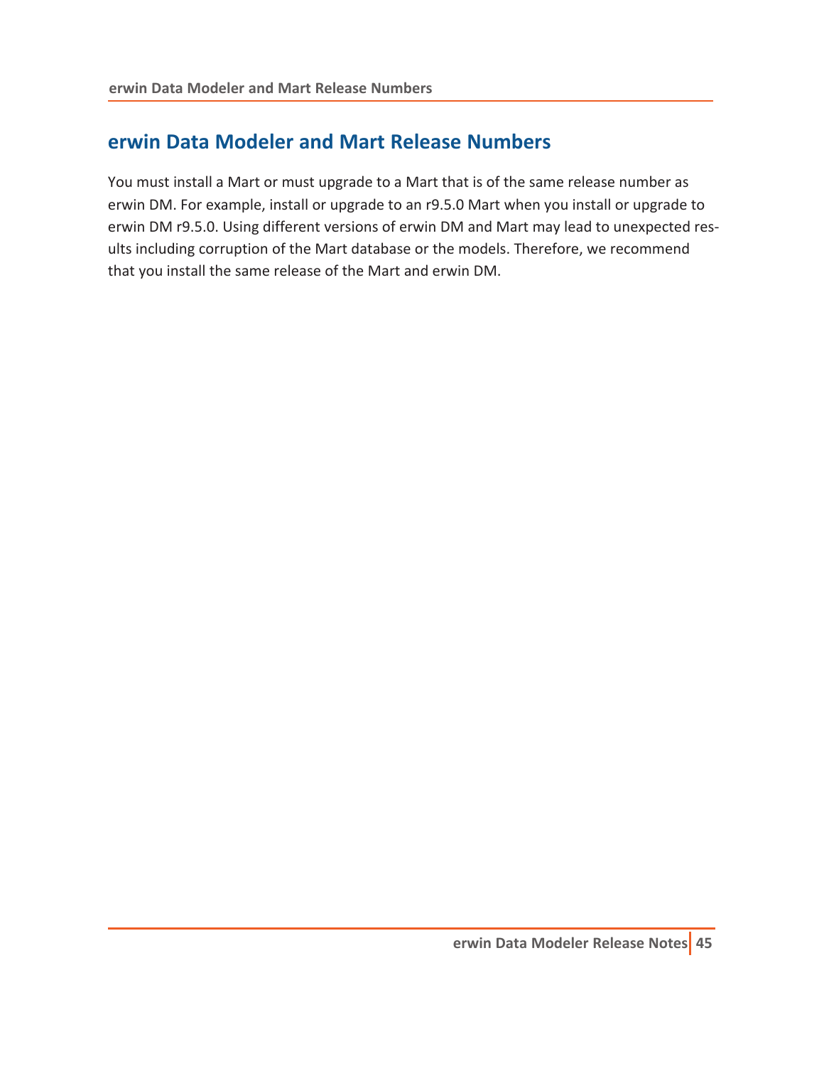# erwin Data Modeler and Mart Release Numbers

You must install a Mart or must upgrade to a Mart that is of the same release number as erwin DM. For example, install or upgrade to an r9.5.0 Mart when you install or upgrade to erwin DM r9.5.0. Using different versions of erwin DM and Mart may lead to unexpected results including corruption of the Mart database or the models. Therefore, we recommend that you install the same release of the Mart and erwin DM.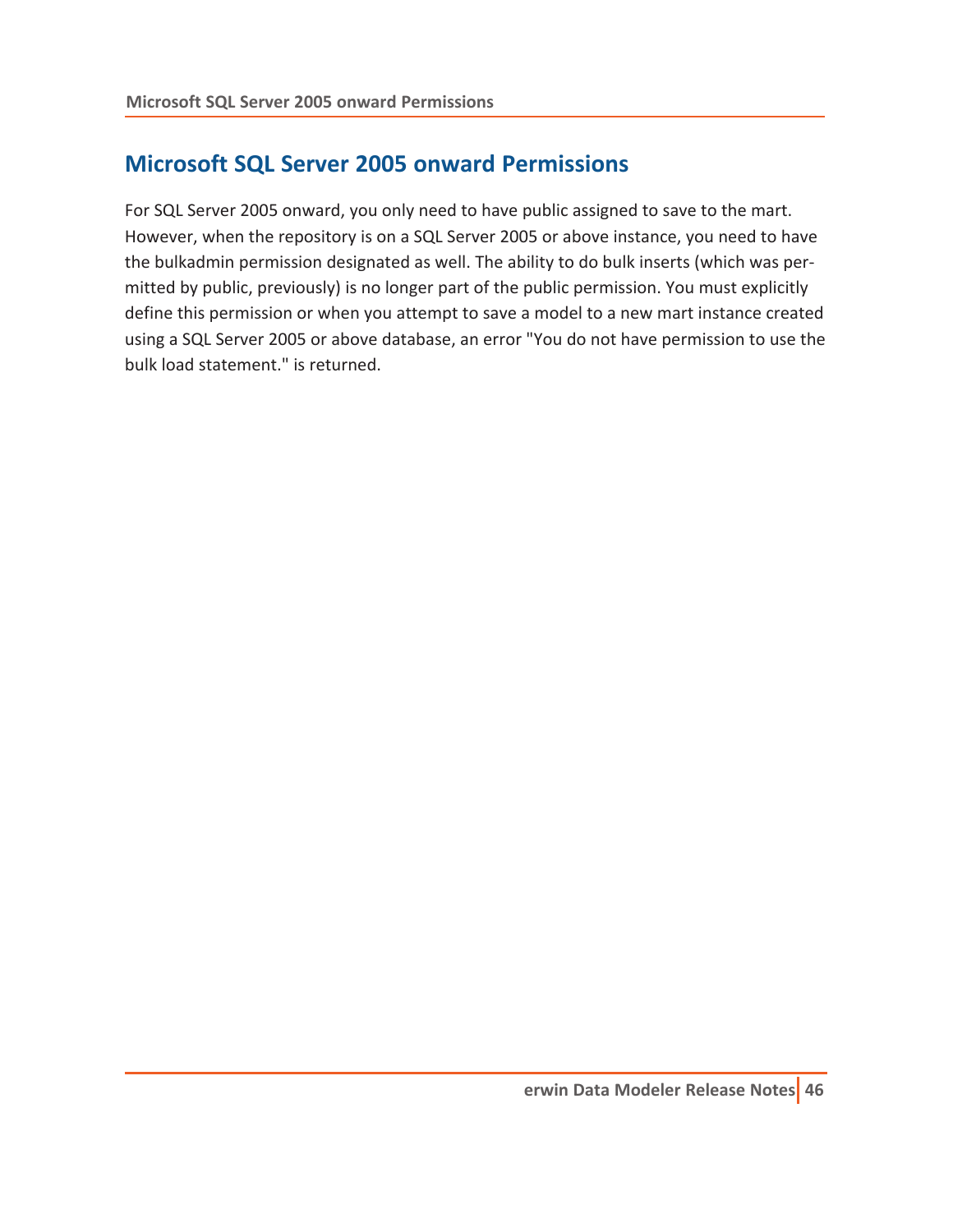## Microsoft SQL Server 2005 onward Permissions

For SQL Server 2005 onward, you only need to have public assigned to save to the mart. However, when the repository is on a SQL Server 2005 or above instance, you need to have the bulkadmin permission designated as well. The ability to do bulk inserts (which was permitted by public, previously) is no longer part of the public permission. You must explicitly define this permission or when you attempt to save a model to a new mart instance created using a SQL Server 2005 or above database, an error "You do not have permission to use the bulk load statement." is returned.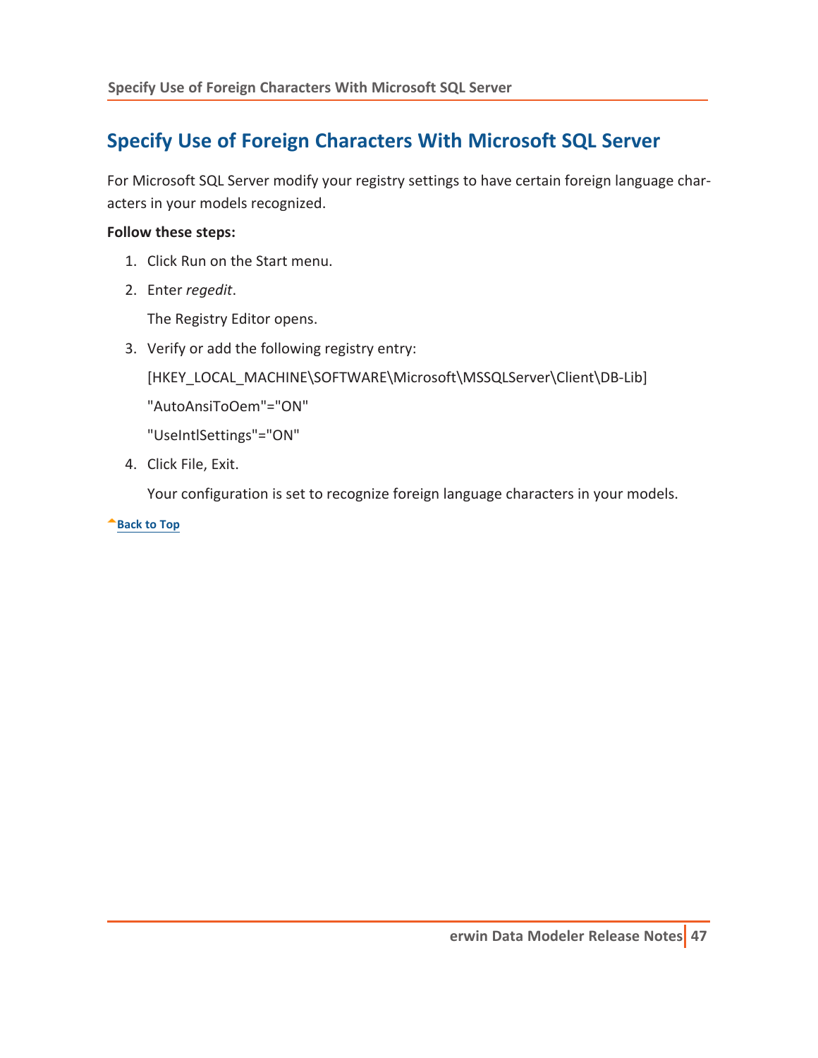# Specify Use of Foreign Characters With Microsoft SQL Server

For Microsoft SQL Server modify your registry settings to have certain foreign language characters in your models recognized.

**Follow these steps:**

1. Click Run on the Start menu.
2. Enter *regedit*.

   The Registry Editor opens.
3. Verify or add the following registry entry:

   [HKEY_LOCAL_MACHINE\SOFTWARE\Microsoft\MSSQLServer\Client\DB-Lib]

   "AutoAnsiToOem"="ON"

   "UseIntlSettings"="ON"
4. Click File, Exit.

   Your configuration is set to recognize foreign language characters in your models.

Back to Top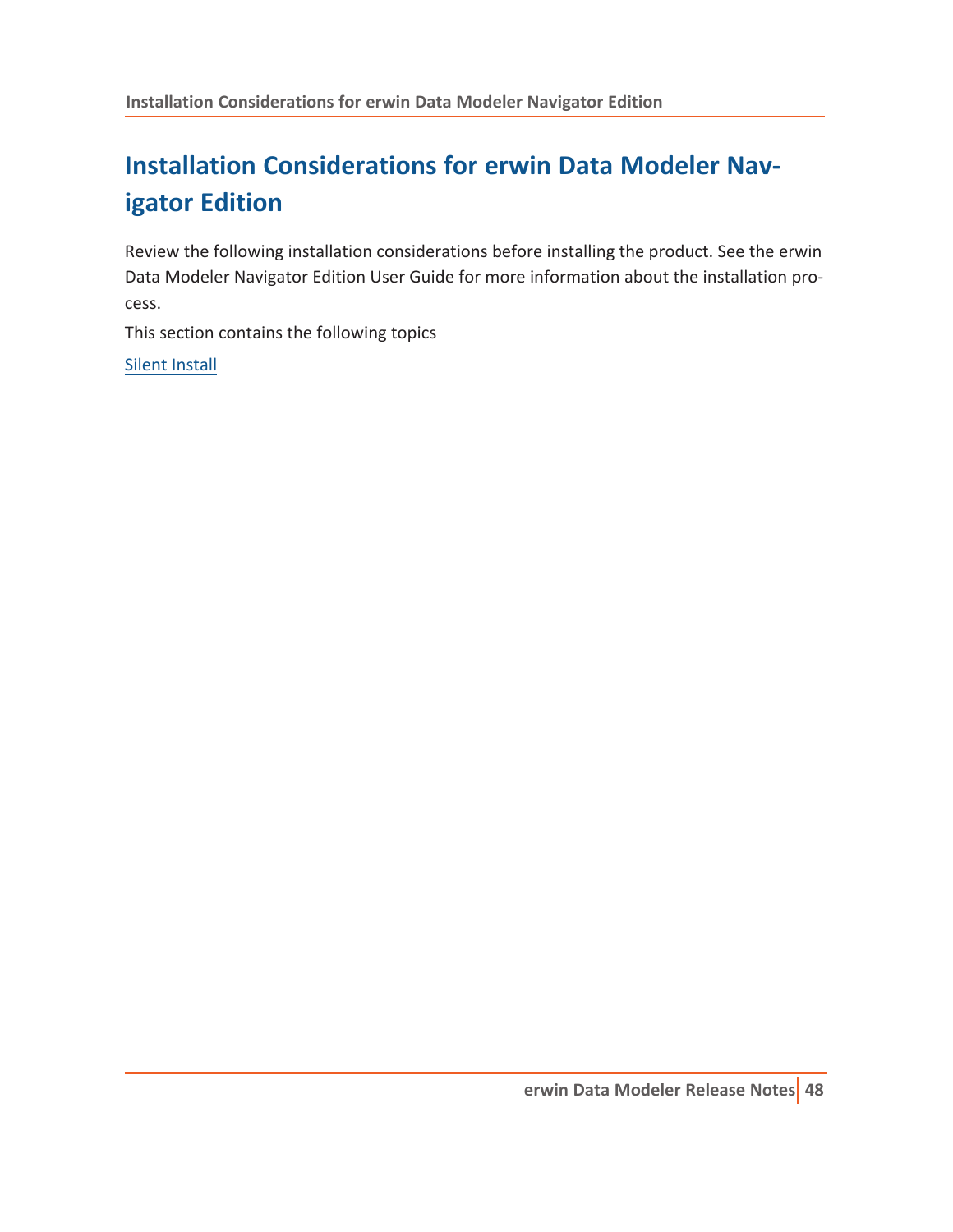# Installation Considerations for erwin Data Modeler Navigator Edition

Review the following installation considerations before installing the product. See the erwin Data Modeler Navigator Edition User Guide for more information about the installation process.

This section contains the following topics

Silent Install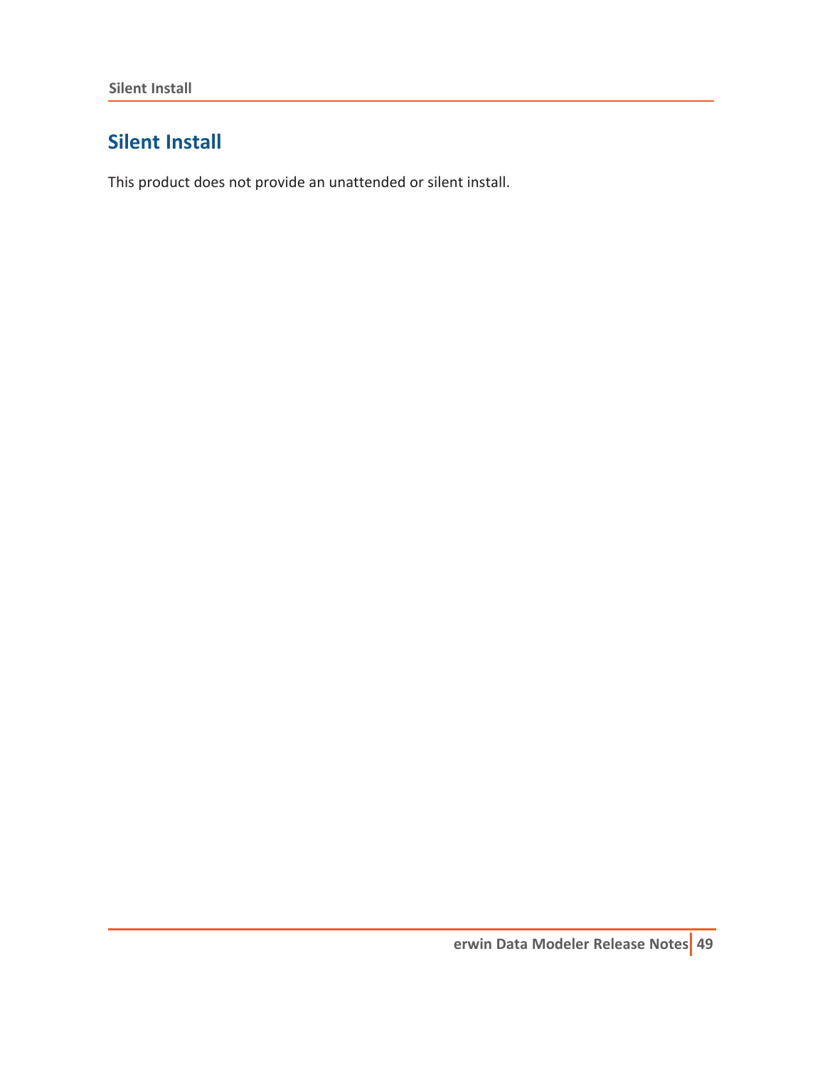# Silent Install

This product does not provide an unattended or silent install.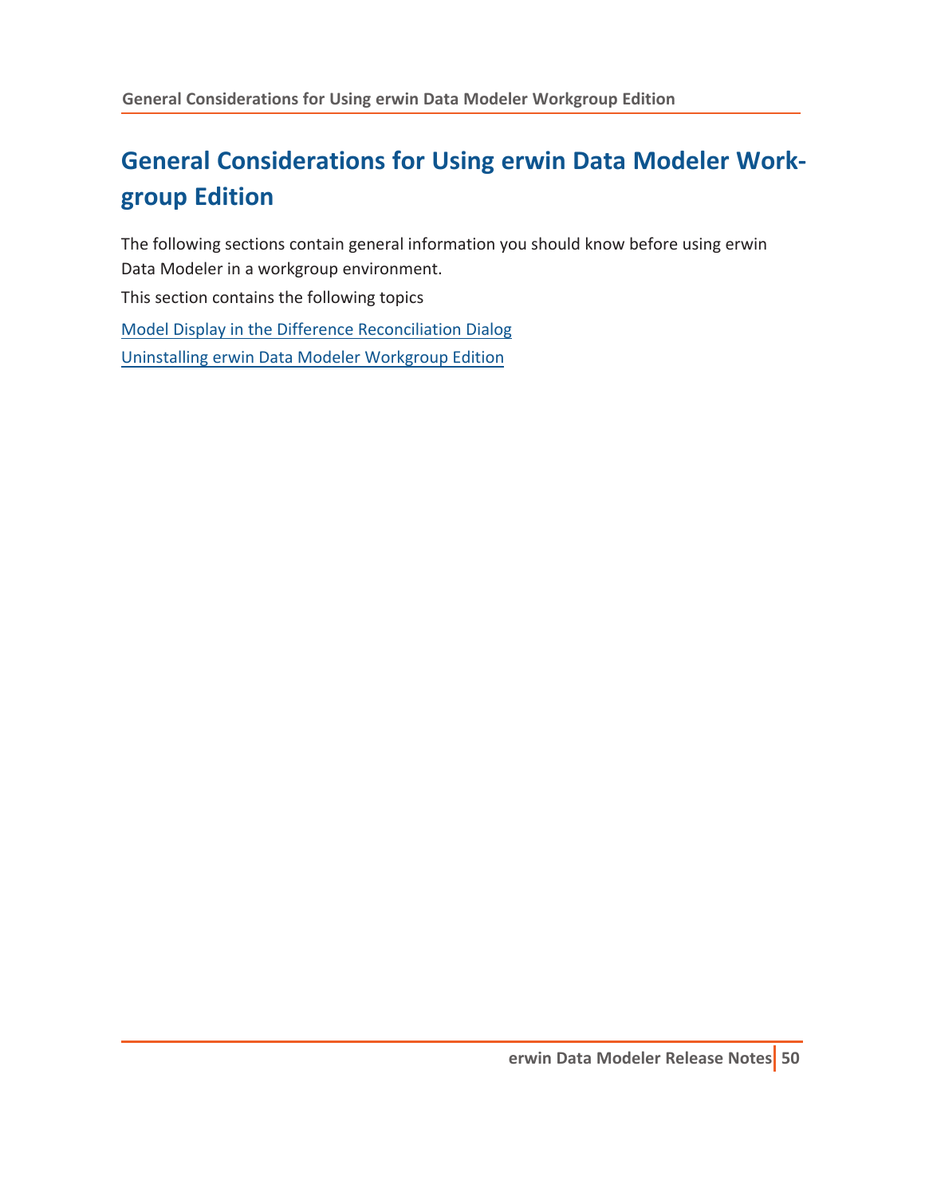# General Considerations for Using erwin Data Modeler Workgroup Edition

The following sections contain general information you should know before using erwin Data Modeler in a workgroup environment.

This section contains the following topics

Model Display in the Difference Reconciliation Dialog

Uninstalling erwin Data Modeler Workgroup Edition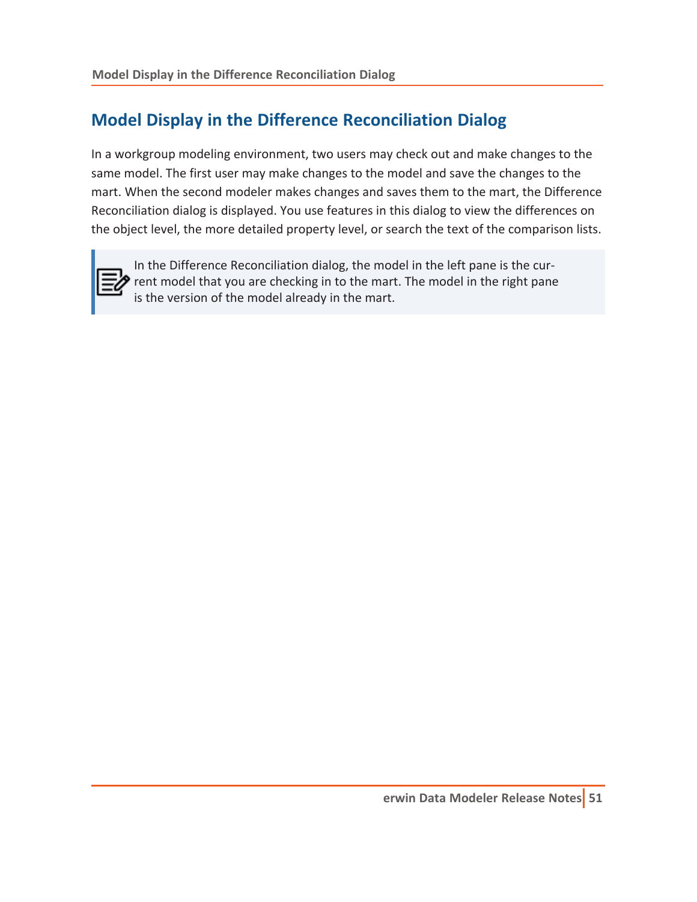# Model Display in the Difference Reconciliation Dialog

In a workgroup modeling environment, two users may check out and make changes to the same model. The first user may make changes to the model and save the changes to the mart. When the second modeler makes changes and saves them to the mart, the Difference Reconciliation dialog is displayed. You use features in this dialog to view the differences on the object level, the more detailed property level, or search the text of the comparison lists.

> In the Difference Reconciliation dialog, the model in the left pane is the current model that you are checking in to the mart. The model in the right pane is the version of the model already in the mart.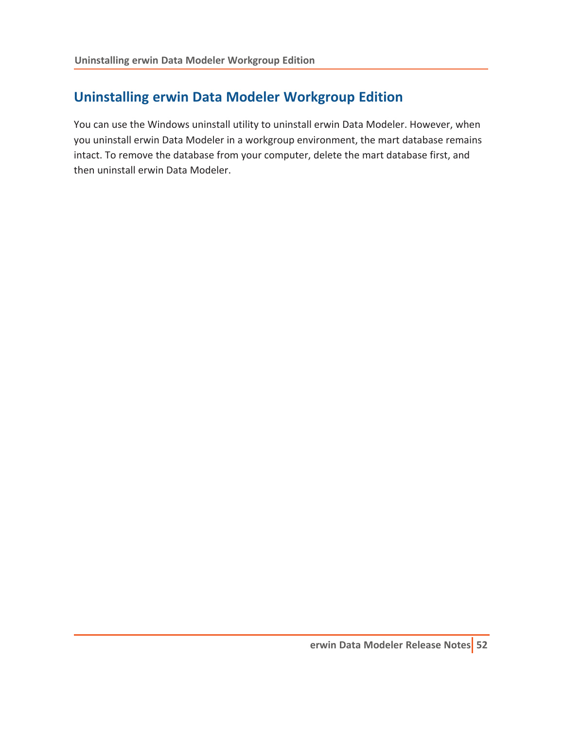## Uninstalling erwin Data Modeler Workgroup Edition

You can use the Windows uninstall utility to uninstall erwin Data Modeler. However, when you uninstall erwin Data Modeler in a workgroup environment, the mart database remains intact. To remove the database from your computer, delete the mart database first, and then uninstall erwin Data Modeler.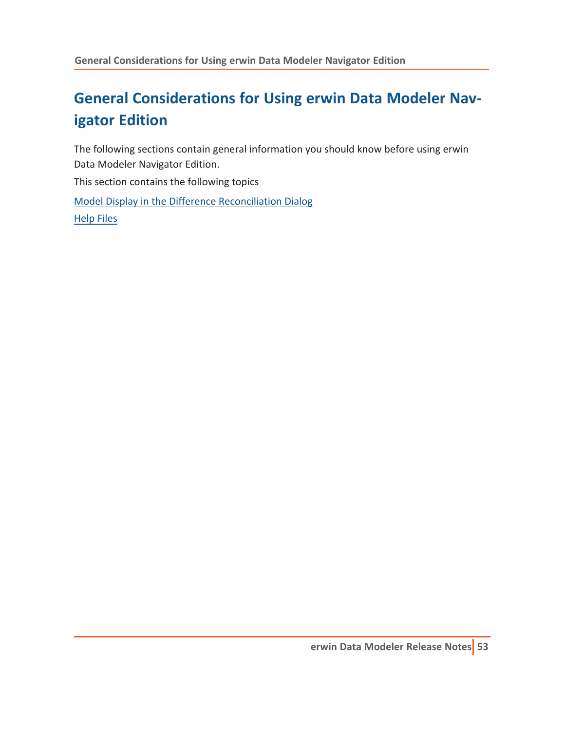# General Considerations for Using erwin Data Modeler Navigator Edition

The following sections contain general information you should know before using erwin Data Modeler Navigator Edition.

This section contains the following topics

Model Display in the Difference Reconciliation Dialog

Help Files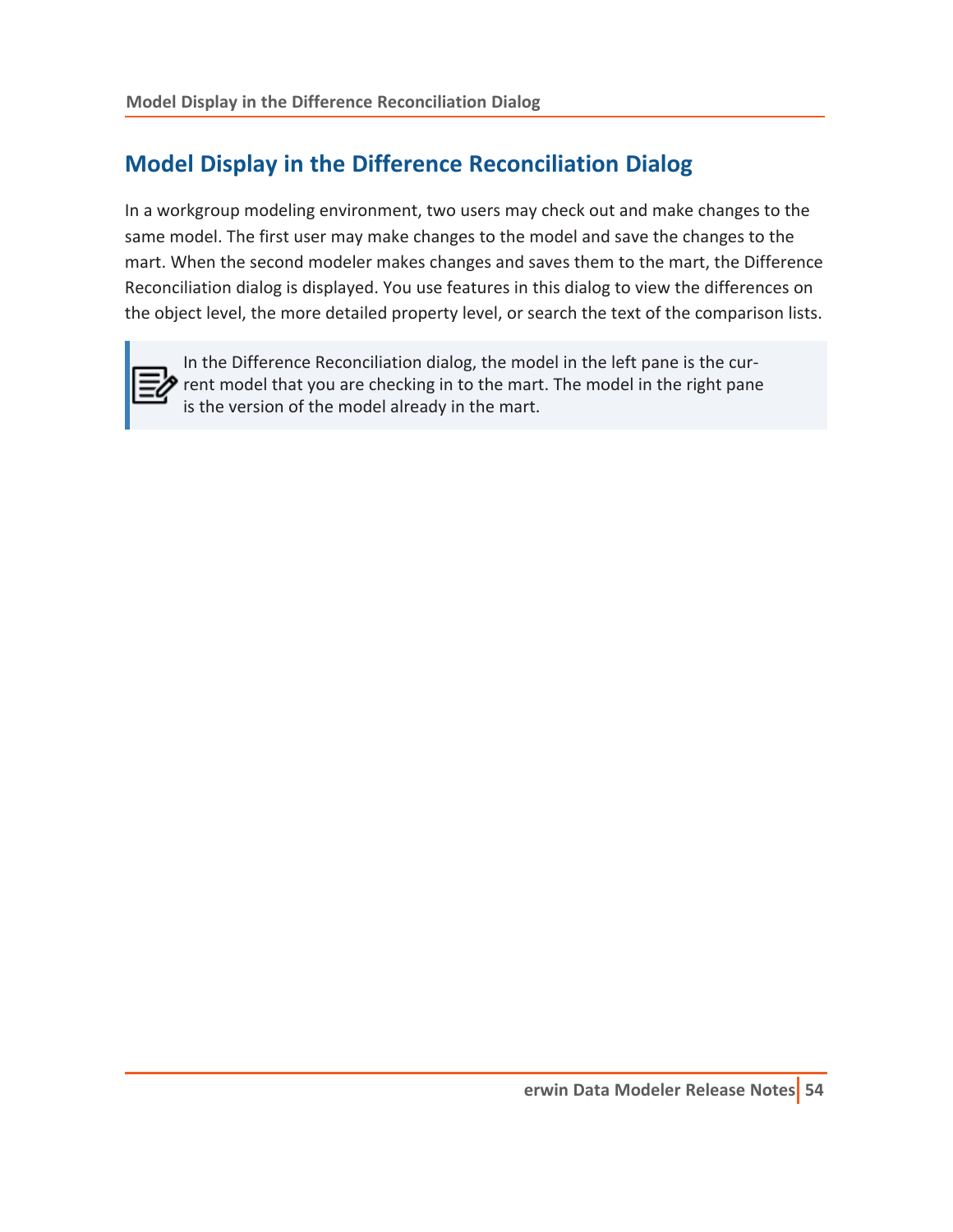# Model Display in the Difference Reconciliation Dialog

In a workgroup modeling environment, two users may check out and make changes to the same model. The first user may make changes to the model and save the changes to the mart. When the second modeler makes changes and saves them to the mart, the Difference Reconciliation dialog is displayed. You use features in this dialog to view the differences on the object level, the more detailed property level, or search the text of the comparison lists.

> In the Difference Reconciliation dialog, the model in the left pane is the current model that you are checking in to the mart. The model in the right pane is the version of the model already in the mart.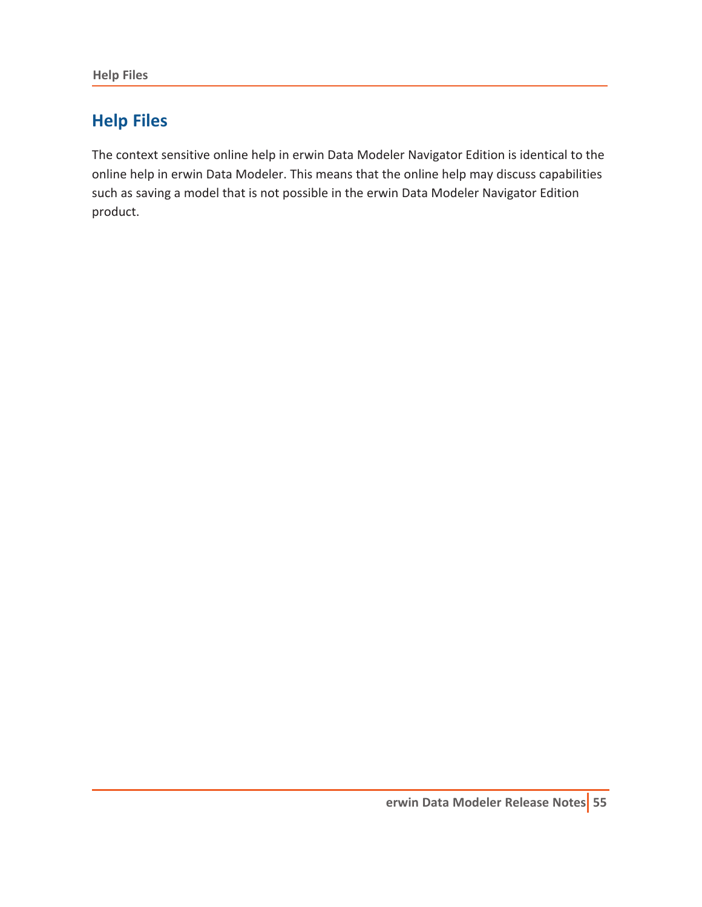## Help Files

The context sensitive online help in erwin Data Modeler Navigator Edition is identical to the online help in erwin Data Modeler. This means that the online help may discuss capabilities such as saving a model that is not possible in the erwin Data Modeler Navigator Edition product.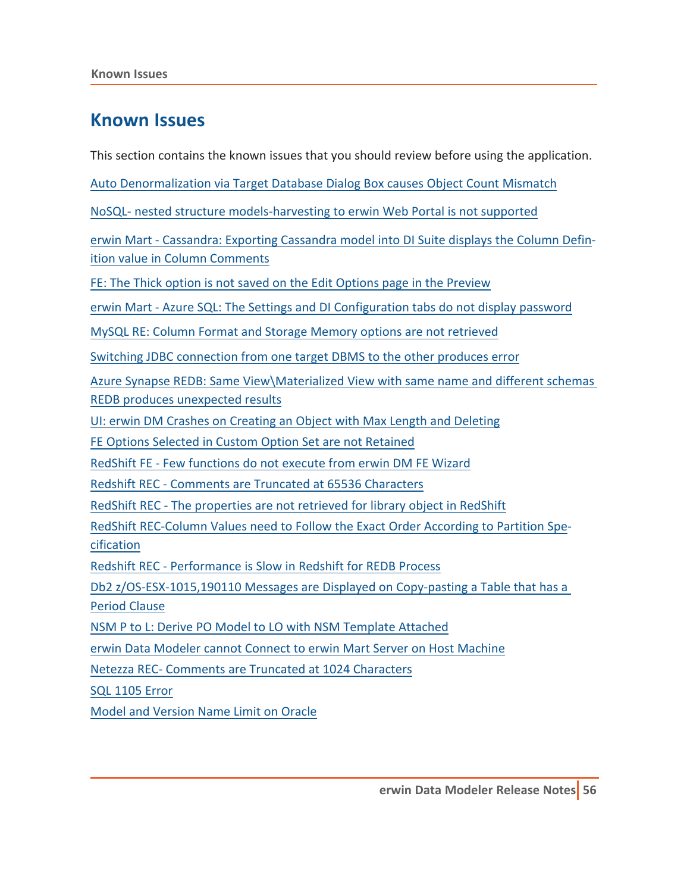# Known Issues

This section contains the known issues that you should review before using the application.

Auto Denormalization via Target Database Dialog Box causes Object Count Mismatch

NoSQL- nested structure models-harvesting to erwin Web Portal is not supported

erwin Mart - Cassandra: Exporting Cassandra model into DI Suite displays the Column Definition value in Column Comments

FE: The Thick option is not saved on the Edit Options page in the Preview

erwin Mart - Azure SQL: The Settings and DI Configuration tabs do not display password

MySQL RE: Column Format and Storage Memory options are not retrieved

Switching JDBC connection from one target DBMS to the other produces error

Azure Synapse REDB: Same View\Materialized View with same name and different schemas REDB produces unexpected results

UI: erwin DM Crashes on Creating an Object with Max Length and Deleting

FE Options Selected in Custom Option Set are not Retained

RedShift FE - Few functions do not execute from erwin DM FE Wizard

Redshift REC - Comments are Truncated at 65536 Characters

RedShift REC - The properties are not retrieved for library object in RedShift

RedShift REC-Column Values need to Follow the Exact Order According to Partition Specification

Redshift REC - Performance is Slow in Redshift for REDB Process

Db2 z/OS-ESX-1015,190110 Messages are Displayed on Copy-pasting a Table that has a Period Clause

NSM P to L: Derive PO Model to LO with NSM Template Attached

erwin Data Modeler cannot Connect to erwin Mart Server on Host Machine

Netezza REC- Comments are Truncated at 1024 Characters

SQL 1105 Error

Model and Version Name Limit on Oracle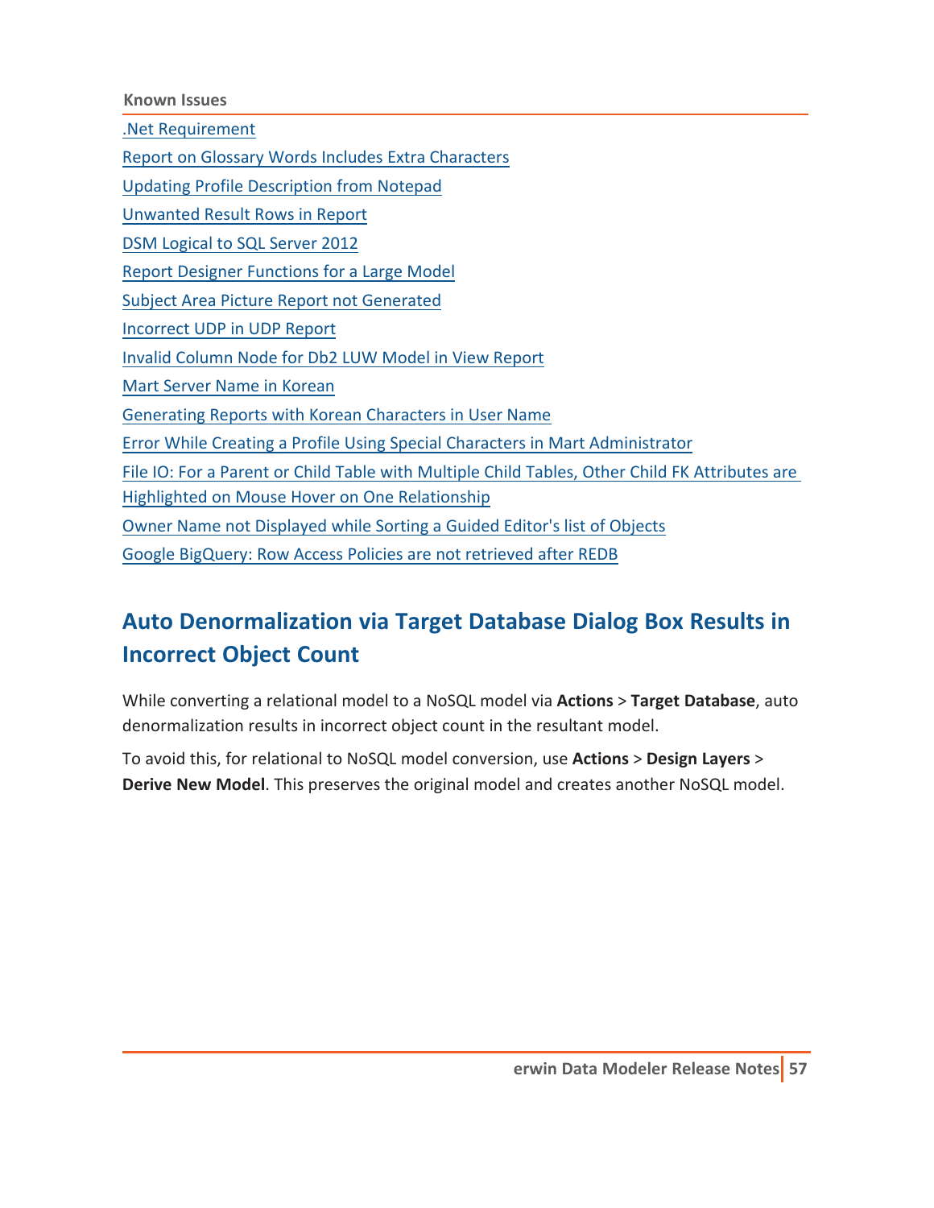**Known Issues**

.Net Requirement

Report on Glossary Words Includes Extra Characters

Updating Profile Description from Notepad

Unwanted Result Rows in Report

DSM Logical to SQL Server 2012

Report Designer Functions for a Large Model

Subject Area Picture Report not Generated

Incorrect UDP in UDP Report

Invalid Column Node for Db2 LUW Model in View Report

Mart Server Name in Korean

Generating Reports with Korean Characters in User Name

Error While Creating a Profile Using Special Characters in Mart Administrator

File IO: For a Parent or Child Table with Multiple Child Tables, Other Child FK Attributes are Highlighted on Mouse Hover on One Relationship

Owner Name not Displayed while Sorting a Guided Editor's list of Objects

Google BigQuery: Row Access Policies are not retrieved after REDB

## Auto Denormalization via Target Database Dialog Box Results in Incorrect Object Count

While converting a relational model to a NoSQL model via **Actions** > **Target Database**, auto denormalization results in incorrect object count in the resultant model.

To avoid this, for relational to NoSQL model conversion, use **Actions** > **Design Layers** > **Derive New Model**. This preserves the original model and creates another NoSQL model.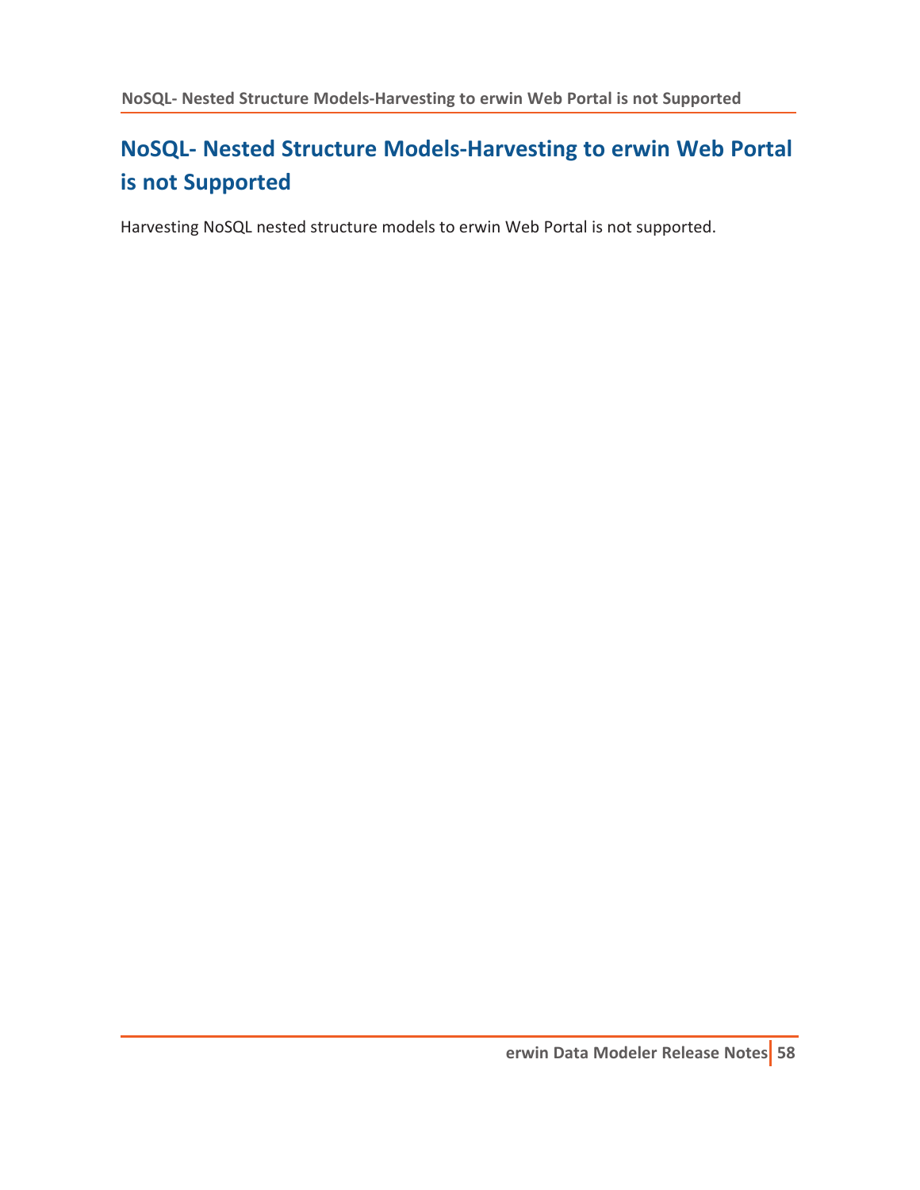# NoSQL- Nested Structure Models-Harvesting to erwin Web Portal is not Supported

Harvesting NoSQL nested structure models to erwin Web Portal is not supported.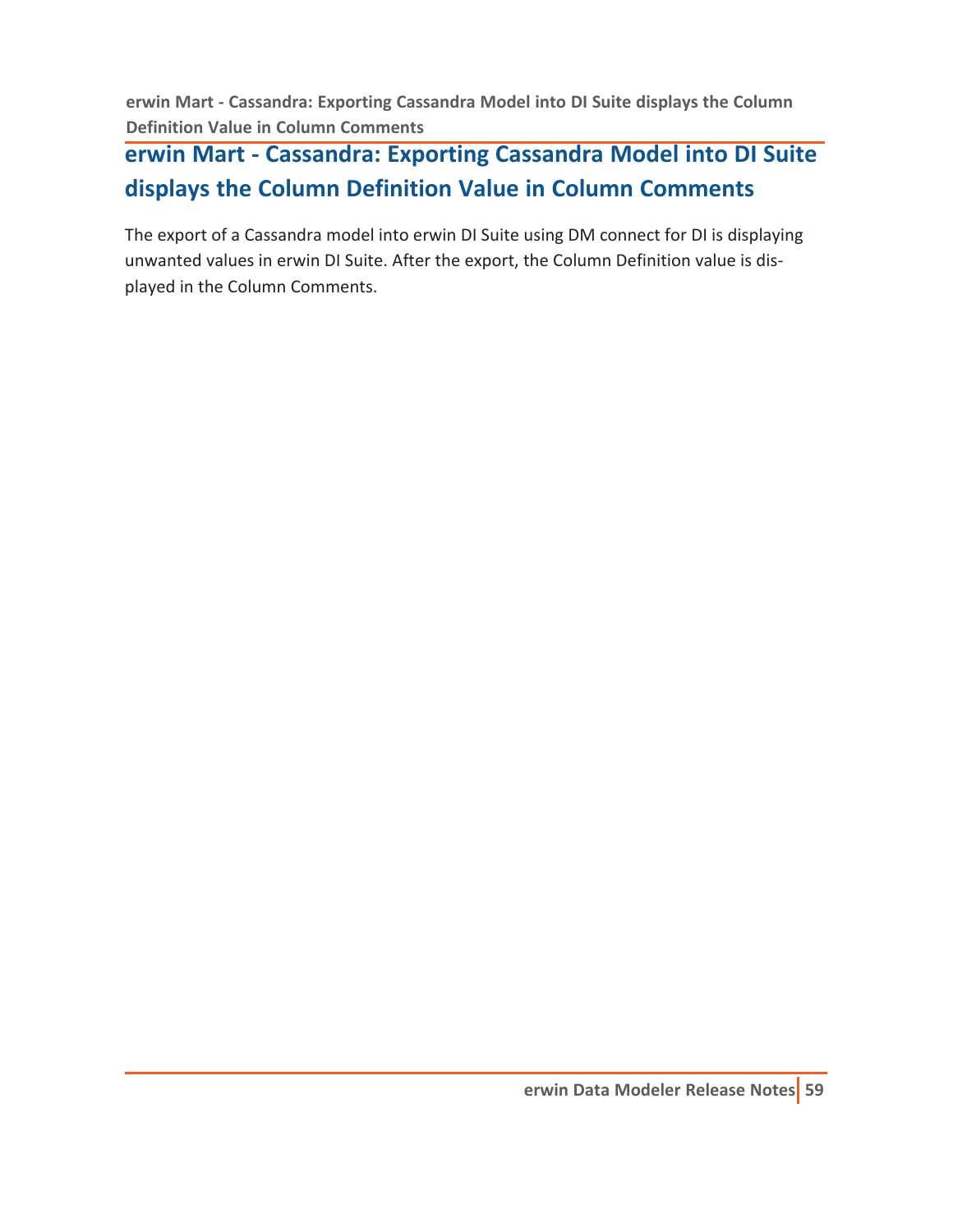## erwin Mart - Cassandra: Exporting Cassandra Model into DI Suite displays the Column Definition Value in Column Comments

The export of a Cassandra model into erwin DI Suite using DM connect for DI is displaying unwanted values in erwin DI Suite. After the export, the Column Definition value is displayed in the Column Comments.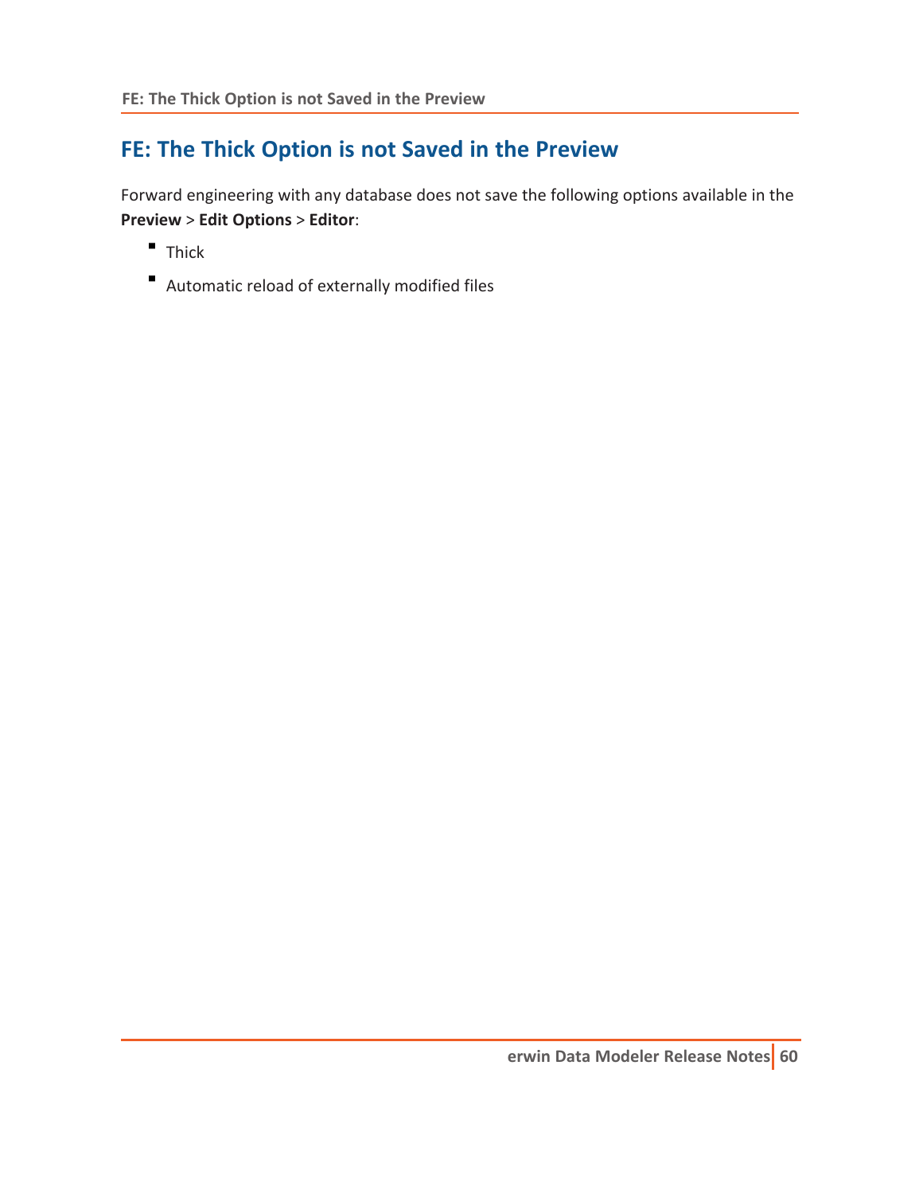## FE: The Thick Option is not Saved in the Preview

Forward engineering with any database does not save the following options available in the **Preview** > **Edit Options** > **Editor**:

- Thick
- Automatic reload of externally modified files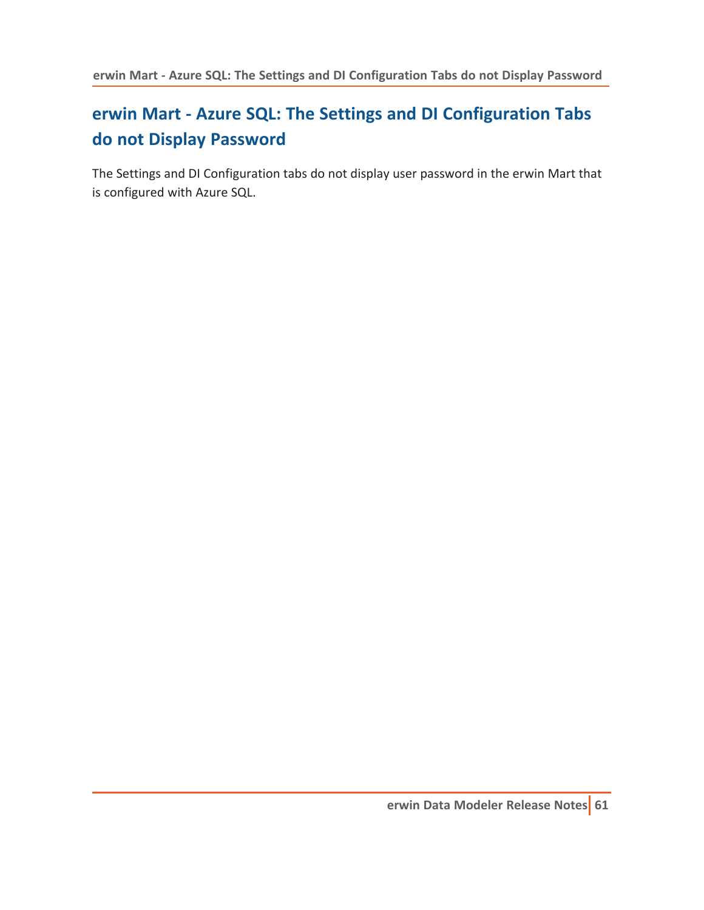## erwin Mart - Azure SQL: The Settings and DI Configuration Tabs do not Display Password

The Settings and DI Configuration tabs do not display user password in the erwin Mart that is configured with Azure SQL.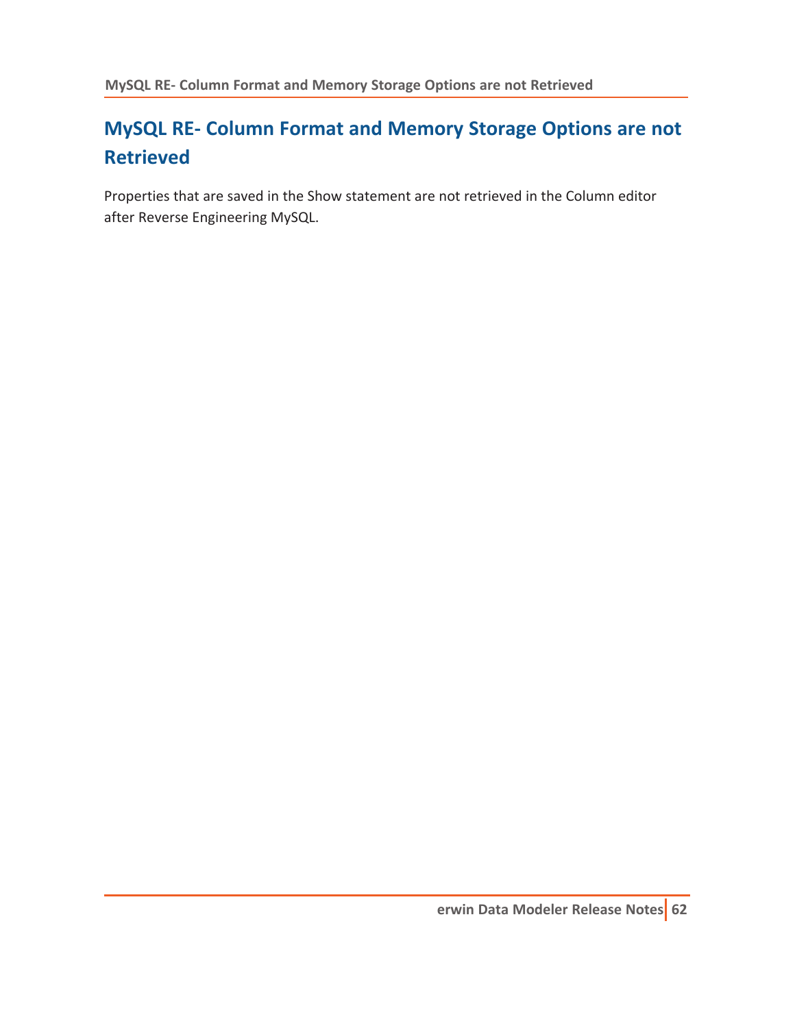# MySQL RE- Column Format and Memory Storage Options are not Retrieved

Properties that are saved in the Show statement are not retrieved in the Column editor after Reverse Engineering MySQL.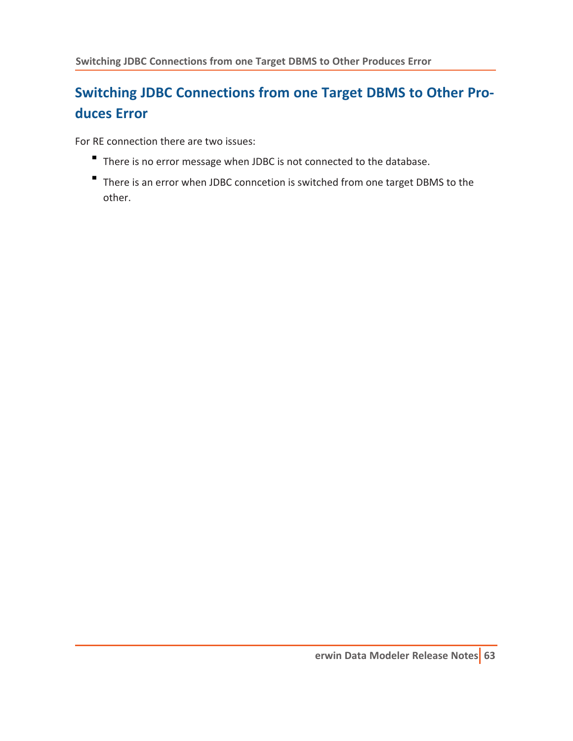## Switching JDBC Connections from one Target DBMS to Other Produces Error

For RE connection there are two issues:

- There is no error message when JDBC is not connected to the database.
- There is an error when JDBC conncetion is switched from one target DBMS to the other.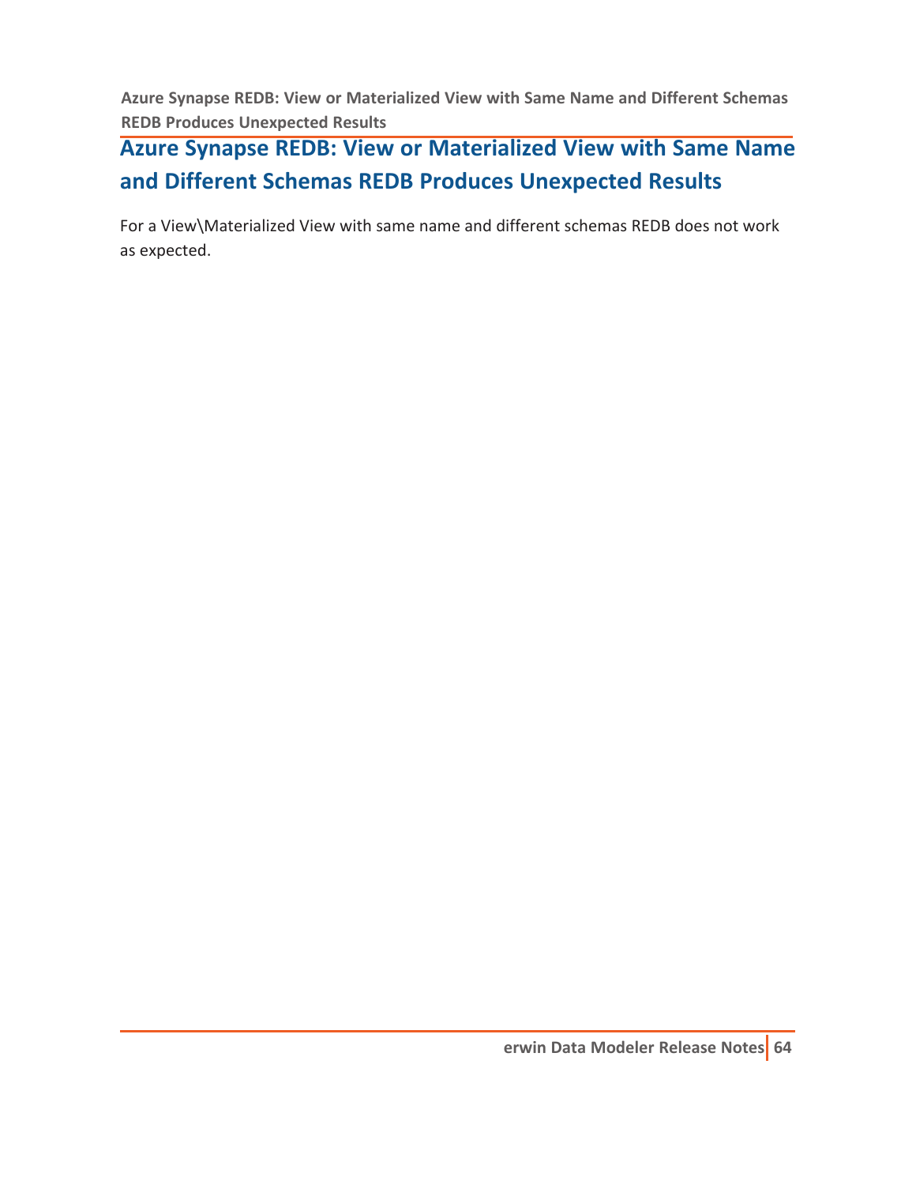# Azure Synapse REDB: View or Materialized View with Same Name and Different Schemas REDB Produces Unexpected Results

For a View\Materialized View with same name and different schemas REDB does not work as expected.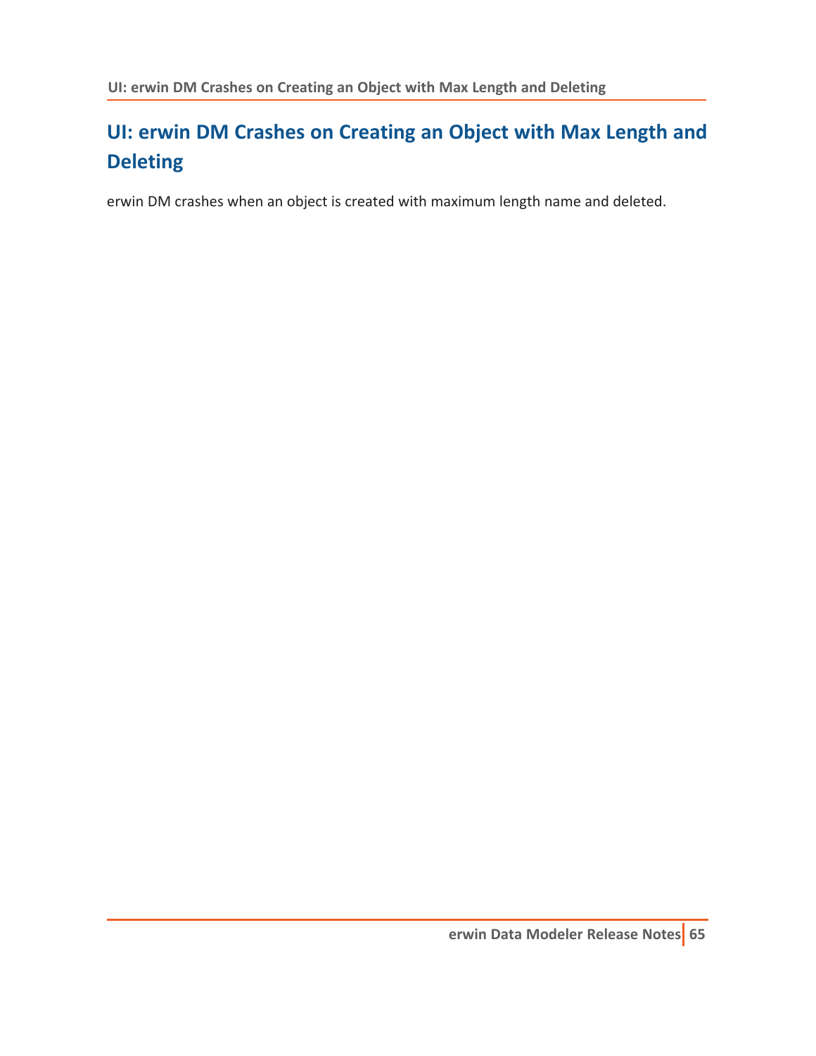## UI: erwin DM Crashes on Creating an Object with Max Length and Deleting

erwin DM crashes when an object is created with maximum length name and deleted.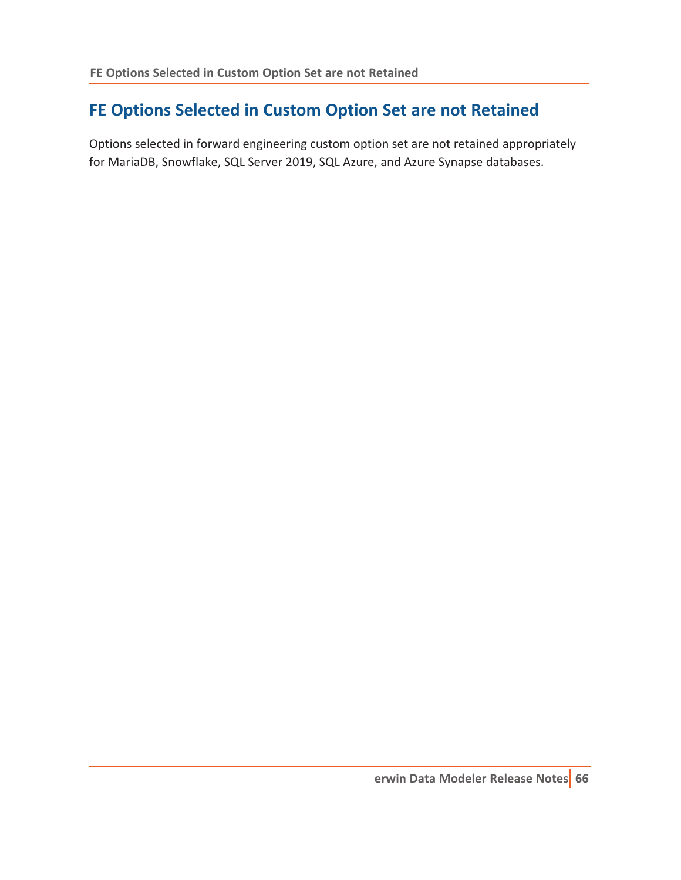## FE Options Selected in Custom Option Set are not Retained

Options selected in forward engineering custom option set are not retained appropriately for MariaDB, Snowflake, SQL Server 2019, SQL Azure, and Azure Synapse databases.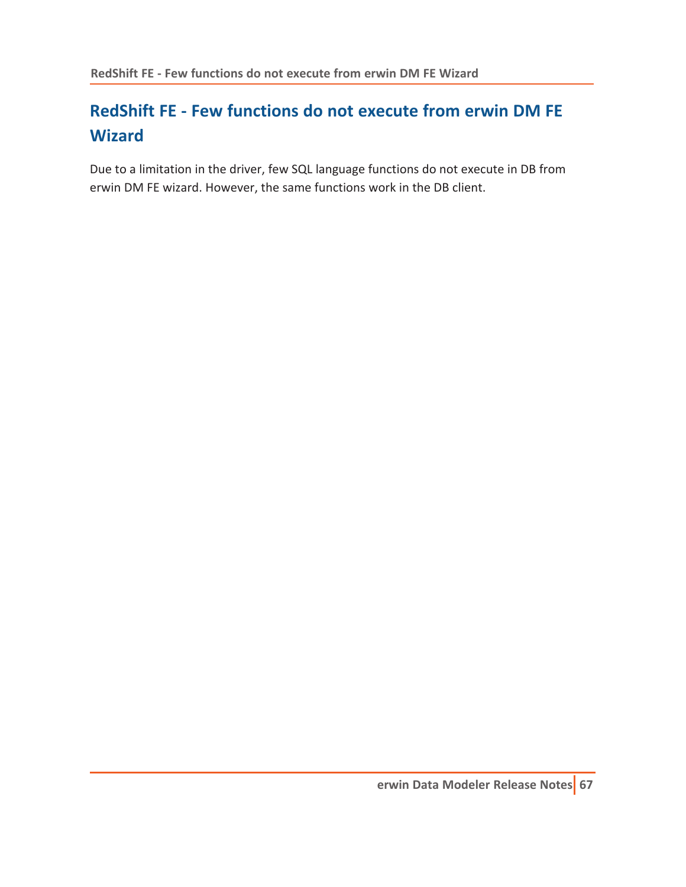## RedShift FE - Few functions do not execute from erwin DM FE Wizard

Due to a limitation in the driver, few SQL language functions do not execute in DB from erwin DM FE wizard. However, the same functions work in the DB client.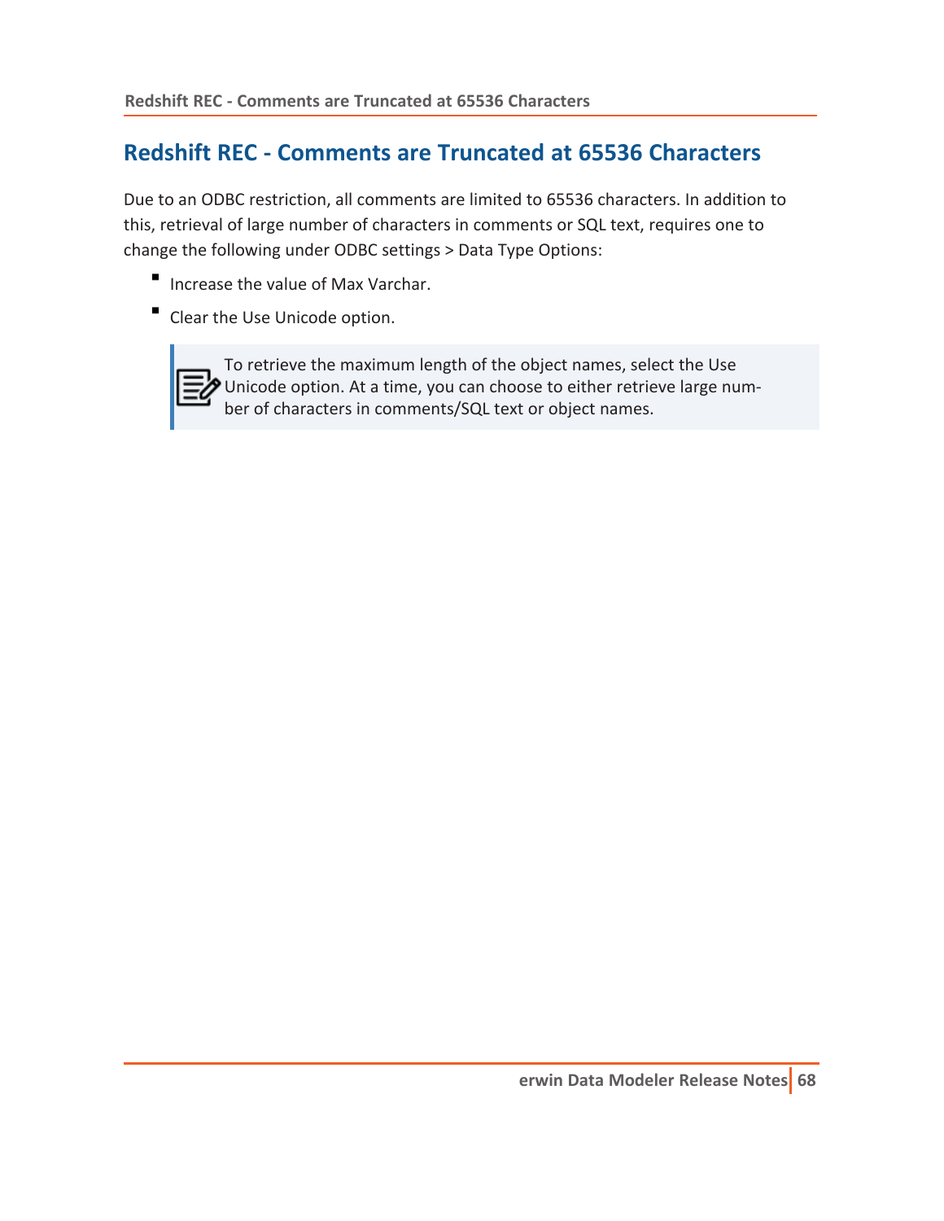# Redshift REC - Comments are Truncated at 65536 Characters

Due to an ODBC restriction, all comments are limited to 65536 characters. In addition to this, retrieval of large number of characters in comments or SQL text, requires one to change the following under ODBC settings > Data Type Options:

- Increase the value of Max Varchar.
- Clear the Use Unicode option.

> To retrieve the maximum length of the object names, select the Use Unicode option. At a time, you can choose to either retrieve large number of characters in comments/SQL text or object names.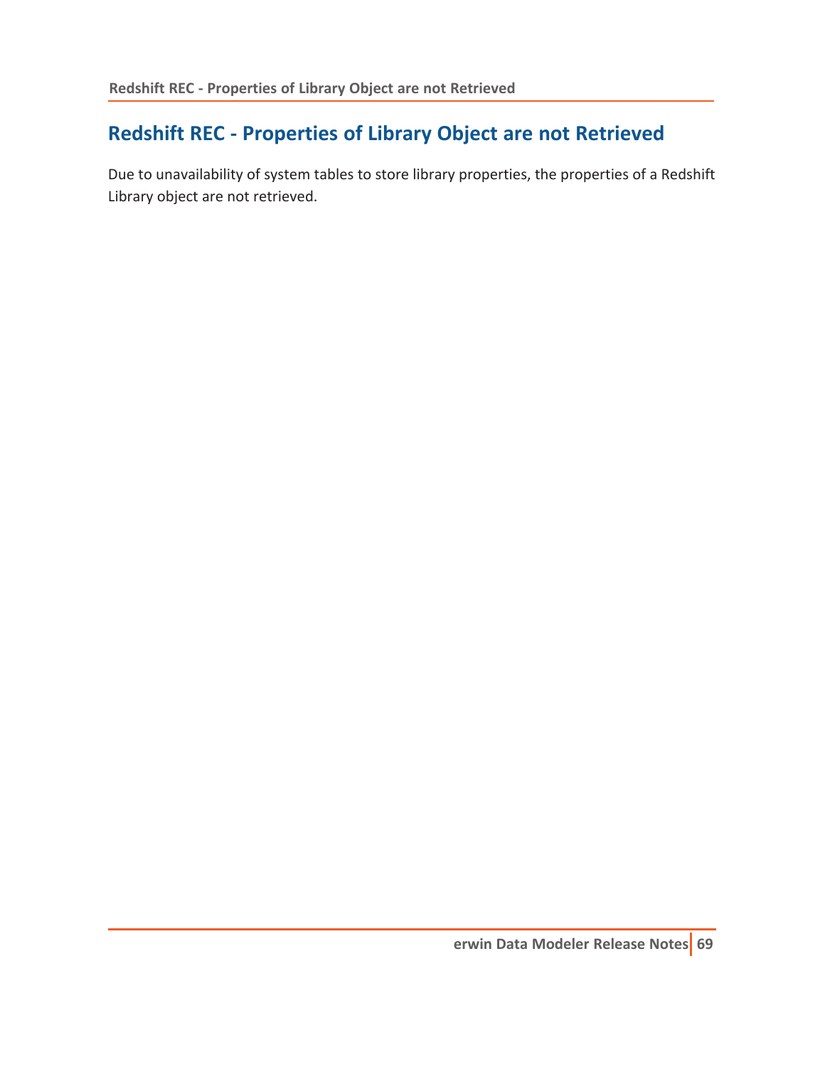## Redshift REC - Properties of Library Object are not Retrieved

Due to unavailability of system tables to store library properties, the properties of a Redshift Library object are not retrieved.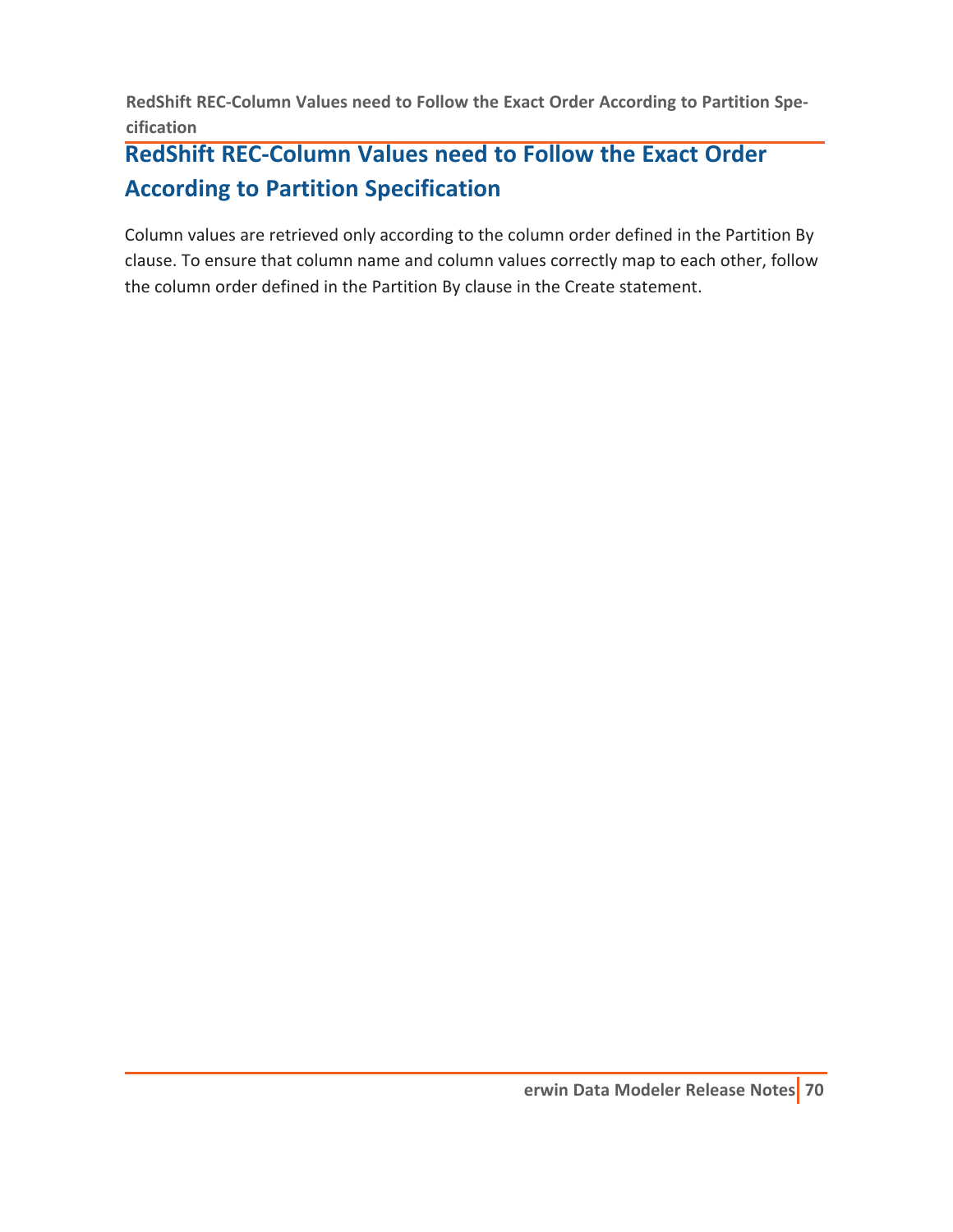## RedShift REC-Column Values need to Follow the Exact Order According to Partition Specification

Column values are retrieved only according to the column order defined in the Partition By clause. To ensure that column name and column values correctly map to each other, follow the column order defined in the Partition By clause in the Create statement.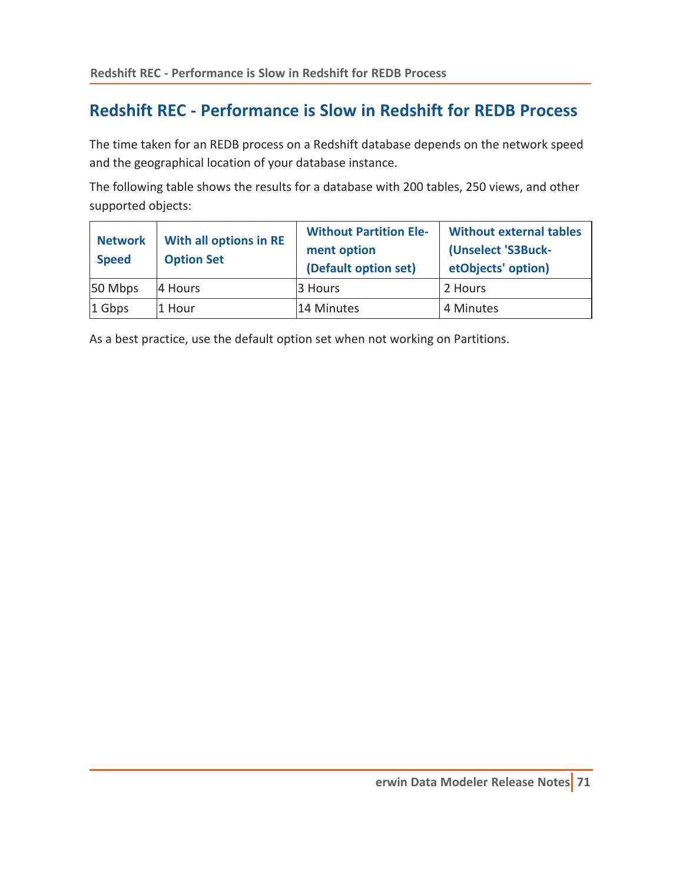# Redshift REC - Performance is Slow in Redshift for REDB Process

The time taken for an REDB process on a Redshift database depends on the network speed and the geographical location of your database instance.

The following table shows the results for a database with 200 tables, 250 views, and other supported objects:

| Network Speed | With all options in RE Option Set | Without Partition Element option (Default option set) | Without external tables (Unselect 'S3BucketObjects' option) |
|---|---|---|---|
| 50 Mbps | 4 Hours | 3 Hours | 2 Hours |
| 1 Gbps | 1 Hour | 14 Minutes | 4 Minutes |

As a best practice, use the default option set when not working on Partitions.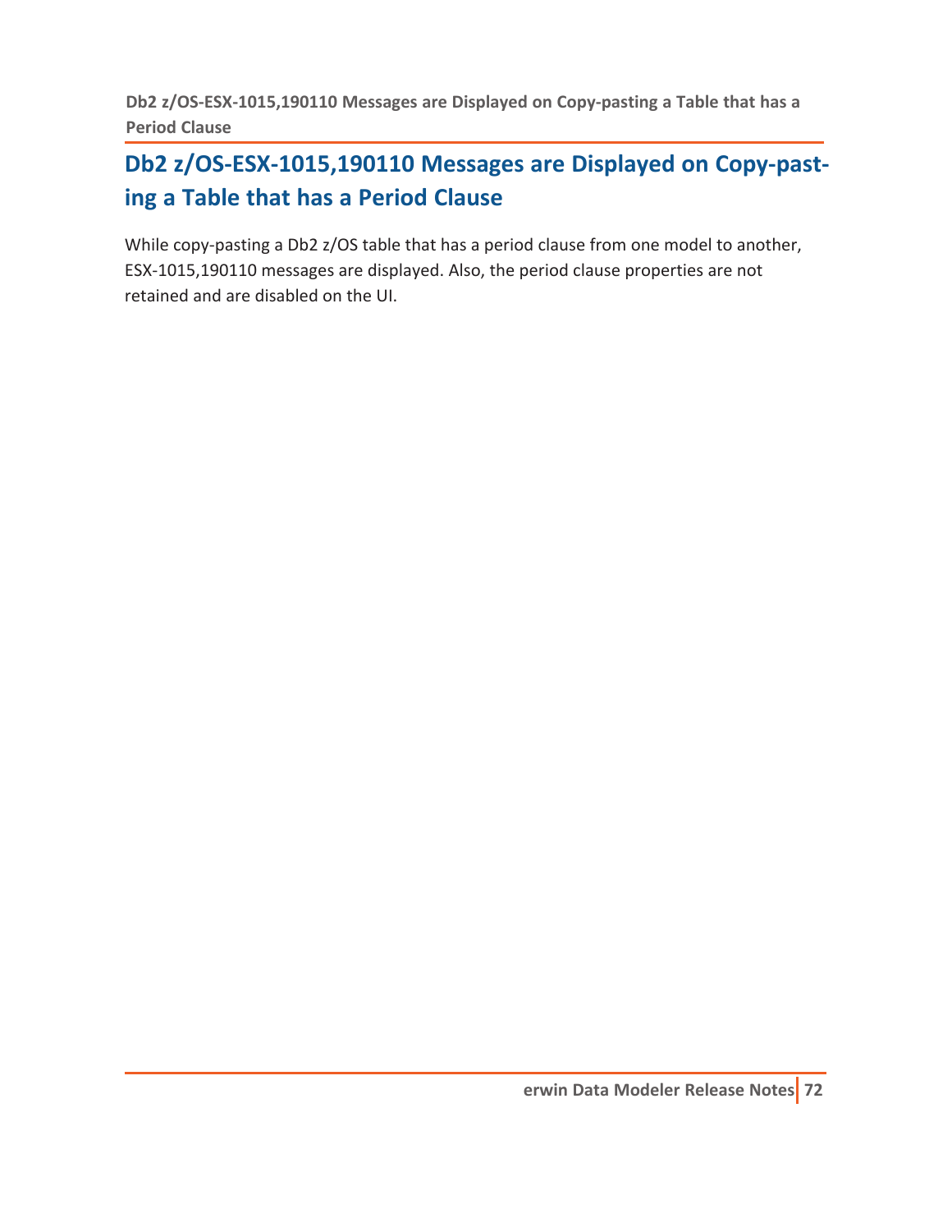## Db2 z/OS-ESX-1015,190110 Messages are Displayed on Copy-pasting a Table that has a Period Clause

While copy-pasting a Db2 z/OS table that has a period clause from one model to another, ESX-1015,190110 messages are displayed. Also, the period clause properties are not retained and are disabled on the UI.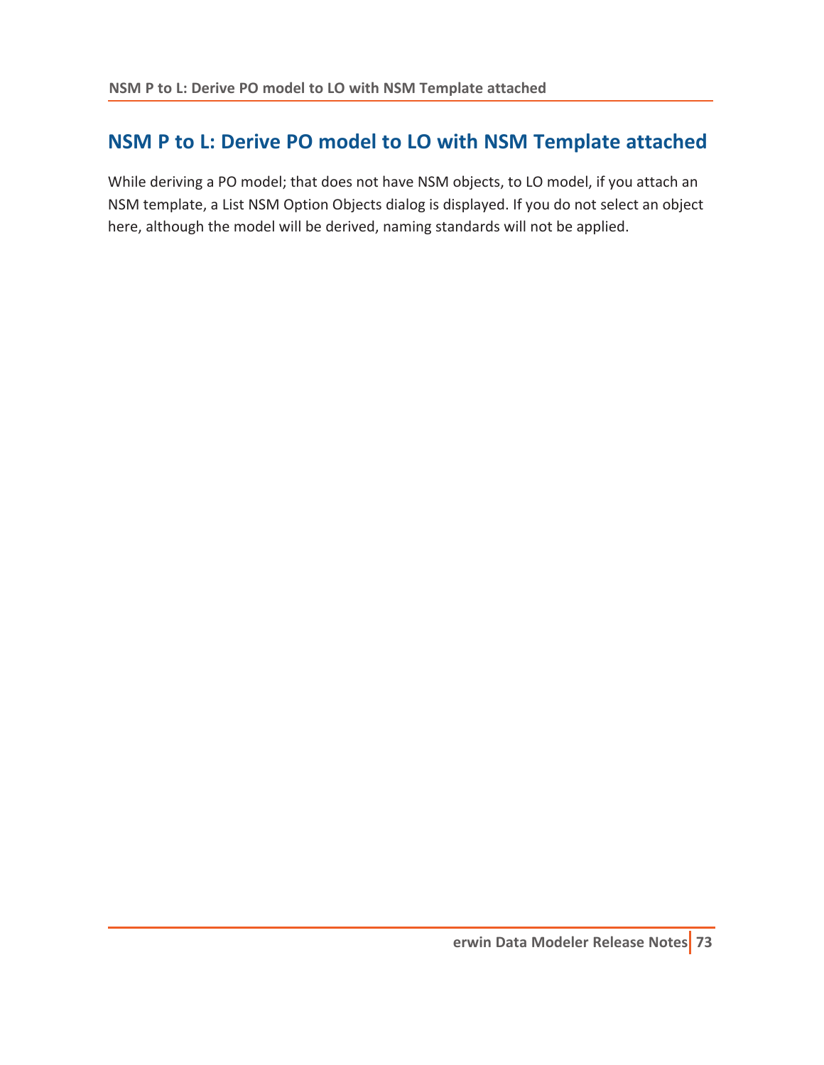## NSM P to L: Derive PO model to LO with NSM Template attached

While deriving a PO model; that does not have NSM objects, to LO model, if you attach an NSM template, a List NSM Option Objects dialog is displayed. If you do not select an object here, although the model will be derived, naming standards will not be applied.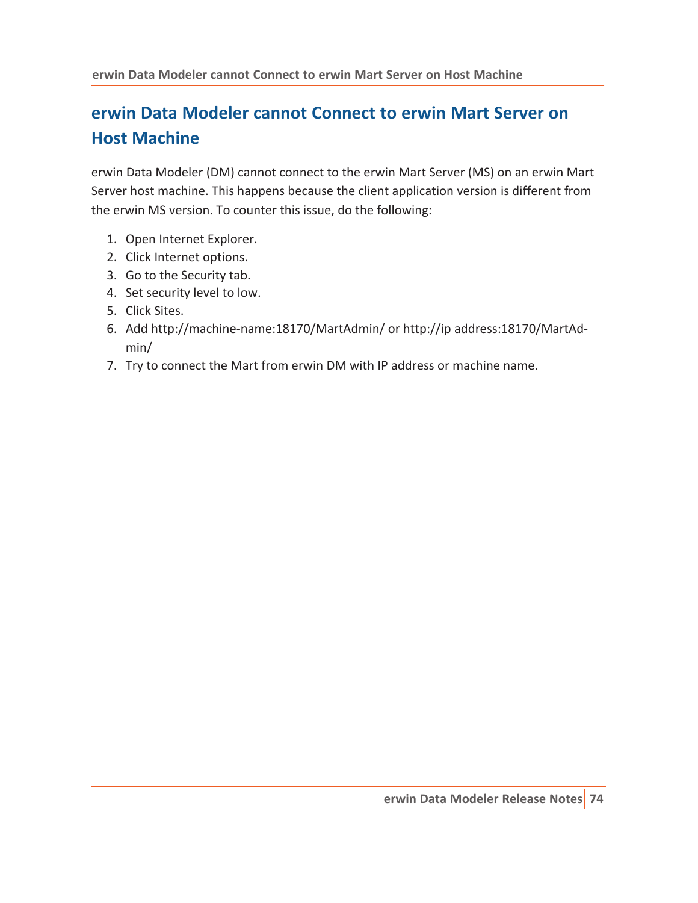# erwin Data Modeler cannot Connect to erwin Mart Server on Host Machine

erwin Data Modeler (DM) cannot connect to the erwin Mart Server (MS) on an erwin Mart Server host machine. This happens because the client application version is different from the erwin MS version. To counter this issue, do the following:

1. Open Internet Explorer.
2. Click Internet options.
3. Go to the Security tab.
4. Set security level to low.
5. Click Sites.
6. Add http://machine-name:18170/MartAdmin/ or http://ip address:18170/MartAdmin/
7. Try to connect the Mart from erwin DM with IP address or machine name.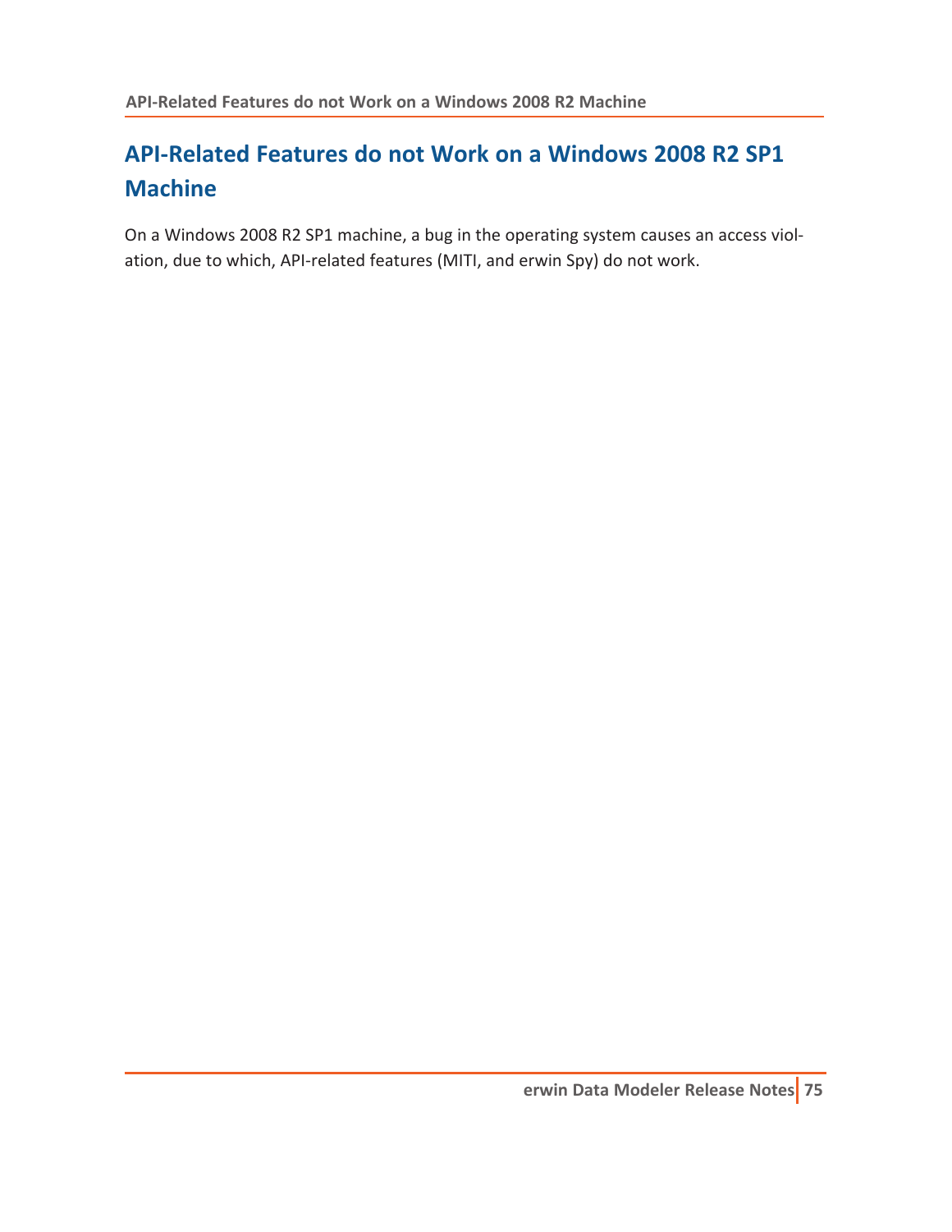## API-Related Features do not Work on a Windows 2008 R2 SP1 Machine

On a Windows 2008 R2 SP1 machine, a bug in the operating system causes an access violation, due to which, API-related features (MITI, and erwin Spy) do not work.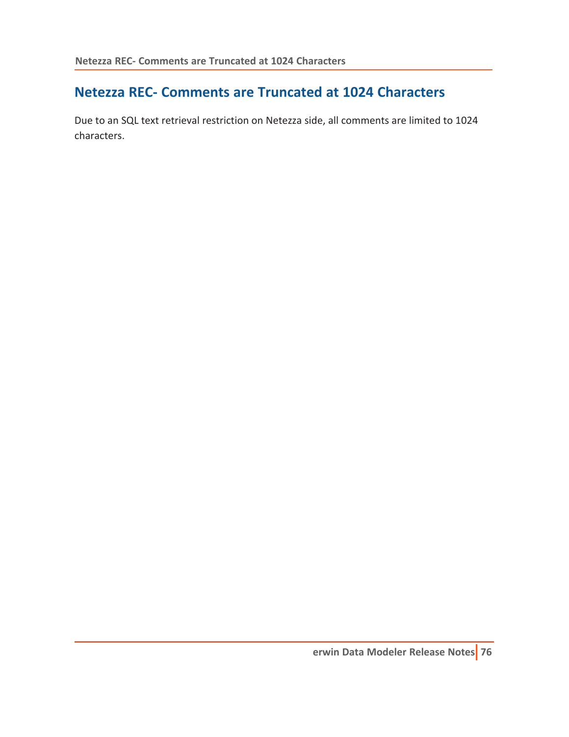## Netezza REC- Comments are Truncated at 1024 Characters

Due to an SQL text retrieval restriction on Netezza side, all comments are limited to 1024 characters.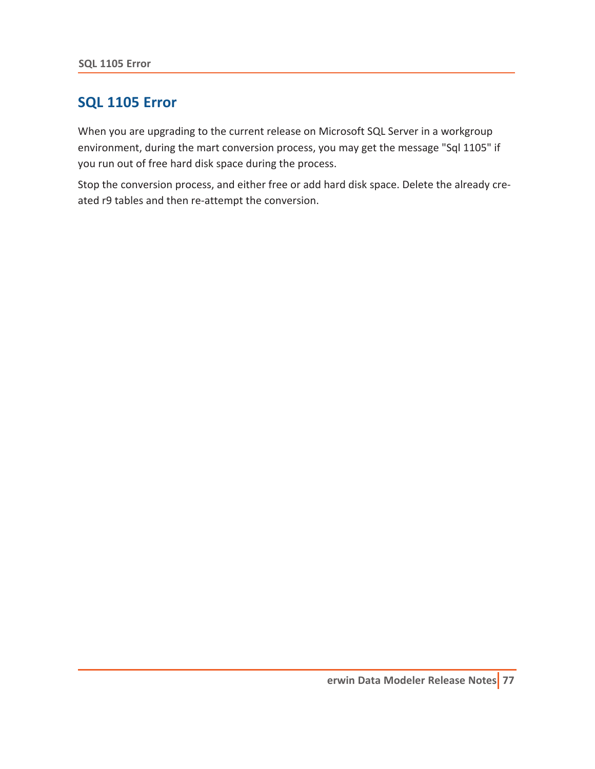# SQL 1105 Error

When you are upgrading to the current release on Microsoft SQL Server in a workgroup environment, during the mart conversion process, you may get the message "Sql 1105" if you run out of free hard disk space during the process.

Stop the conversion process, and either free or add hard disk space. Delete the already created r9 tables and then re-attempt the conversion.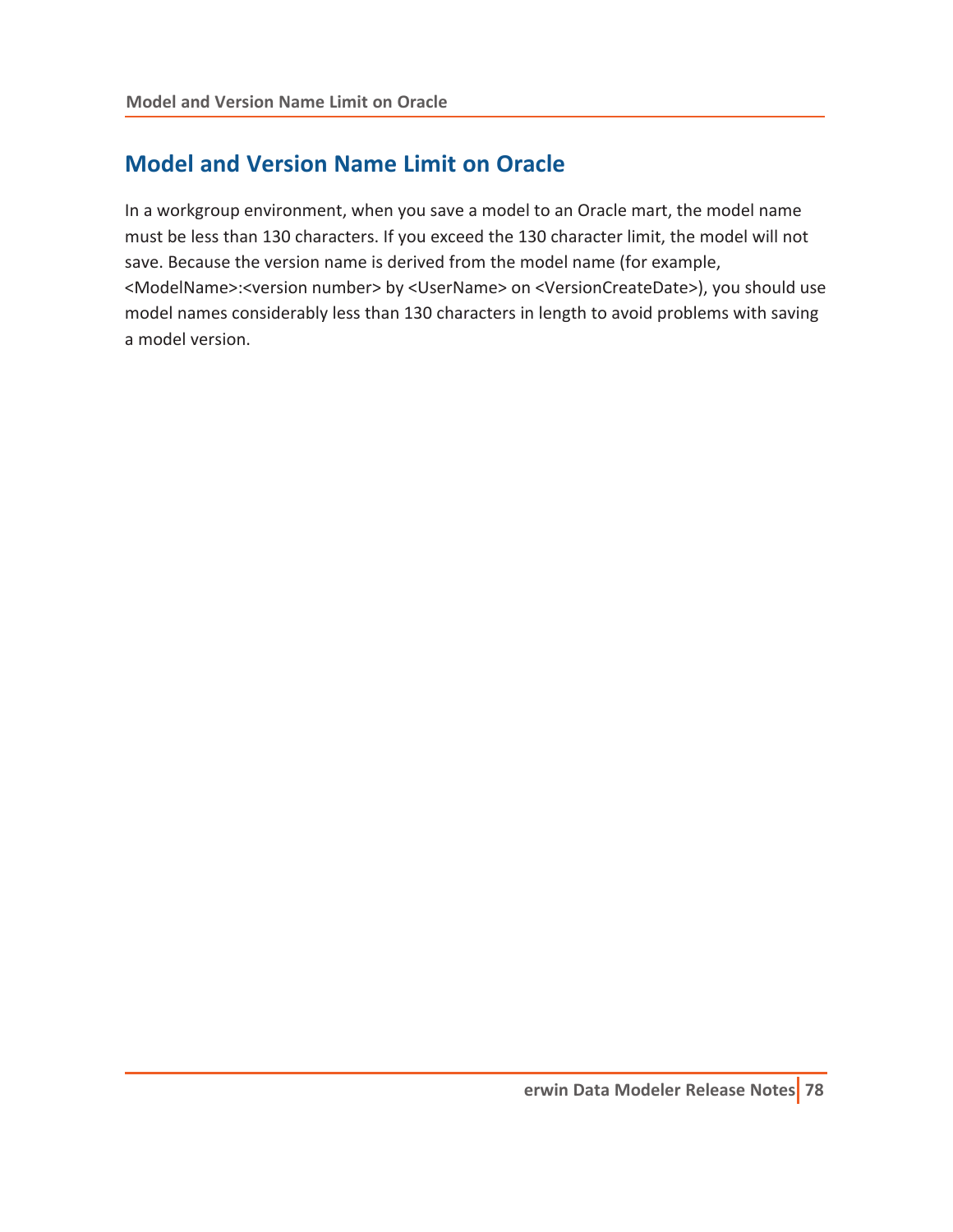# Model and Version Name Limit on Oracle

In a workgroup environment, when you save a model to an Oracle mart, the model name must be less than 130 characters. If you exceed the 130 character limit, the model will not save. Because the version name is derived from the model name (for example, <ModelName>:<version number> by <UserName> on <VersionCreateDate>), you should use model names considerably less than 130 characters in length to avoid problems with saving a model version.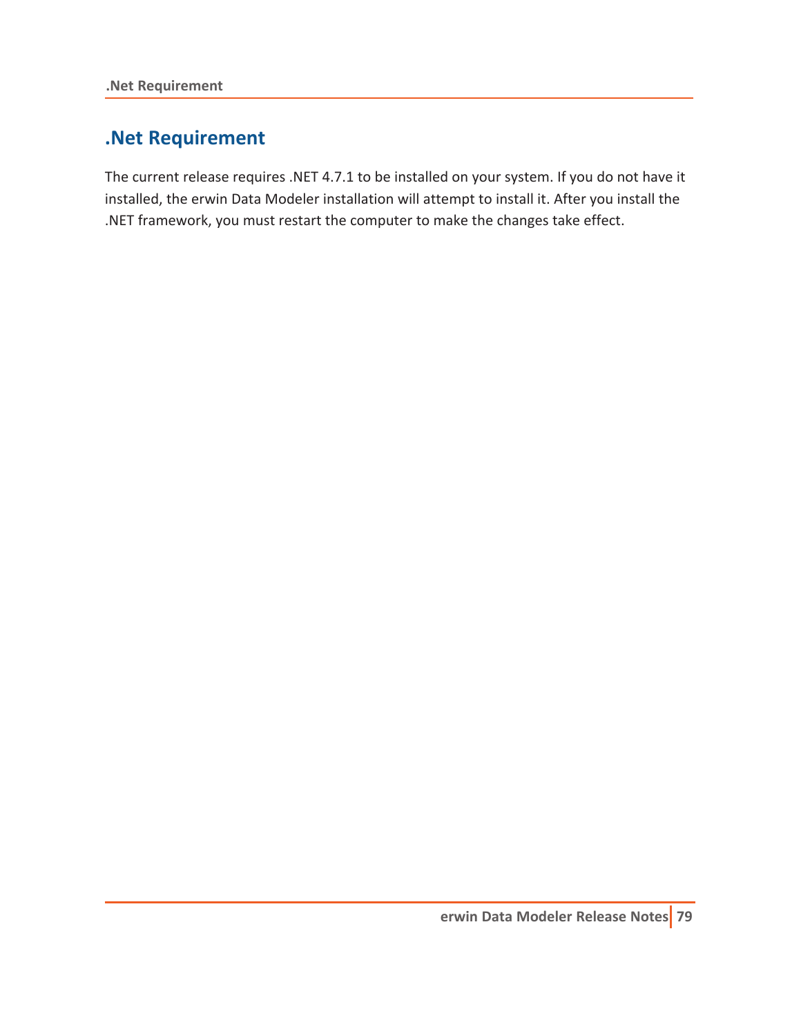# .Net Requirement

The current release requires .NET 4.7.1 to be installed on your system. If you do not have it installed, the erwin Data Modeler installation will attempt to install it. After you install the .NET framework, you must restart the computer to make the changes take effect.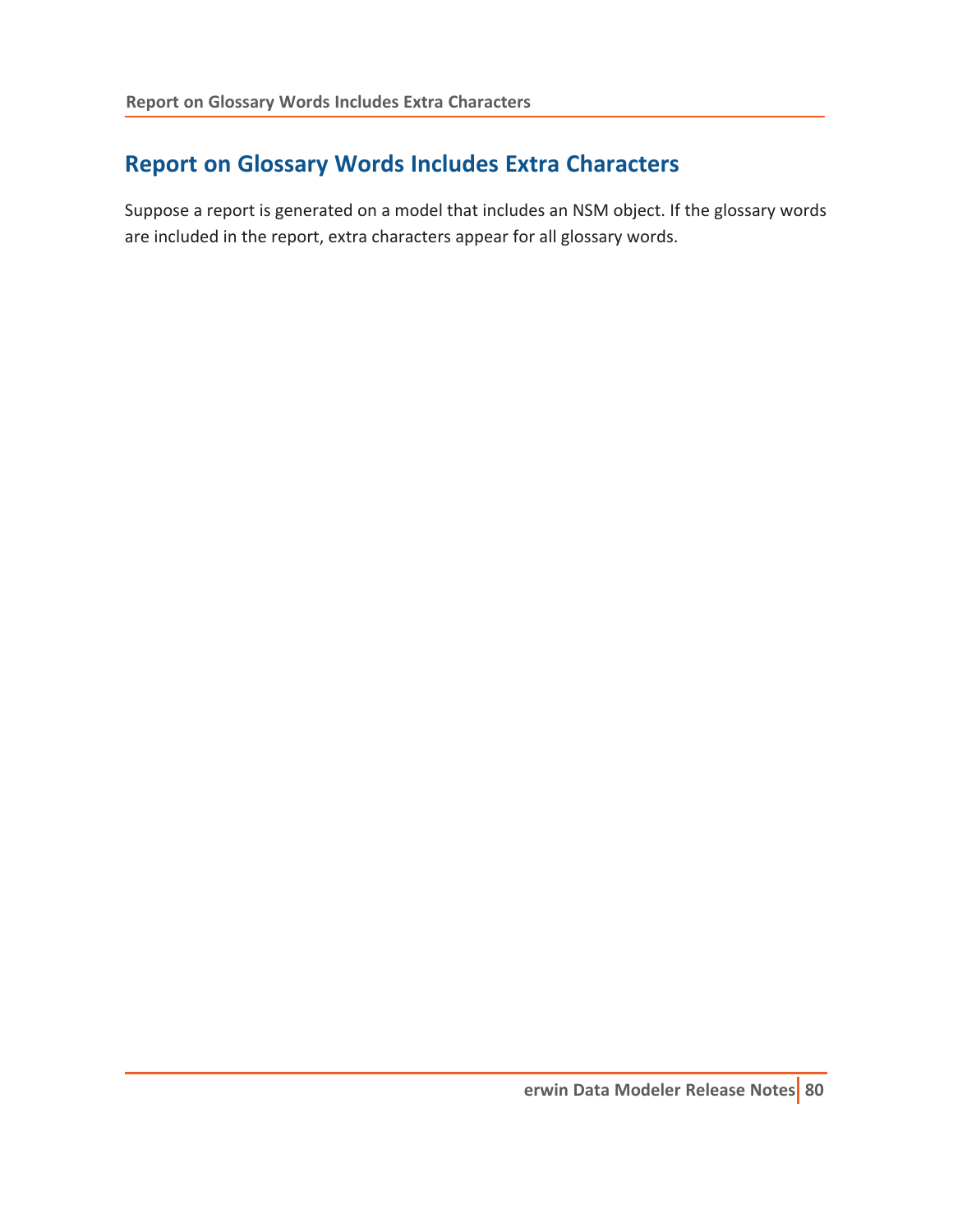## Report on Glossary Words Includes Extra Characters

Suppose a report is generated on a model that includes an NSM object. If the glossary words are included in the report, extra characters appear for all glossary words.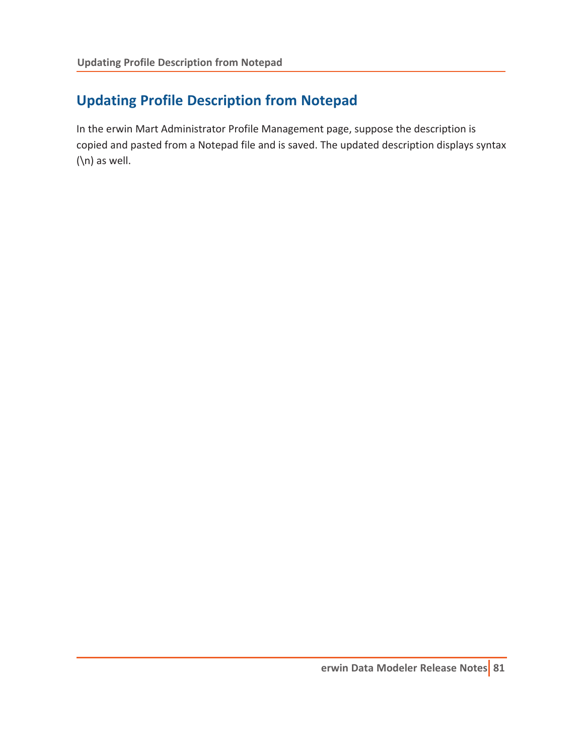## Updating Profile Description from Notepad

In the erwin Mart Administrator Profile Management page, suppose the description is copied and pasted from a Notepad file and is saved. The updated description displays syntax (\n) as well.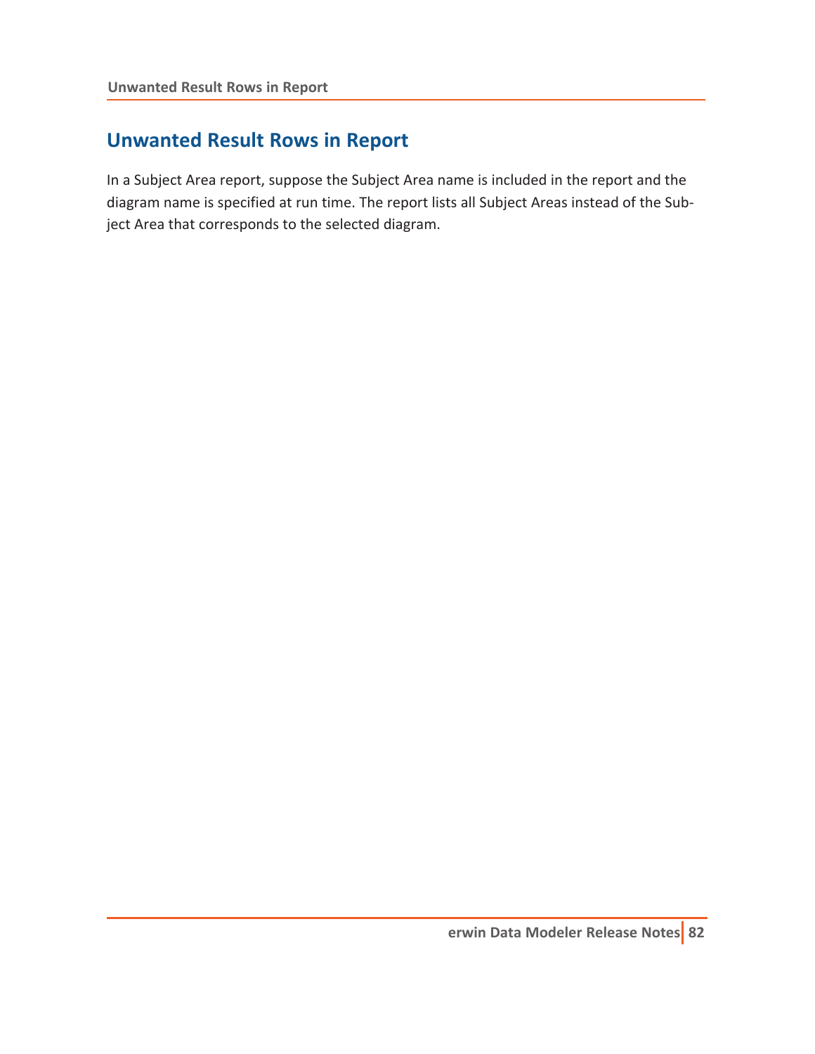# Unwanted Result Rows in Report

In a Subject Area report, suppose the Subject Area name is included in the report and the diagram name is specified at run time. The report lists all Subject Areas instead of the Subject Area that corresponds to the selected diagram.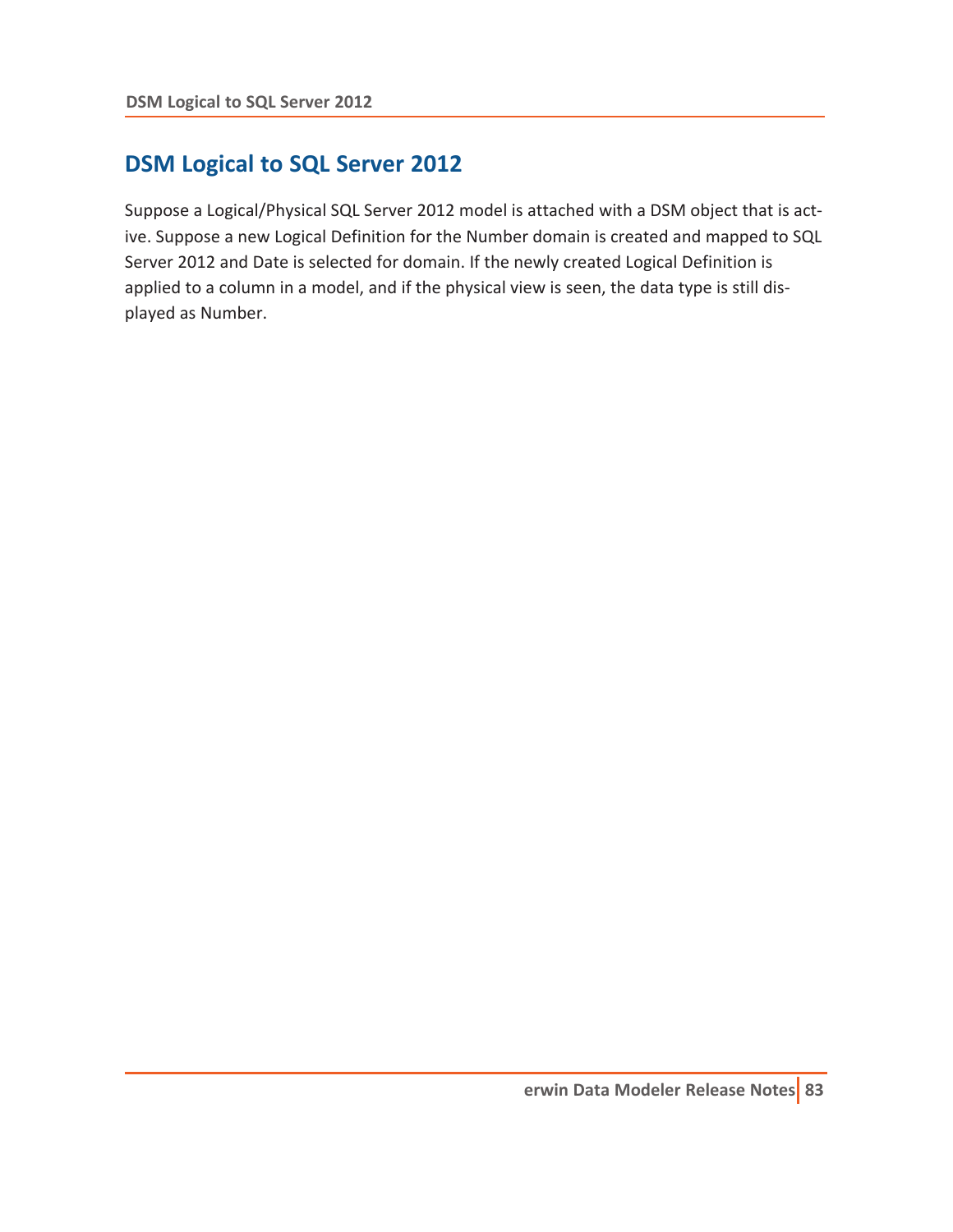## DSM Logical to SQL Server 2012

Suppose a Logical/Physical SQL Server 2012 model is attached with a DSM object that is active. Suppose a new Logical Definition for the Number domain is created and mapped to SQL Server 2012 and Date is selected for domain. If the newly created Logical Definition is applied to a column in a model, and if the physical view is seen, the data type is still displayed as Number.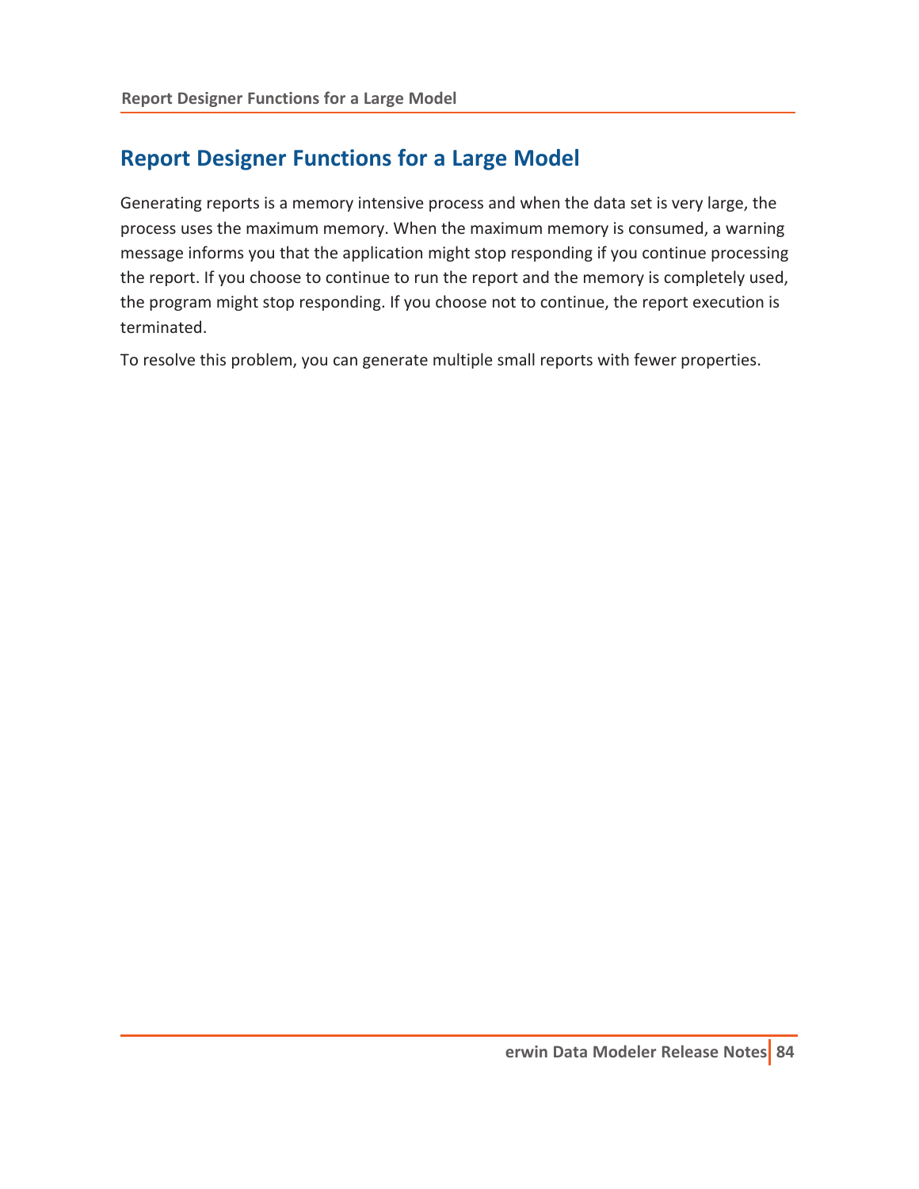## Report Designer Functions for a Large Model

Generating reports is a memory intensive process and when the data set is very large, the process uses the maximum memory. When the maximum memory is consumed, a warning message informs you that the application might stop responding if you continue processing the report. If you choose to continue to run the report and the memory is completely used, the program might stop responding. If you choose not to continue, the report execution is terminated.

To resolve this problem, you can generate multiple small reports with fewer properties.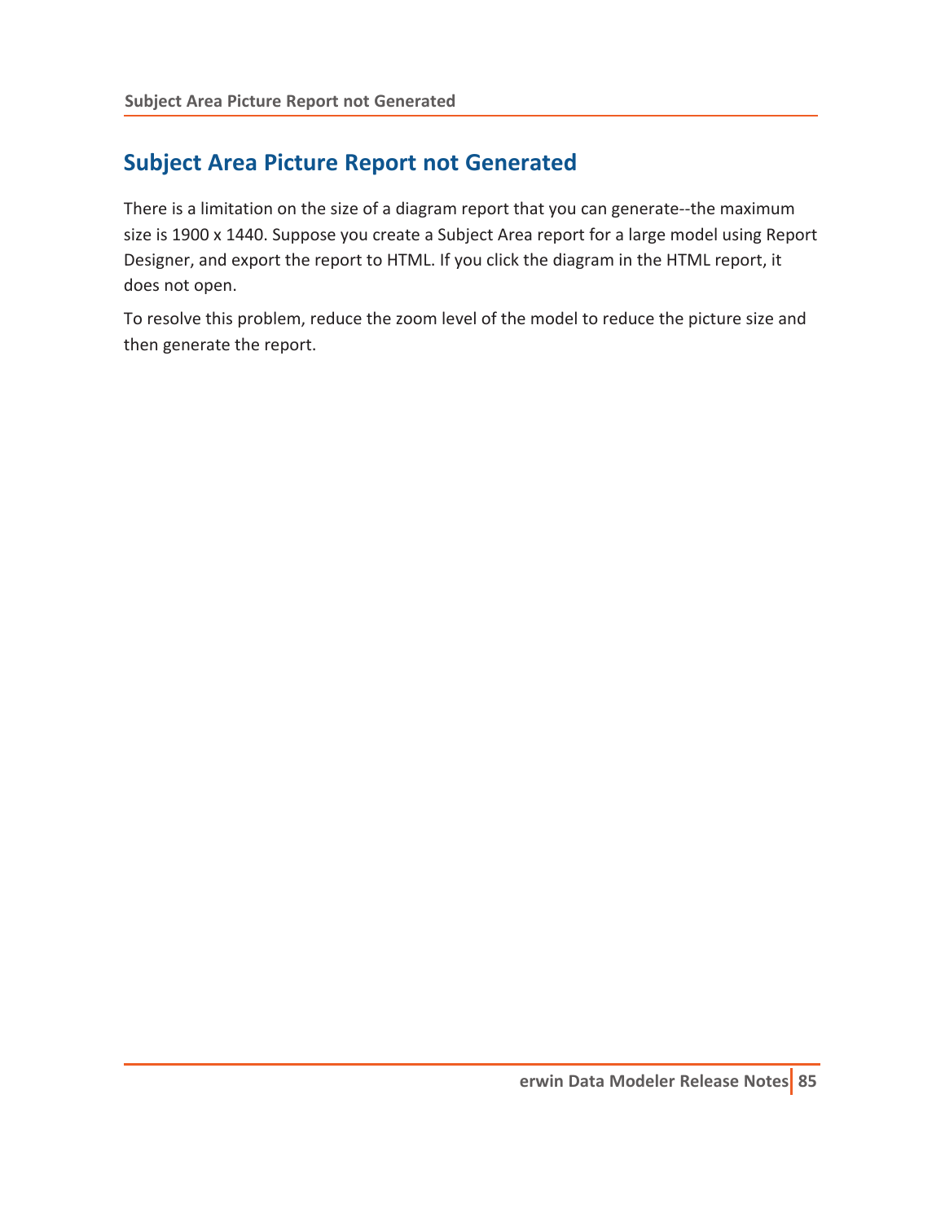## Subject Area Picture Report not Generated

There is a limitation on the size of a diagram report that you can generate--the maximum size is 1900 x 1440. Suppose you create a Subject Area report for a large model using Report Designer, and export the report to HTML. If you click the diagram in the HTML report, it does not open.

To resolve this problem, reduce the zoom level of the model to reduce the picture size and then generate the report.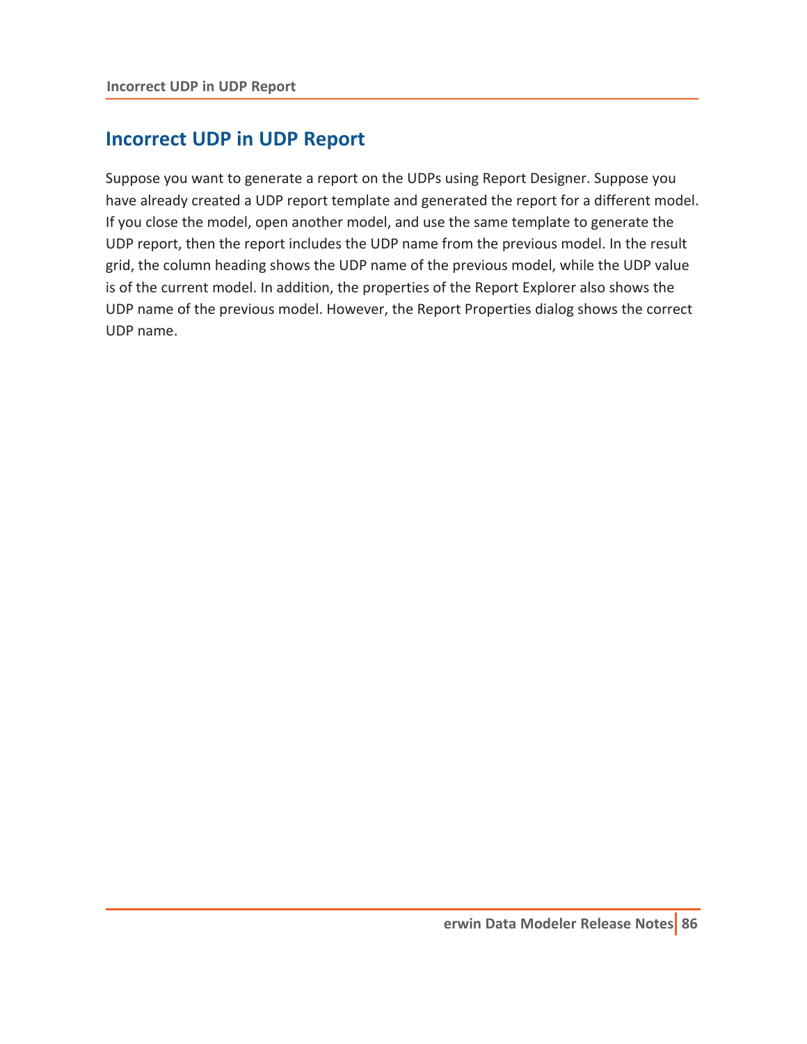## Incorrect UDP in UDP Report

Suppose you want to generate a report on the UDPs using Report Designer. Suppose you have already created a UDP report template and generated the report for a different model. If you close the model, open another model, and use the same template to generate the UDP report, then the report includes the UDP name from the previous model. In the result grid, the column heading shows the UDP name of the previous model, while the UDP value is of the current model. In addition, the properties of the Report Explorer also shows the UDP name of the previous model. However, the Report Properties dialog shows the correct UDP name.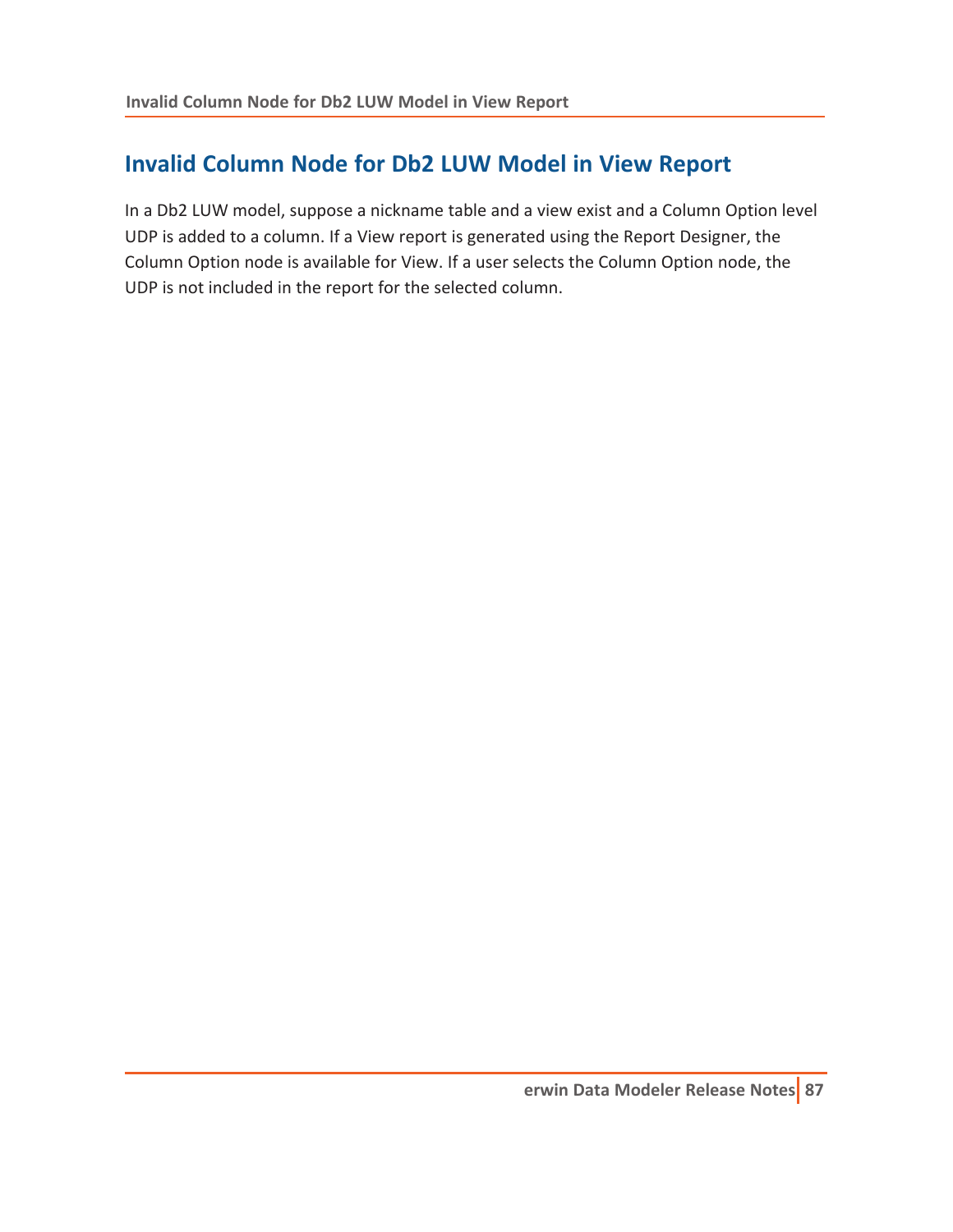## Invalid Column Node for Db2 LUW Model in View Report

In a Db2 LUW model, suppose a nickname table and a view exist and a Column Option level UDP is added to a column. If a View report is generated using the Report Designer, the Column Option node is available for View. If a user selects the Column Option node, the UDP is not included in the report for the selected column.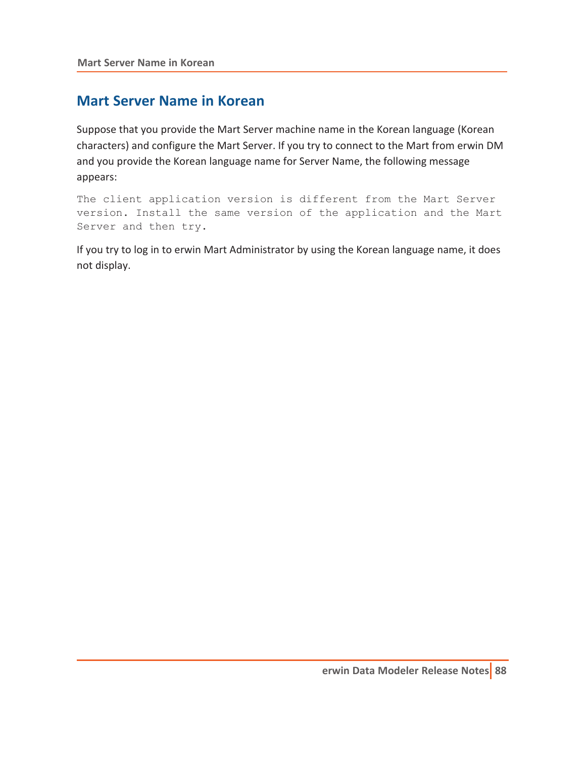# Mart Server Name in Korean

Suppose that you provide the Mart Server machine name in the Korean language (Korean characters) and configure the Mart Server. If you try to connect to the Mart from erwin DM and you provide the Korean language name for Server Name, the following message appears:

```
The client application version is different from the Mart Server
version. Install the same version of the application and the Mart
Server and then try.
```

If you try to log in to erwin Mart Administrator by using the Korean language name, it does not display.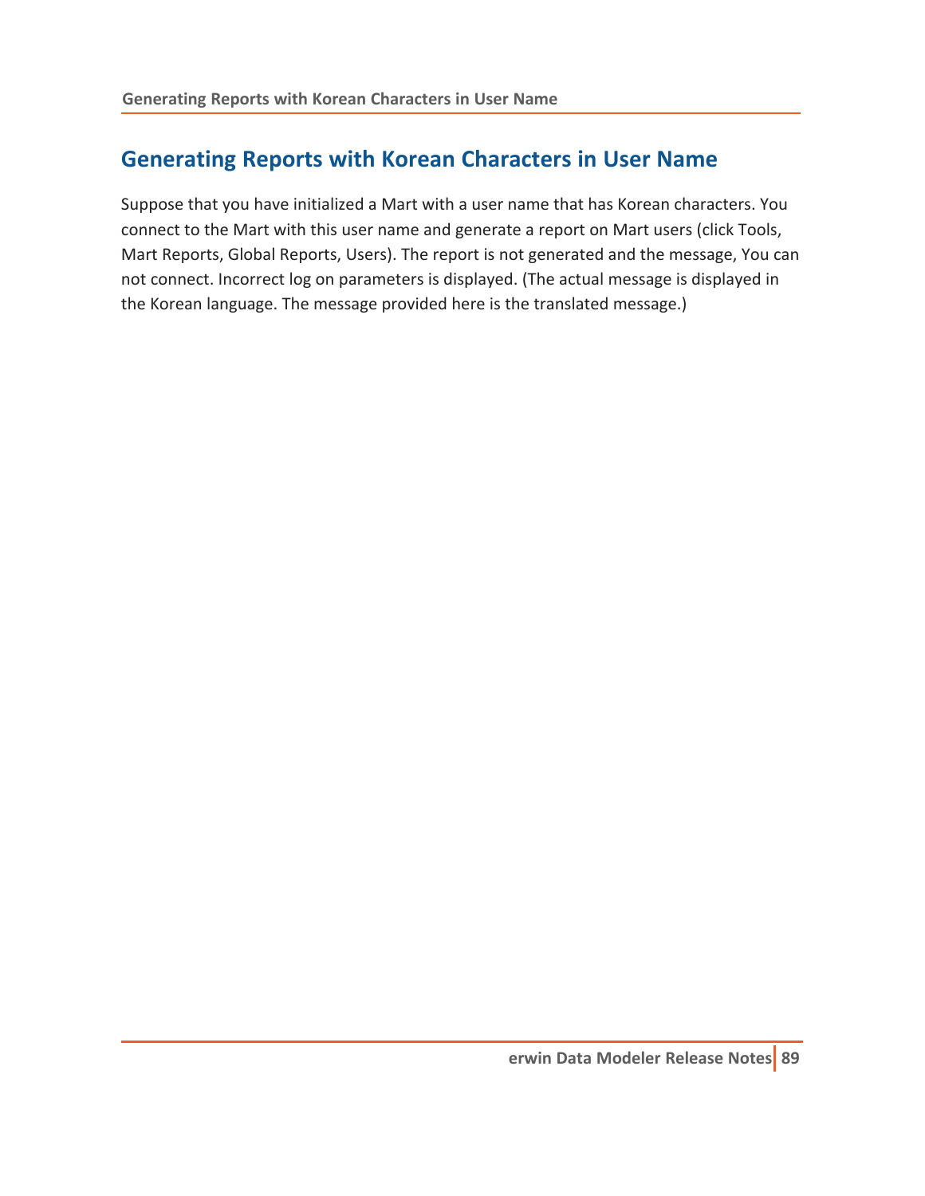## Generating Reports with Korean Characters in User Name

Suppose that you have initialized a Mart with a user name that has Korean characters. You connect to the Mart with this user name and generate a report on Mart users (click Tools, Mart Reports, Global Reports, Users). The report is not generated and the message, You can not connect. Incorrect log on parameters is displayed. (The actual message is displayed in the Korean language. The message provided here is the translated message.)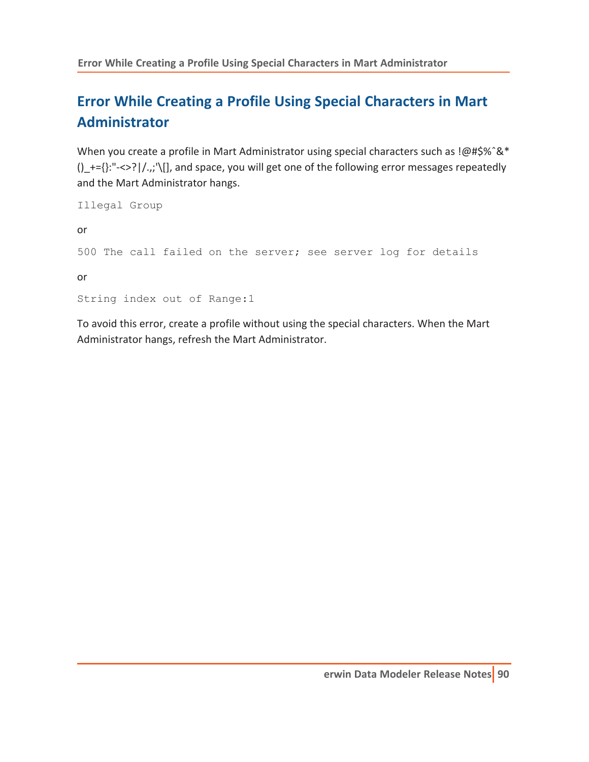# Error While Creating a Profile Using Special Characters in Mart Administrator

When you create a profile in Mart Administrator using special characters such as !@#$%ˆ&*()_+={}:"-<>?|/.,;'\[], and space, you will get one of the following error messages repeatedly and the Mart Administrator hangs.

```
Illegal Group
```

or

```
500 The call failed on the server; see server log for details
```

or

```
String index out of Range:1
```

To avoid this error, create a profile without using the special characters. When the Mart Administrator hangs, refresh the Mart Administrator.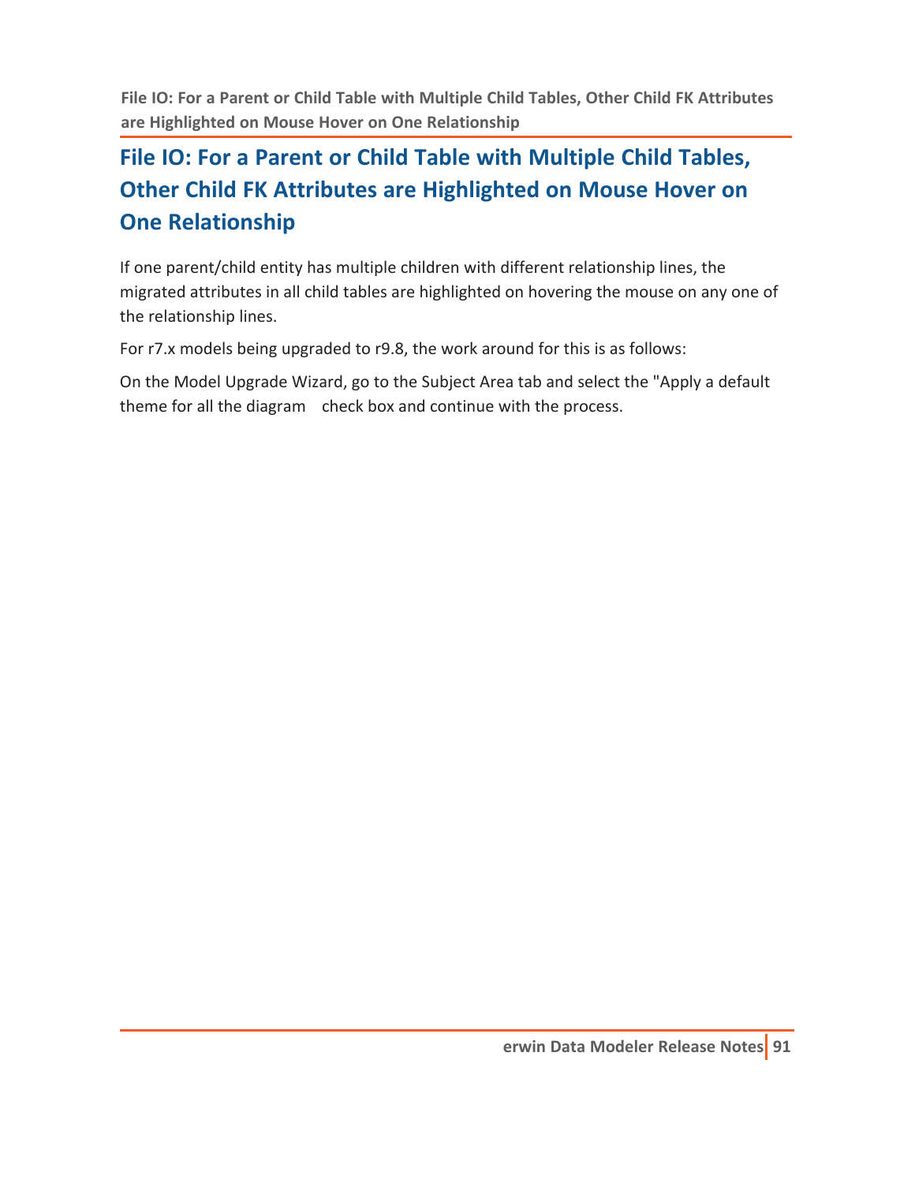## File IO: For a Parent or Child Table with Multiple Child Tables, Other Child FK Attributes are Highlighted on Mouse Hover on One Relationship

If one parent/child entity has multiple children with different relationship lines, the migrated attributes in all child tables are highlighted on hovering the mouse on any one of the relationship lines.

For r7.x models being upgraded to r9.8, the work around for this is as follows:

On the Model Upgrade Wizard, go to the Subject Area tab and select the "Apply a default theme for all the diagram check box and continue with the process.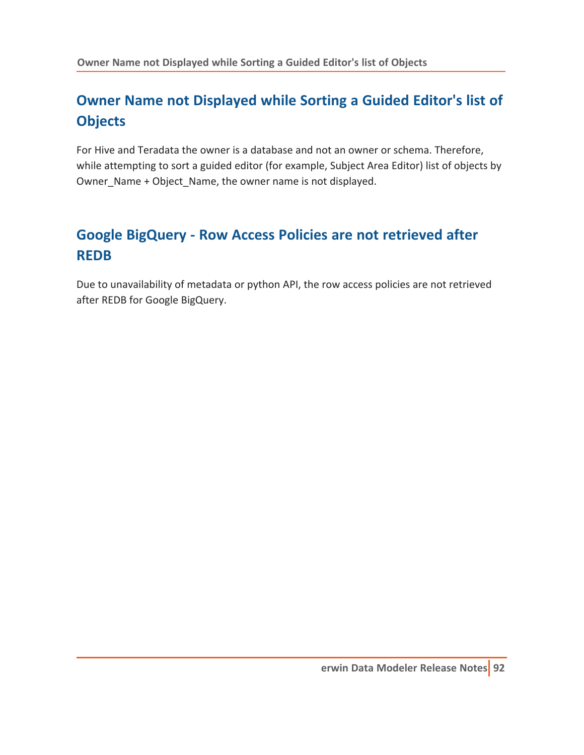## Owner Name not Displayed while Sorting a Guided Editor's list of Objects

For Hive and Teradata the owner is a database and not an owner or schema. Therefore, while attempting to sort a guided editor (for example, Subject Area Editor) list of objects by Owner_Name + Object_Name, the owner name is not displayed.

## Google BigQuery - Row Access Policies are not retrieved after REDB

Due to unavailability of metadata or python API, the row access policies are not retrieved after REDB for Google BigQuery.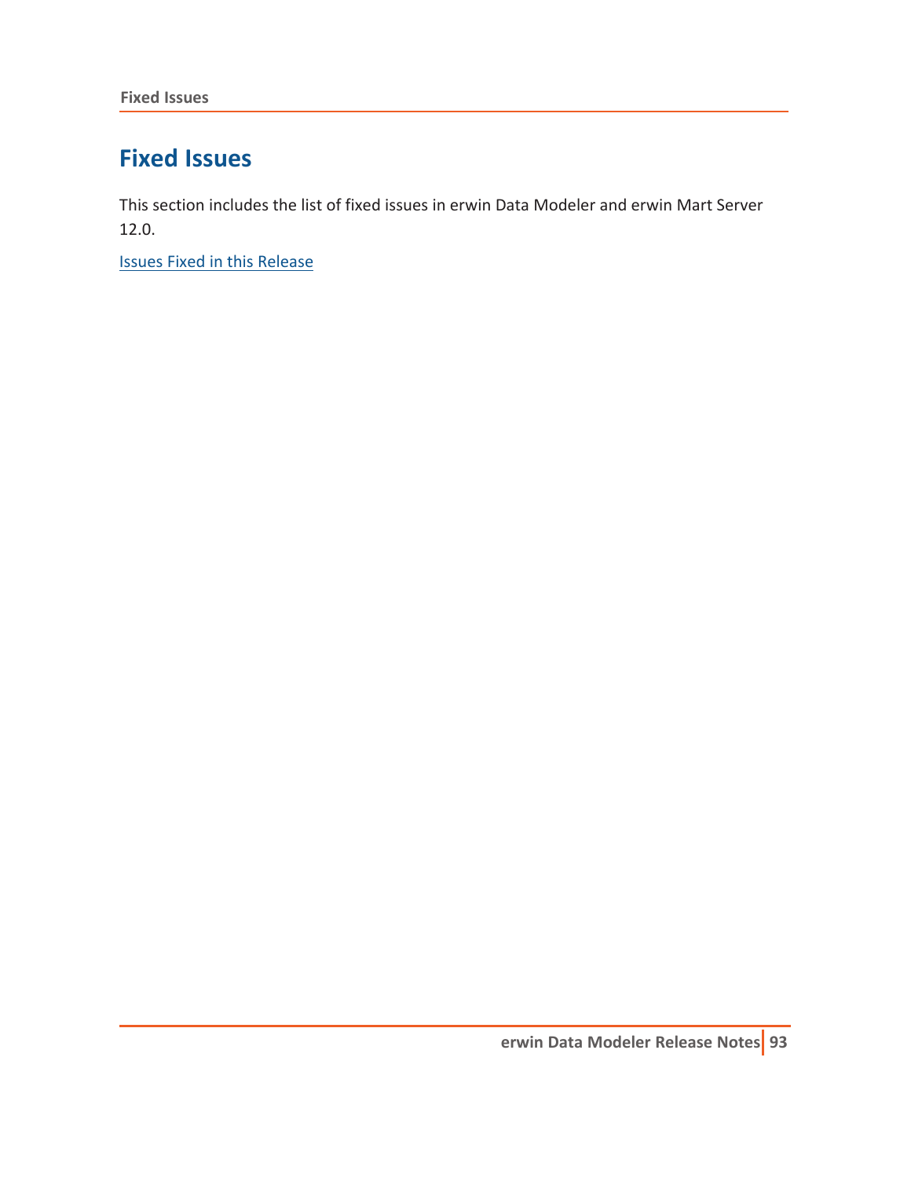# Fixed Issues

This section includes the list of fixed issues in erwin Data Modeler and erwin Mart Server 12.0.

Issues Fixed in this Release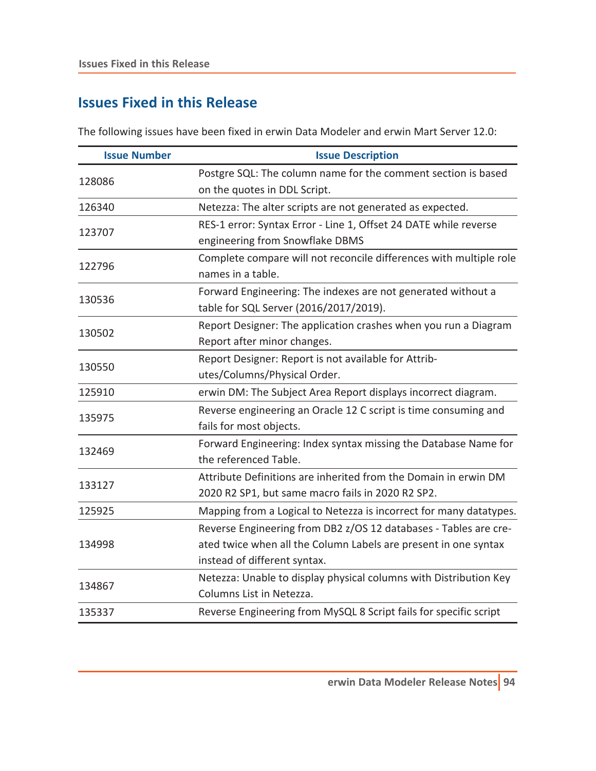## Issues Fixed in this Release

The following issues have been fixed in erwin Data Modeler and erwin Mart Server 12.0:

| Issue Number | Issue Description |
|---|---|
| 128086 | Postgre SQL: The column name for the comment section is based on the quotes in DDL Script. |
| 126340 | Netezza: The alter scripts are not generated as expected. |
| 123707 | RES-1 error: Syntax Error - Line 1, Offset 24 DATE while reverse engineering from Snowflake DBMS |
| 122796 | Complete compare will not reconcile differences with multiple role names in a table. |
| 130536 | Forward Engineering: The indexes are not generated without a table for SQL Server (2016/2017/2019). |
| 130502 | Report Designer: The application crashes when you run a Diagram Report after minor changes. |
| 130550 | Report Designer: Report is not available for Attributes/Columns/Physical Order. |
| 125910 | erwin DM: The Subject Area Report displays incorrect diagram. |
| 135975 | Reverse engineering an Oracle 12 C script is time consuming and fails for most objects. |
| 132469 | Forward Engineering: Index syntax missing the Database Name for the referenced Table. |
| 133127 | Attribute Definitions are inherited from the Domain in erwin DM 2020 R2 SP1, but same macro fails in 2020 R2 SP2. |
| 125925 | Mapping from a Logical to Netezza is incorrect for many datatypes. |
| 134998 | Reverse Engineering from DB2 z/OS 12 databases - Tables are created twice when all the Column Labels are present in one syntax instead of different syntax. |
| 134867 | Netezza: Unable to display physical columns with Distribution Key Columns List in Netezza. |
| 135337 | Reverse Engineering from MySQL 8 Script fails for specific script |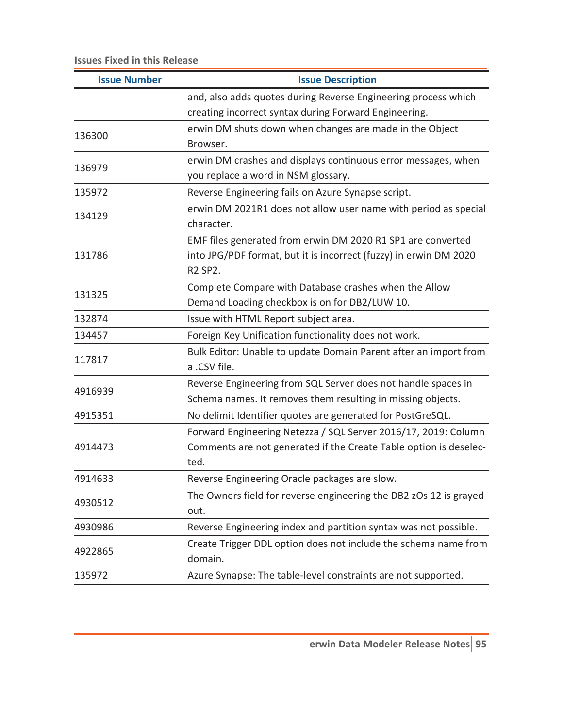**Issues Fixed in this Release**

| Issue Number | Issue Description |
|---|---|
| | and, also adds quotes during Reverse Engineering process which creating incorrect syntax during Forward Engineering. |
| 136300 | erwin DM shuts down when changes are made in the Object Browser. |
| 136979 | erwin DM crashes and displays continuous error messages, when you replace a word in NSM glossary. |
| 135972 | Reverse Engineering fails on Azure Synapse script. |
| 134129 | erwin DM 2021R1 does not allow user name with period as special character. |
| 131786 | EMF files generated from erwin DM 2020 R1 SP1 are converted into JPG/PDF format, but it is incorrect (fuzzy) in erwin DM 2020 R2 SP2. |
| 131325 | Complete Compare with Database crashes when the Allow Demand Loading checkbox is on for DB2/LUW 10. |
| 132874 | Issue with HTML Report subject area. |
| 134457 | Foreign Key Unification functionality does not work. |
| 117817 | Bulk Editor: Unable to update Domain Parent after an import from a .CSV file. |
| 4916939 | Reverse Engineering from SQL Server does not handle spaces in Schema names. It removes them resulting in missing objects. |
| 4915351 | No delimit Identifier quotes are generated for PostGreSQL. |
| 4914473 | Forward Engineering Netezza / SQL Server 2016/17, 2019: Column Comments are not generated if the Create Table option is deselected. |
| 4914633 | Reverse Engineering Oracle packages are slow. |
| 4930512 | The Owners field for reverse engineering the DB2 zOs 12 is grayed out. |
| 4930986 | Reverse Engineering index and partition syntax was not possible. |
| 4922865 | Create Trigger DDL option does not include the schema name from domain. |
| 135972 | Azure Synapse: The table-level constraints are not supported. |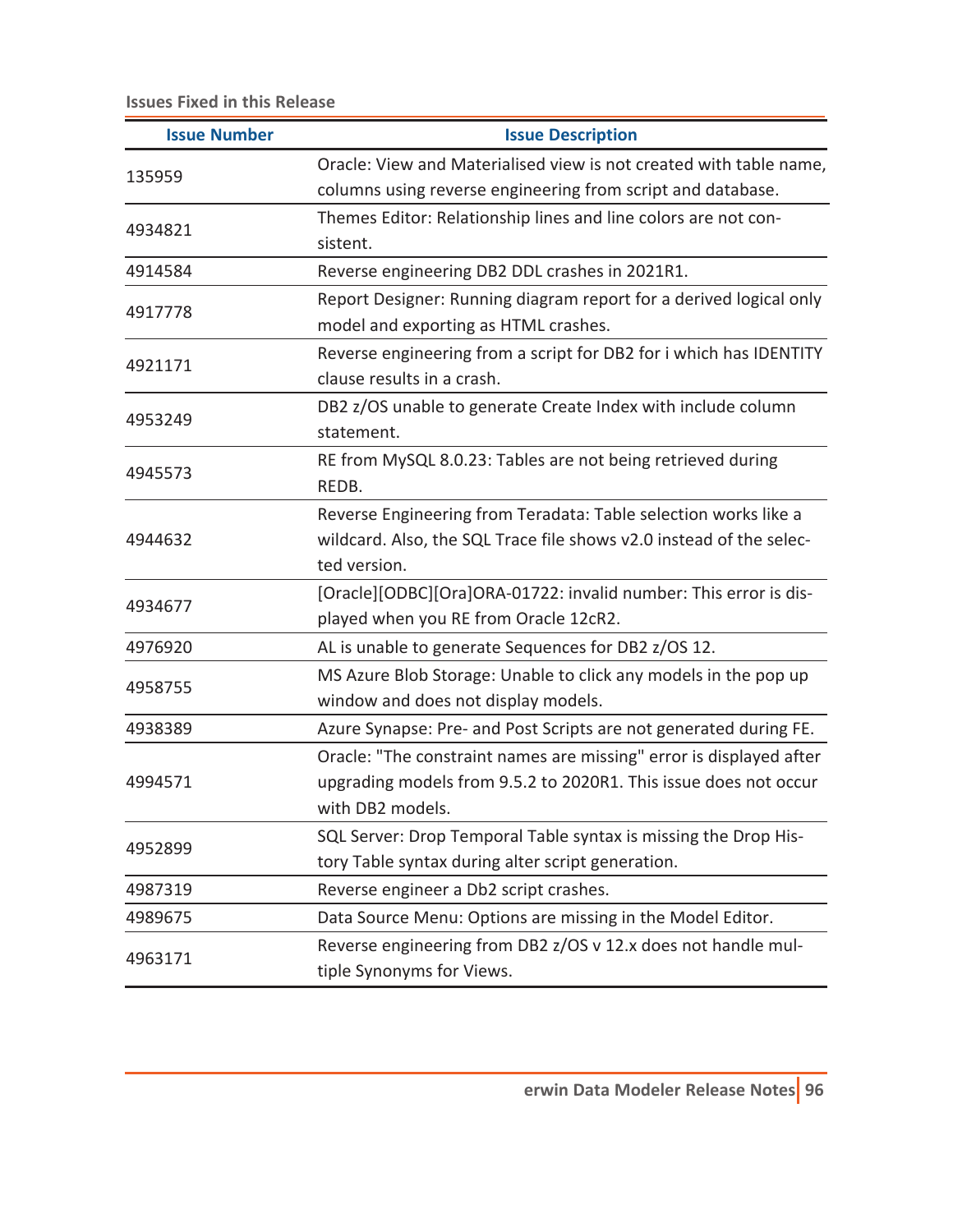**Issues Fixed in this Release**

| Issue Number | Issue Description |
|---|---|
| 135959 | Oracle: View and Materialised view is not created with table name, columns using reverse engineering from script and database. |
| 4934821 | Themes Editor: Relationship lines and line colors are not consistent. |
| 4914584 | Reverse engineering DB2 DDL crashes in 2021R1. |
| 4917778 | Report Designer: Running diagram report for a derived logical only model and exporting as HTML crashes. |
| 4921171 | Reverse engineering from a script for DB2 for i which has IDENTITY clause results in a crash. |
| 4953249 | DB2 z/OS unable to generate Create Index with include column statement. |
| 4945573 | RE from MySQL 8.0.23: Tables are not being retrieved during REDB. |
| 4944632 | Reverse Engineering from Teradata: Table selection works like a wildcard. Also, the SQL Trace file shows v2.0 instead of the selected version. |
| 4934677 | [Oracle][ODBC][Ora]ORA-01722: invalid number: This error is displayed when you RE from Oracle 12cR2. |
| 4976920 | AL is unable to generate Sequences for DB2 z/OS 12. |
| 4958755 | MS Azure Blob Storage: Unable to click any models in the pop up window and does not display models. |
| 4938389 | Azure Synapse: Pre- and Post Scripts are not generated during FE. |
| 4994571 | Oracle: "The constraint names are missing" error is displayed after upgrading models from 9.5.2 to 2020R1. This issue does not occur with DB2 models. |
| 4952899 | SQL Server: Drop Temporal Table syntax is missing the Drop History Table syntax during alter script generation. |
| 4987319 | Reverse engineer a Db2 script crashes. |
| 4989675 | Data Source Menu: Options are missing in the Model Editor. |
| 4963171 | Reverse engineering from DB2 z/OS v 12.x does not handle multiple Synonyms for Views. |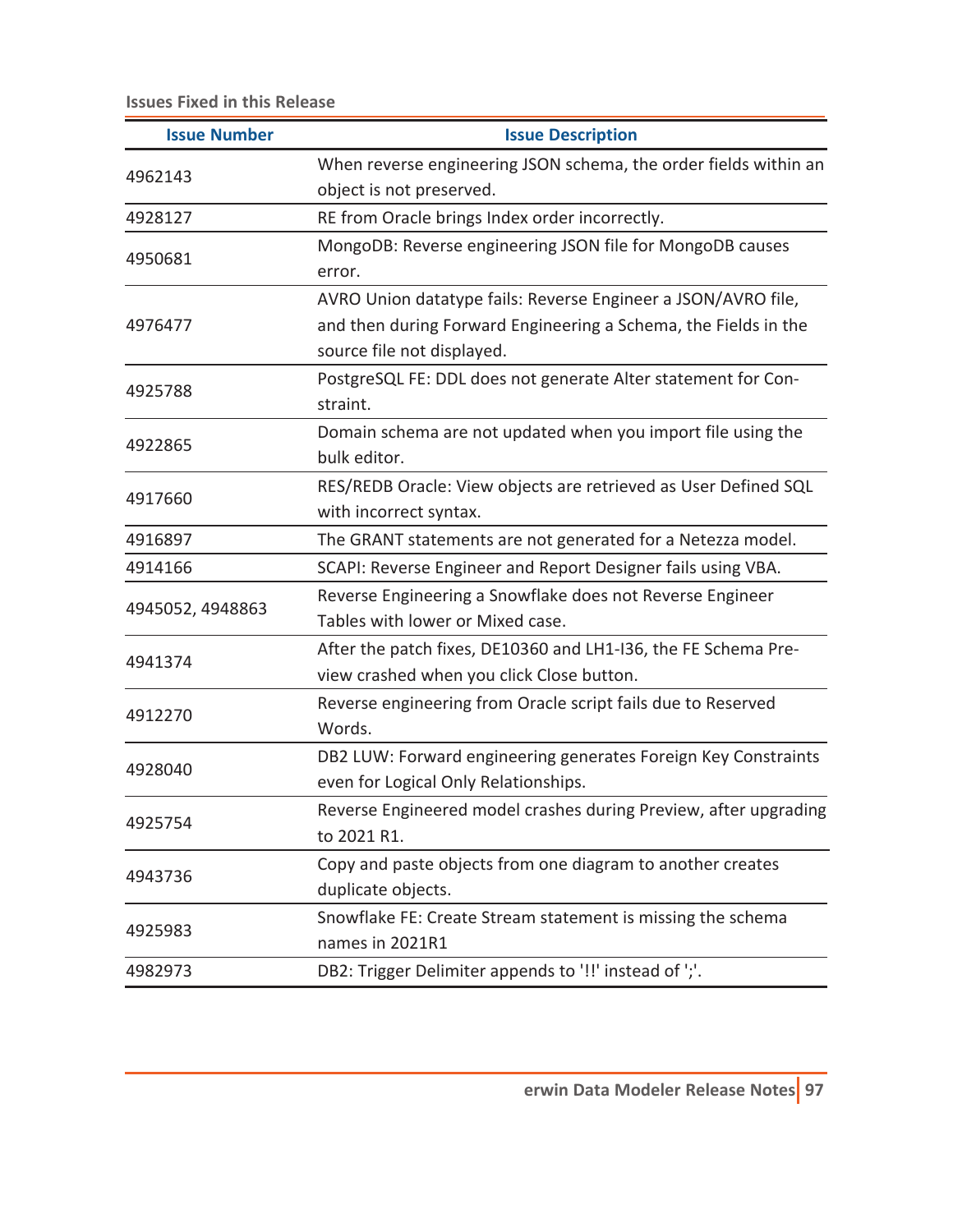**Issues Fixed in this Release**

| Issue Number | Issue Description |
|---|---|
| 4962143 | When reverse engineering JSON schema, the order fields within an object is not preserved. |
| 4928127 | RE from Oracle brings Index order incorrectly. |
| 4950681 | MongoDB: Reverse engineering JSON file for MongoDB causes error. |
| 4976477 | AVRO Union datatype fails: Reverse Engineer a JSON/AVRO file, and then during Forward Engineering a Schema, the Fields in the source file not displayed. |
| 4925788 | PostgreSQL FE: DDL does not generate Alter statement for Constraint. |
| 4922865 | Domain schema are not updated when you import file using the bulk editor. |
| 4917660 | RES/REDB Oracle: View objects are retrieved as User Defined SQL with incorrect syntax. |
| 4916897 | The GRANT statements are not generated for a Netezza model. |
| 4914166 | SCAPI: Reverse Engineer and Report Designer fails using VBA. |
| 4945052, 4948863 | Reverse Engineering a Snowflake does not Reverse Engineer Tables with lower or Mixed case. |
| 4941374 | After the patch fixes, DE10360 and LH1-I36, the FE Schema Preview crashed when you click Close button. |
| 4912270 | Reverse engineering from Oracle script fails due to Reserved Words. |
| 4928040 | DB2 LUW: Forward engineering generates Foreign Key Constraints even for Logical Only Relationships. |
| 4925754 | Reverse Engineered model crashes during Preview, after upgrading to 2021 R1. |
| 4943736 | Copy and paste objects from one diagram to another creates duplicate objects. |
| 4925983 | Snowflake FE: Create Stream statement is missing the schema names in 2021R1 |
| 4982973 | DB2: Trigger Delimiter appends to '!!' instead of ';'. |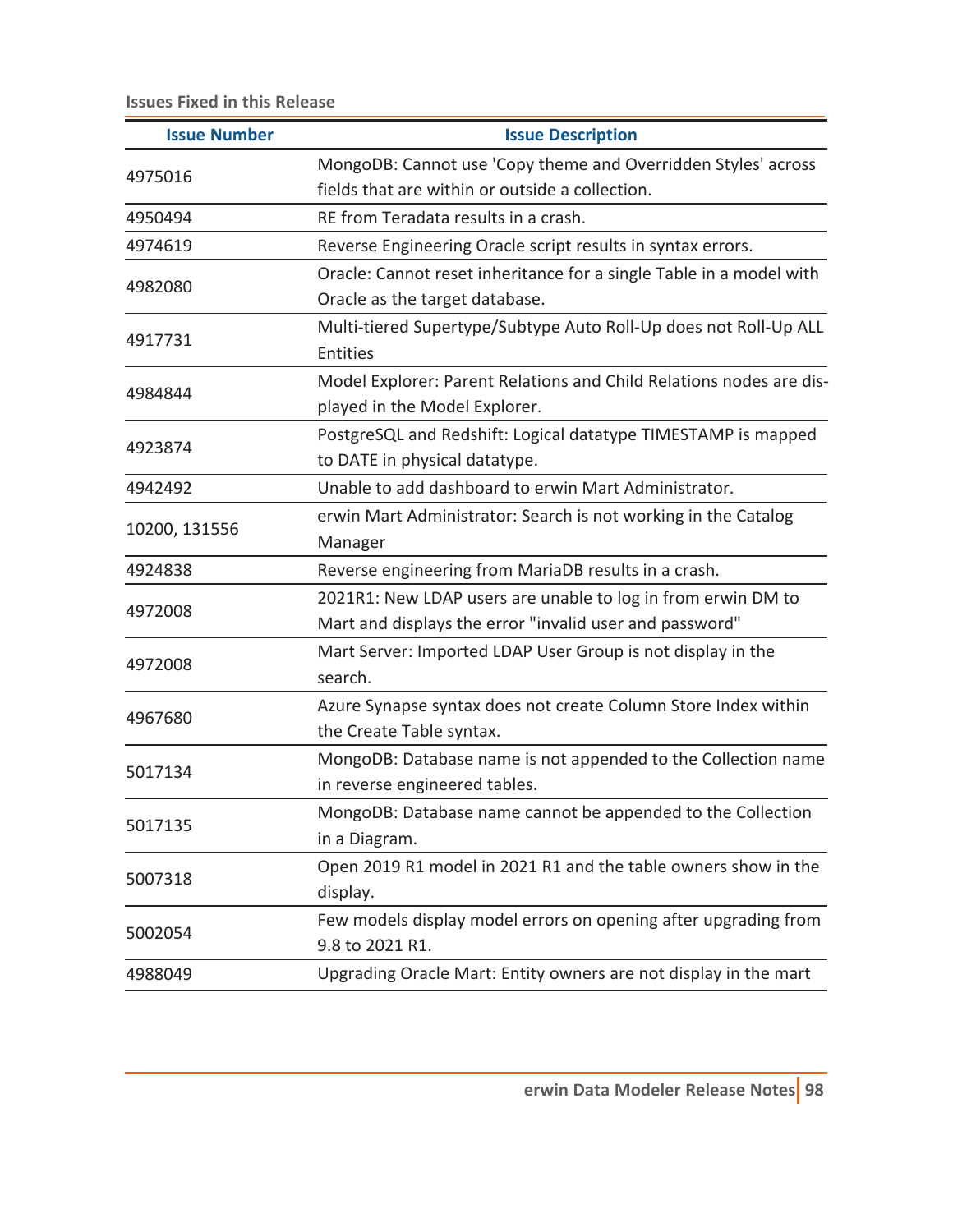**Issues Fixed in this Release**

| Issue Number | Issue Description |
| --- | --- |
| 4975016 | MongoDB: Cannot use 'Copy theme and Overridden Styles' across fields that are within or outside a collection. |
| 4950494 | RE from Teradata results in a crash. |
| 4974619 | Reverse Engineering Oracle script results in syntax errors. |
| 4982080 | Oracle: Cannot reset inheritance for a single Table in a model with Oracle as the target database. |
| 4917731 | Multi-tiered Supertype/Subtype Auto Roll-Up does not Roll-Up ALL Entities |
| 4984844 | Model Explorer: Parent Relations and Child Relations nodes are displayed in the Model Explorer. |
| 4923874 | PostgreSQL and Redshift: Logical datatype TIMESTAMP is mapped to DATE in physical datatype. |
| 4942492 | Unable to add dashboard to erwin Mart Administrator. |
| 10200, 131556 | erwin Mart Administrator: Search is not working in the Catalog Manager |
| 4924838 | Reverse engineering from MariaDB results in a crash. |
| 4972008 | 2021R1: New LDAP users are unable to log in from erwin DM to Mart and displays the error "invalid user and password" |
| 4972008 | Mart Server: Imported LDAP User Group is not display in the search. |
| 4967680 | Azure Synapse syntax does not create Column Store Index within the Create Table syntax. |
| 5017134 | MongoDB: Database name is not appended to the Collection name in reverse engineered tables. |
| 5017135 | MongoDB: Database name cannot be appended to the Collection in a Diagram. |
| 5007318 | Open 2019 R1 model in 2021 R1 and the table owners show in the display. |
| 5002054 | Few models display model errors on opening after upgrading from 9.8 to 2021 R1. |
| 4988049 | Upgrading Oracle Mart: Entity owners are not display in the mart |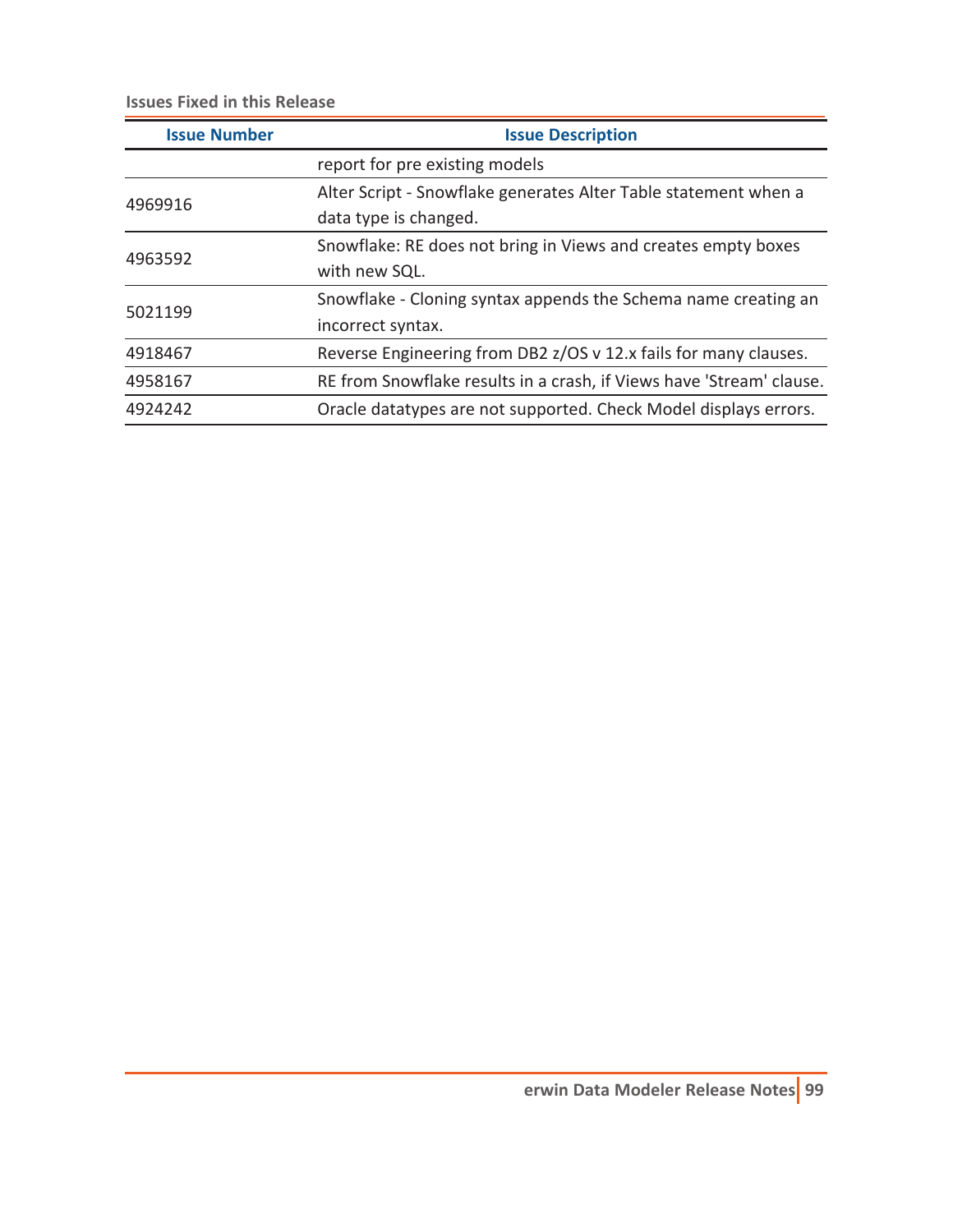**Issues Fixed in this Release**

| Issue Number | Issue Description |
| --- | --- |
| | report for pre existing models |
| 4969916 | Alter Script - Snowflake generates Alter Table statement when a data type is changed. |
| 4963592 | Snowflake: RE does not bring in Views and creates empty boxes with new SQL. |
| 5021199 | Snowflake - Cloning syntax appends the Schema name creating an incorrect syntax. |
| 4918467 | Reverse Engineering from DB2 z/OS v 12.x fails for many clauses. |
| 4958167 | RE from Snowflake results in a crash, if Views have 'Stream' clause. |
| 4924242 | Oracle datatypes are not supported. Check Model displays errors. |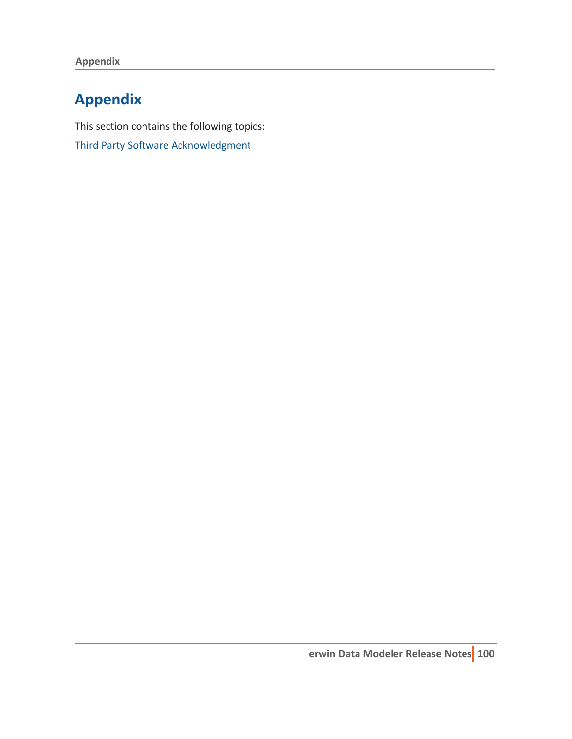# Appendix

This section contains the following topics:

Third Party Software Acknowledgment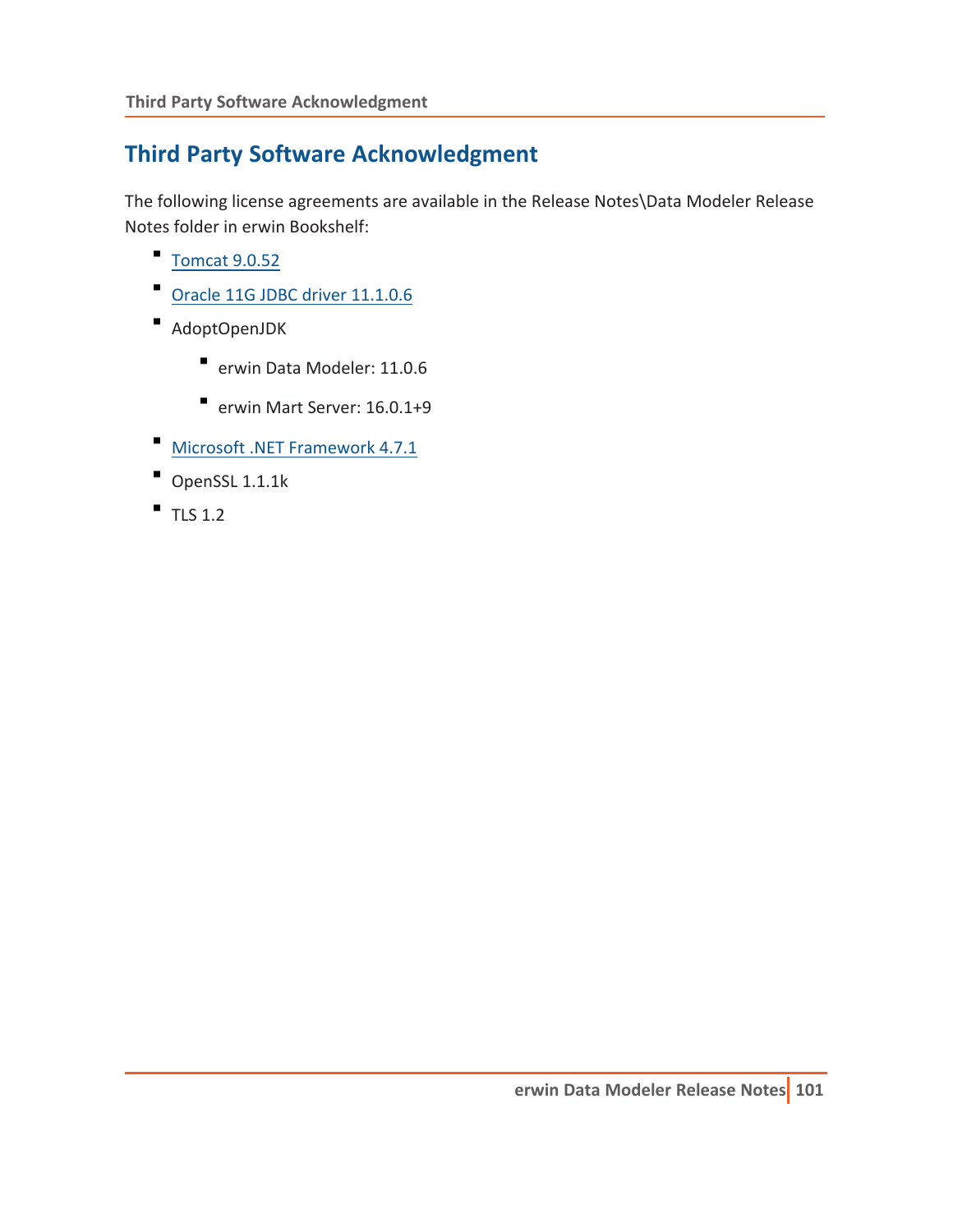# Third Party Software Acknowledgment

The following license agreements are available in the Release Notes\Data Modeler Release Notes folder in erwin Bookshelf:

- Tomcat 9.0.52
- Oracle 11G JDBC driver 11.1.0.6
- AdoptOpenJDK
  - erwin Data Modeler: 11.0.6
  - erwin Mart Server: 16.0.1+9
- Microsoft .NET Framework 4.7.1
- OpenSSL 1.1.1k
- TLS 1.2